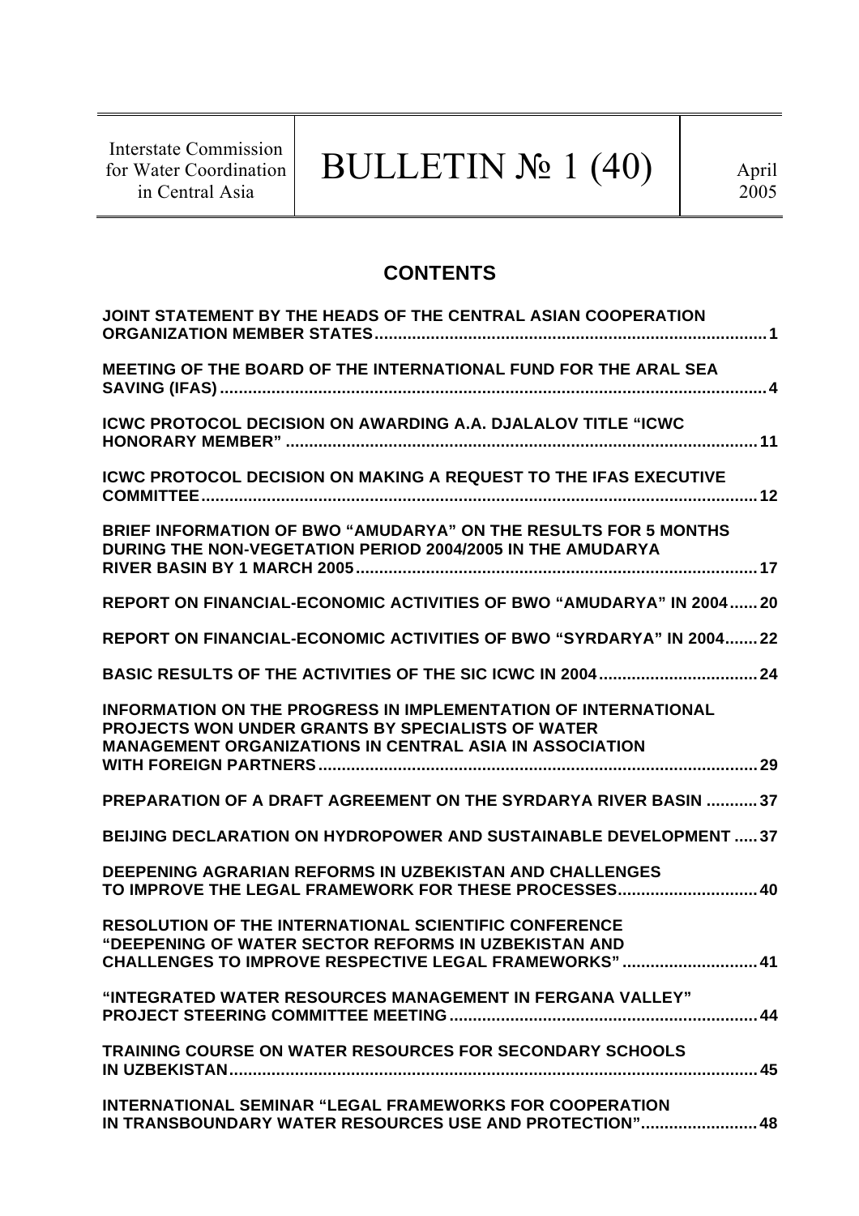| Interstate Commission for Water Coordination in Central Asia | BULLETIN № 1 (40) | April 2005 |
|---|---|---|

## CONTENTS

JOINT STATEMENT BY THE HEADS OF THE CENTRAL ASIAN COOPERATION ORGANIZATION MEMBER STATES .... 1

MEETING OF THE BOARD OF THE INTERNATIONAL FUND FOR THE ARAL SEA SAVING (IFAS) .... 4

ICWC PROTOCOL DECISION ON AWARDING A.A. DJALALOV TITLE "ICWC HONORARY MEMBER" .... 11

ICWC PROTOCOL DECISION ON MAKING A REQUEST TO THE IFAS EXECUTIVE COMMITTEE .... 12

BRIEF INFORMATION OF BWO "AMUDARYA" ON THE RESULTS FOR 5 MONTHS DURING THE NON-VEGETATION PERIOD 2004/2005 IN THE AMUDARYA RIVER BASIN BY 1 MARCH 2005 .... 17

REPORT ON FINANCIAL-ECONOMIC ACTIVITIES OF BWO "AMUDARYA" IN 2004 .... 20

REPORT ON FINANCIAL-ECONOMIC ACTIVITIES OF BWO "SYRDARYA" IN 2004 .... 22

BASIC RESULTS OF THE ACTIVITIES OF THE SIC ICWC IN 2004 .... 24

INFORMATION ON THE PROGRESS IN IMPLEMENTATION OF INTERNATIONAL PROJECTS WON UNDER GRANTS BY SPECIALISTS OF WATER MANAGEMENT ORGANIZATIONS IN CENTRAL ASIA IN ASSOCIATION WITH FOREIGN PARTNERS .... 29

PREPARATION OF A DRAFT AGREEMENT ON THE SYRDARYA RIVER BASIN .... 37

BEIJING DECLARATION ON HYDROPOWER AND SUSTAINABLE DEVELOPMENT .... 37

DEEPENING AGRARIAN REFORMS IN UZBEKISTAN AND CHALLENGES TO IMPROVE THE LEGAL FRAMEWORK FOR THESE PROCESSES .... 40

RESOLUTION OF THE INTERNATIONAL SCIENTIFIC CONFERENCE "DEEPENING OF WATER SECTOR REFORMS IN UZBEKISTAN AND CHALLENGES TO IMPROVE RESPECTIVE LEGAL FRAMEWORKS" .... 41

"INTEGRATED WATER RESOURCES MANAGEMENT IN FERGANA VALLEY" PROJECT STEERING COMMITTEE MEETING .... 44

TRAINING COURSE ON WATER RESOURCES FOR SECONDARY SCHOOLS IN UZBEKISTAN .... 45

INTERNATIONAL SEMINAR "LEGAL FRAMEWORKS FOR COOPERATION IN TRANSBOUNDARY WATER RESOURCES USE AND PROTECTION" .... 48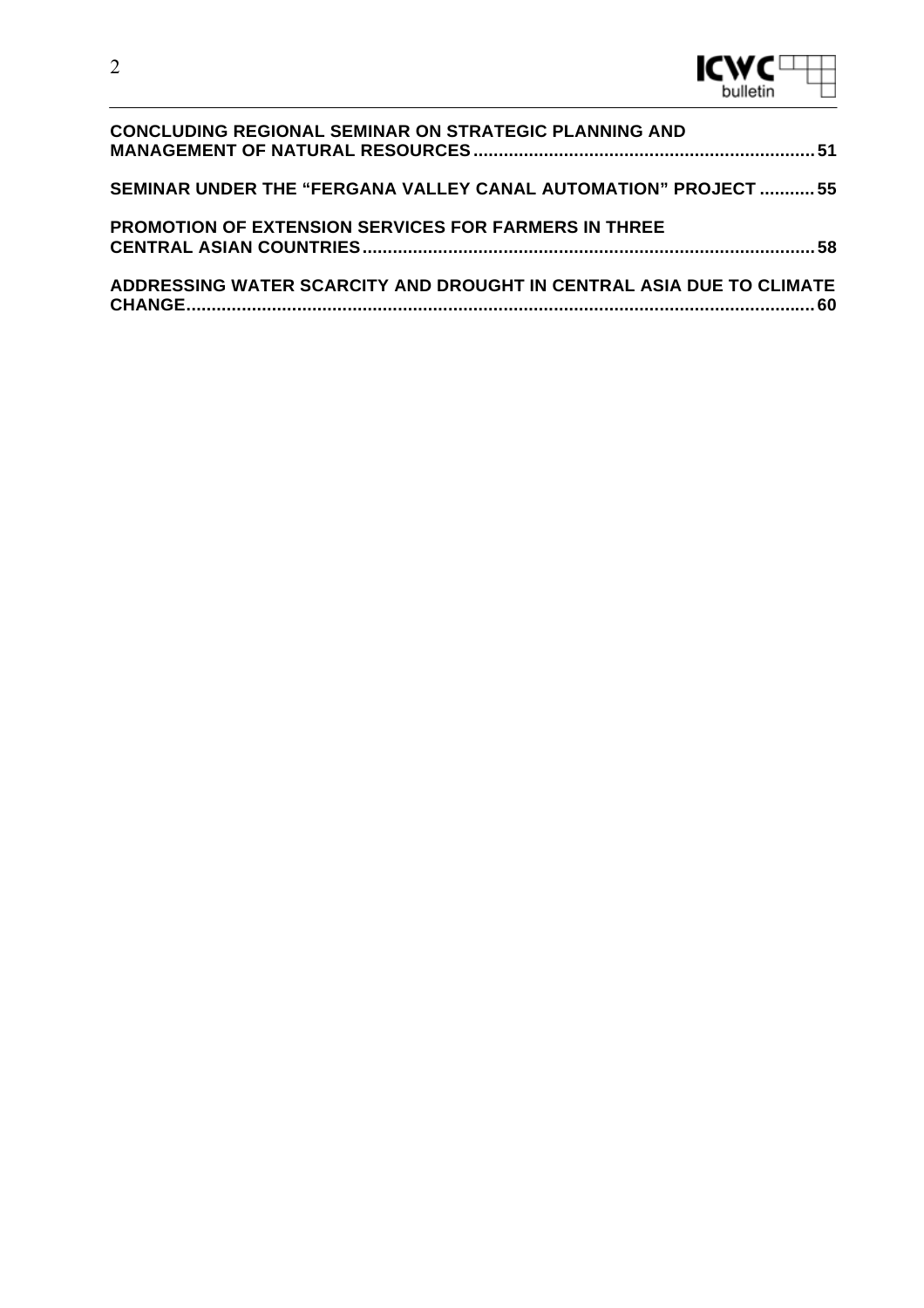**CONCLUDING REGIONAL SEMINAR ON STRATEGIC PLANNING AND MANAGEMENT OF NATURAL RESOURCES** ... 51

**SEMINAR UNDER THE "FERGANA VALLEY CANAL AUTOMATION" PROJECT** ... 55

**PROMOTION OF EXTENSION SERVICES FOR FARMERS IN THREE CENTRAL ASIAN COUNTRIES** ... 58

**ADDRESSING WATER SCARCITY AND DROUGHT IN CENTRAL ASIA DUE TO CLIMATE CHANGE** ... 60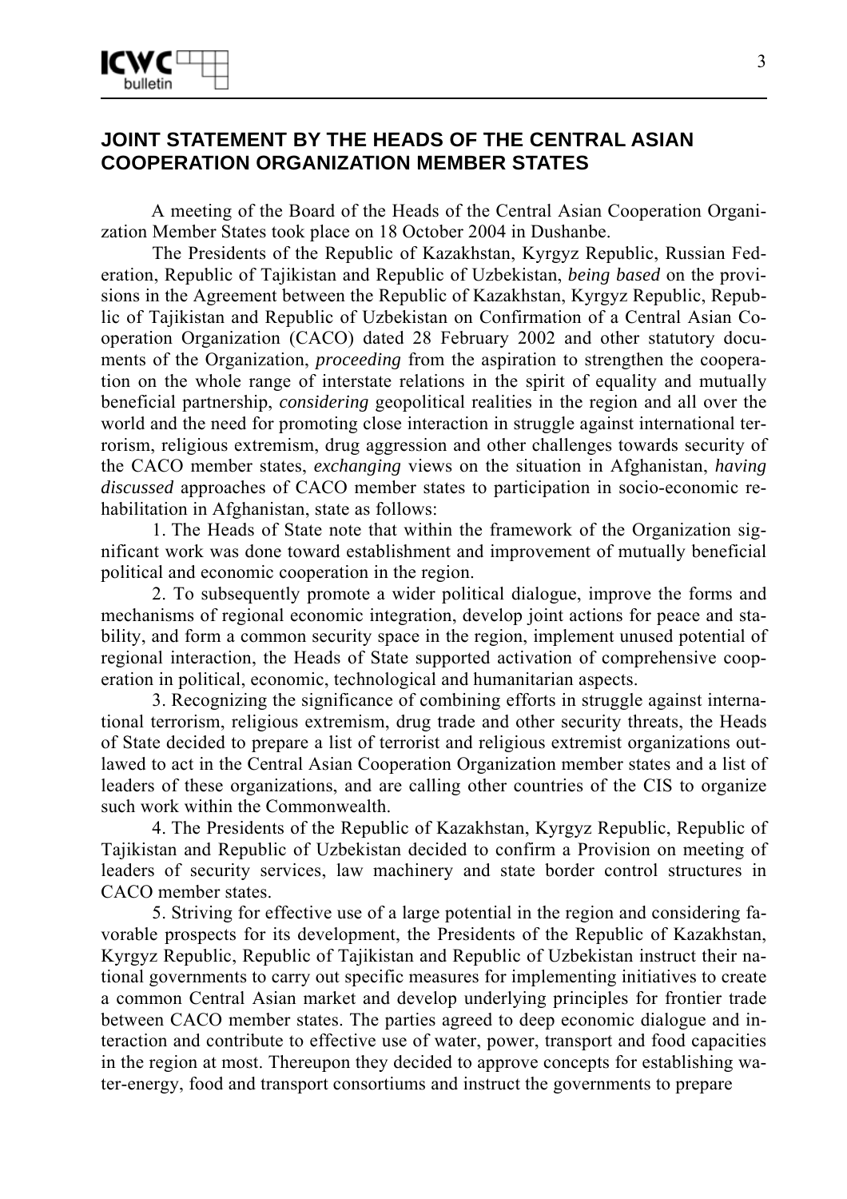## JOINT STATEMENT BY THE HEADS OF THE CENTRAL ASIAN COOPERATION ORGANIZATION MEMBER STATES

A meeting of the Board of the Heads of the Central Asian Cooperation Organization Member States took place on 18 October 2004 in Dushanbe.

The Presidents of the Republic of Kazakhstan, Kyrgyz Republic, Russian Federation, Republic of Tajikistan and Republic of Uzbekistan, *being based* on the provisions in the Agreement between the Republic of Kazakhstan, Kyrgyz Republic, Republic of Tajikistan and Republic of Uzbekistan on Confirmation of a Central Asian Cooperation Organization (CACO) dated 28 February 2002 and other statutory documents of the Organization, *proceeding* from the aspiration to strengthen the cooperation on the whole range of interstate relations in the spirit of equality and mutually beneficial partnership, *considering* geopolitical realities in the region and all over the world and the need for promoting close interaction in struggle against international terrorism, religious extremism, drug aggression and other challenges towards security of the CACO member states, *exchanging* views on the situation in Afghanistan, *having discussed* approaches of CACO member states to participation in socio-economic rehabilitation in Afghanistan, state as follows:

1. The Heads of State note that within the framework of the Organization significant work was done toward establishment and improvement of mutually beneficial political and economic cooperation in the region.

2. To subsequently promote a wider political dialogue, improve the forms and mechanisms of regional economic integration, develop joint actions for peace and stability, and form a common security space in the region, implement unused potential of regional interaction, the Heads of State supported activation of comprehensive cooperation in political, economic, technological and humanitarian aspects.

3. Recognizing the significance of combining efforts in struggle against international terrorism, religious extremism, drug trade and other security threats, the Heads of State decided to prepare a list of terrorist and religious extremist organizations outlawed to act in the Central Asian Cooperation Organization member states and a list of leaders of these organizations, and are calling other countries of the CIS to organize such work within the Commonwealth.

4. The Presidents of the Republic of Kazakhstan, Kyrgyz Republic, Republic of Tajikistan and Republic of Uzbekistan decided to confirm a Provision on meeting of leaders of security services, law machinery and state border control structures in CACO member states.

5. Striving for effective use of a large potential in the region and considering favorable prospects for its development, the Presidents of the Republic of Kazakhstan, Kyrgyz Republic, Republic of Tajikistan and Republic of Uzbekistan instruct their national governments to carry out specific measures for implementing initiatives to create a common Central Asian market and develop underlying principles for frontier trade between CACO member states. The parties agreed to deep economic dialogue and interaction and contribute to effective use of water, power, transport and food capacities in the region at most. Thereupon they decided to approve concepts for establishing water-energy, food and transport consortiums and instruct the governments to prepare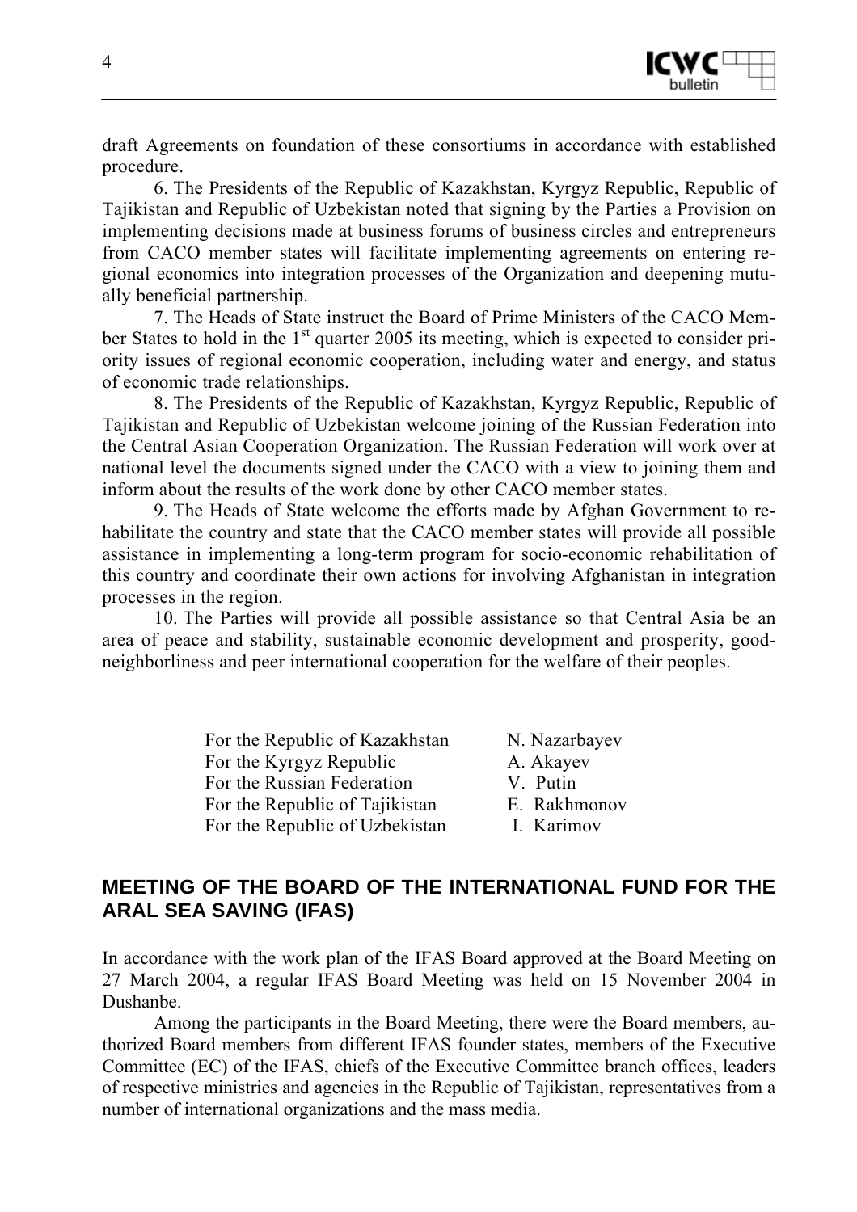draft Agreements on foundation of these consortiums in accordance with established procedure.

6. The Presidents of the Republic of Kazakhstan, Kyrgyz Republic, Republic of Tajikistan and Republic of Uzbekistan noted that signing by the Parties a Provision on implementing decisions made at business forums of business circles and entrepreneurs from CACO member states will facilitate implementing agreements on entering regional economics into integration processes of the Organization and deepening mutually beneficial partnership.

7. The Heads of State instruct the Board of Prime Ministers of the CACO Member States to hold in the 1st quarter 2005 its meeting, which is expected to consider priority issues of regional economic cooperation, including water and energy, and status of economic trade relationships.

8. The Presidents of the Republic of Kazakhstan, Kyrgyz Republic, Republic of Tajikistan and Republic of Uzbekistan welcome joining of the Russian Federation into the Central Asian Cooperation Organization. The Russian Federation will work over at national level the documents signed under the CACO with a view to joining them and inform about the results of the work done by other CACO member states.

9. The Heads of State welcome the efforts made by Afghan Government to rehabilitate the country and state that the CACO member states will provide all possible assistance in implementing a long-term program for socio-economic rehabilitation of this country and coordinate their own actions for involving Afghanistan in integration processes in the region.

10. The Parties will provide all possible assistance so that Central Asia be an area of peace and stability, sustainable economic development and prosperity, good-neighborliness and peer international cooperation for the welfare of their peoples.

| | |
|---|---|
| For the Republic of Kazakhstan | N. Nazarbayev |
| For the Kyrgyz Republic | A. Akayev |
| For the Russian Federation | V. Putin |
| For the Republic of Tajikistan | E. Rakhmonov |
| For the Republic of Uzbekistan | I. Karimov |

## MEETING OF THE BOARD OF THE INTERNATIONAL FUND FOR THE ARAL SEA SAVING (IFAS)

In accordance with the work plan of the IFAS Board approved at the Board Meeting on 27 March 2004, a regular IFAS Board Meeting was held on 15 November 2004 in Dushanbe.

Among the participants in the Board Meeting, there were the Board members, authorized Board members from different IFAS founder states, members of the Executive Committee (EC) of the IFAS, chiefs of the Executive Committee branch offices, leaders of respective ministries and agencies in the Republic of Tajikistan, representatives from a number of international organizations and the mass media.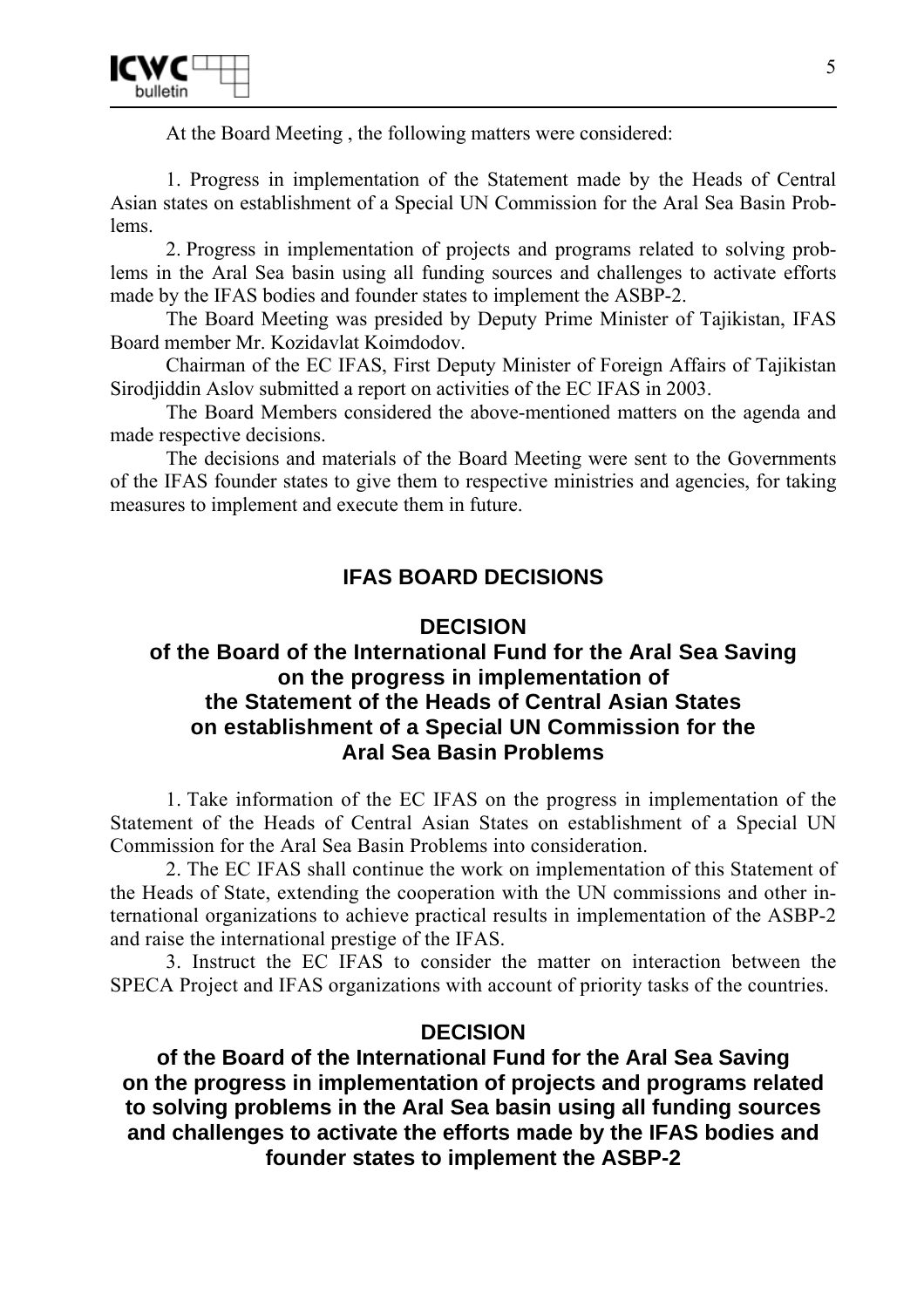At the Board Meeting , the following matters were considered:

1. Progress in implementation of the Statement made by the Heads of Central Asian states on establishment of a Special UN Commission for the Aral Sea Basin Problems.

2. Progress in implementation of projects and programs related to solving problems in the Aral Sea basin using all funding sources and challenges to activate efforts made by the IFAS bodies and founder states to implement the ASBP-2.

The Board Meeting was presided by Deputy Prime Minister of Tajikistan, IFAS Board member Mr. Kozidavlat Koimdodov.

Chairman of the EC IFAS, First Deputy Minister of Foreign Affairs of Tajikistan Sirodjiddin Aslov submitted a report on activities of the EC IFAS in 2003.

The Board Members considered the above-mentioned matters on the agenda and made respective decisions.

The decisions and materials of the Board Meeting were sent to the Governments of the IFAS founder states to give them to respective ministries and agencies, for taking measures to implement and execute them in future.

## IFAS BOARD DECISIONS

### DECISION of the Board of the International Fund for the Aral Sea Saving on the progress in implementation of the Statement of the Heads of Central Asian States on establishment of a Special UN Commission for the Aral Sea Basin Problems

1. Take information of the EC IFAS on the progress in implementation of the Statement of the Heads of Central Asian States on establishment of a Special UN Commission for the Aral Sea Basin Problems into consideration.

2. The EC IFAS shall continue the work on implementation of this Statement of the Heads of State, extending the cooperation with the UN commissions and other international organizations to achieve practical results in implementation of the ASBP-2 and raise the international prestige of the IFAS.

3. Instruct the EC IFAS to consider the matter on interaction between the SPECA Project and IFAS organizations with account of priority tasks of the countries.

### DECISION of the Board of the International Fund for the Aral Sea Saving on the progress in implementation of projects and programs related to solving problems in the Aral Sea basin using all funding sources and challenges to activate the efforts made by the IFAS bodies and founder states to implement the ASBP-2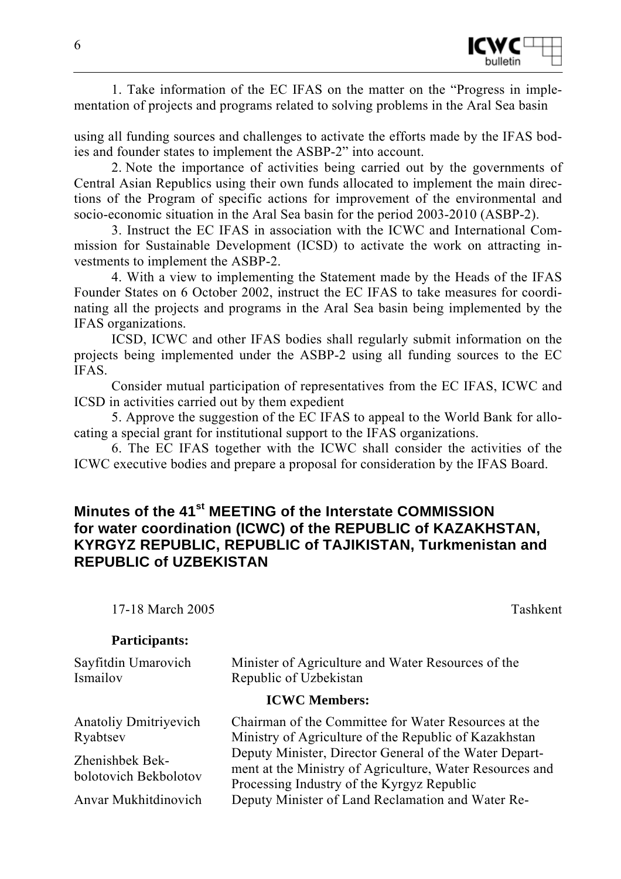1. Take information of the EC IFAS on the matter on the "Progress in implementation of projects and programs related to solving problems in the Aral Sea basin

using all funding sources and challenges to activate the efforts made by the IFAS bodies and founder states to implement the ASBP-2" into account.

2. Note the importance of activities being carried out by the governments of Central Asian Republics using their own funds allocated to implement the main directions of the Program of specific actions for improvement of the environmental and socio-economic situation in the Aral Sea basin for the period 2003-2010 (ASBP-2).

3. Instruct the EC IFAS in association with the ICWC and International Commission for Sustainable Development (ICSD) to activate the work on attracting investments to implement the ASBP-2.

4. With a view to implementing the Statement made by the Heads of the IFAS Founder States on 6 October 2002, instruct the EC IFAS to take measures for coordinating all the projects and programs in the Aral Sea basin being implemented by the IFAS organizations.

ICSD, ICWC and other IFAS bodies shall regularly submit information on the projects being implemented under the ASBP-2 using all funding sources to the EC IFAS.

Consider mutual participation of representatives from the EC IFAS, ICWC and ICSD in activities carried out by them expedient

5. Approve the suggestion of the EC IFAS to appeal to the World Bank for allocating a special grant for institutional support to the IFAS organizations.

6. The EC IFAS together with the ICWC shall consider the activities of the ICWC executive bodies and prepare a proposal for consideration by the IFAS Board.

## Minutes of the 41st MEETING of the Interstate COMMISSION for water coordination (ICWC) of the REPUBLIC of KAZAKHSTAN, KYRGYZ REPUBLIC, REPUBLIC of TAJIKISTAN, Turkmenistan and REPUBLIC of UZBEKISTAN

17-18 March 2005 — Tashkent

**Participants:**

Sayfitdin Umarovich Ismailov — Minister of Agriculture and Water Resources of the Republic of Uzbekistan

**ICWC Members:**

Anatoliy Dmitriyevich Ryabtsev — Chairman of the Committee for Water Resources at the Ministry of Agriculture of the Republic of Kazakhstan

Zhenishbek Bekbolotovich Bekbolotov — Deputy Minister, Director General of the Water Department at the Ministry of Agriculture, Water Resources and Processing Industry of the Kyrgyz Republic

Anvar Mukhitdinovich — Deputy Minister of Land Reclamation and Water Re-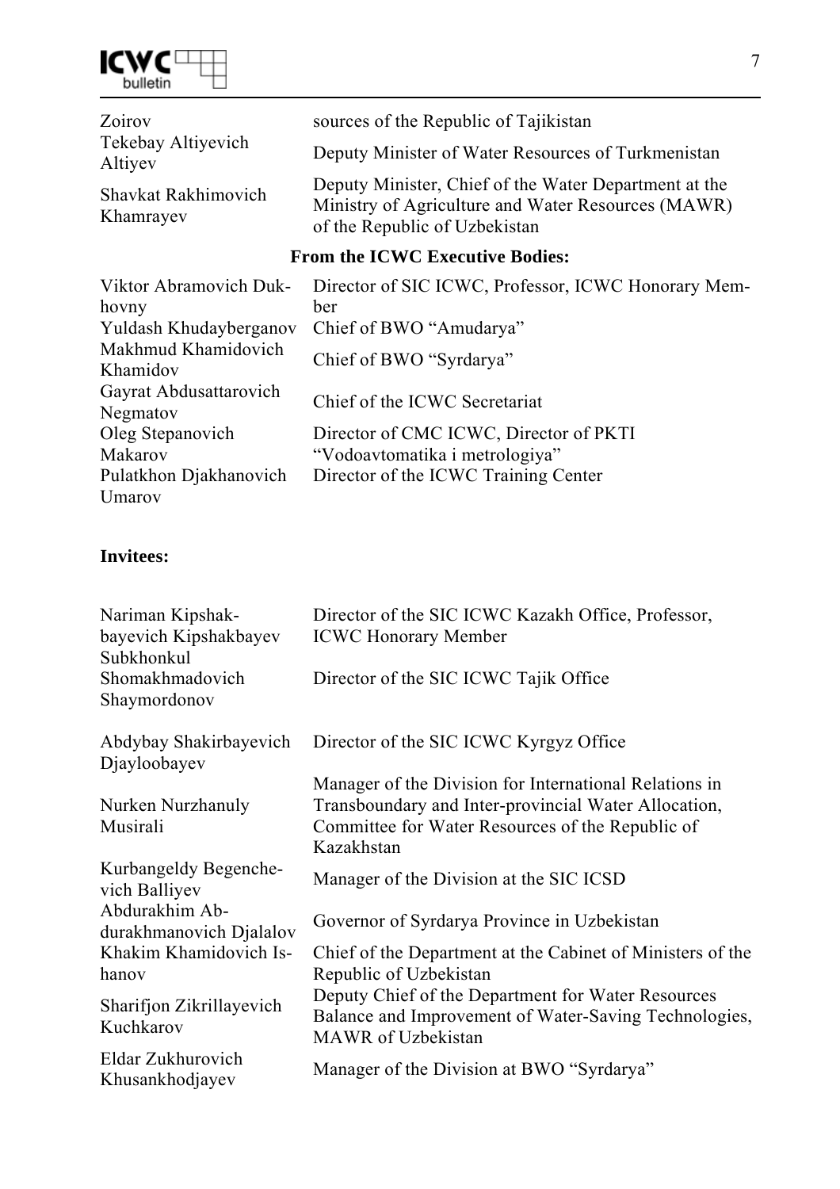| | |
|---|---|
| Zoirov | sources of the Republic of Tajikistan |
| Tekebay Altiyevich Altiyev | Deputy Minister of Water Resources of Turkmenistan |
| Shavkat Rakhimovich Khamrayev | Deputy Minister, Chief of the Water Department at the Ministry of Agriculture and Water Resources (MAWR) of the Republic of Uzbekistan |

**From the ICWC Executive Bodies:**

| | |
|---|---|
| Viktor Abramovich Dukhovny | Director of SIC ICWC, Professor, ICWC Honorary Member |
| Yuldash Khudayberganov | Chief of BWO "Amudarya" |
| Makhmud Khamidovich Khamidov | Chief of BWO "Syrdarya" |
| Gayrat Abdusattarovich Negmatov | Chief of the ICWC Secretariat |
| Oleg Stepanovich Makarov | Director of CMC ICWC, Director of PKTI "Vodoavtomatika i metrologiya" |
| Pulatkhon Djakhanovich Umarov | Director of the ICWC Training Center |

**Invitees:**

| | |
|---|---|
| Nariman Kipshakbayevich Kipshakbayev | Director of the SIC ICWC Kazakh Office, Professor, ICWC Honorary Member |
| Subkhonkul Shomakhmadovich Shaymordonov | Director of the SIC ICWC Tajik Office |
| Abdybay Shakirbayevich Djayloobayev | Director of the SIC ICWC Kyrgyz Office |
| Nurken Nurzhanuly Musirali | Manager of the Division for International Relations in Transboundary and Inter-provincial Water Allocation, Committee for Water Resources of the Republic of Kazakhstan |
| Kurbangeldy Begenchevich Balliyev | Manager of the Division at the SIC ICSD |
| Abdurakhim Abdurakhmanovich Djalalov | Governor of Syrdarya Province in Uzbekistan |
| Khakim Khamidovich Ishanov | Chief of the Department at the Cabinet of Ministers of the Republic of Uzbekistan |
| Sharifjon Zikrillayevich Kuchkarov | Deputy Chief of the Department for Water Resources Balance and Improvement of Water-Saving Technologies, MAWR of Uzbekistan |
| Eldar Zukhurovich Khusankhodjayev | Manager of the Division at BWO "Syrdarya" |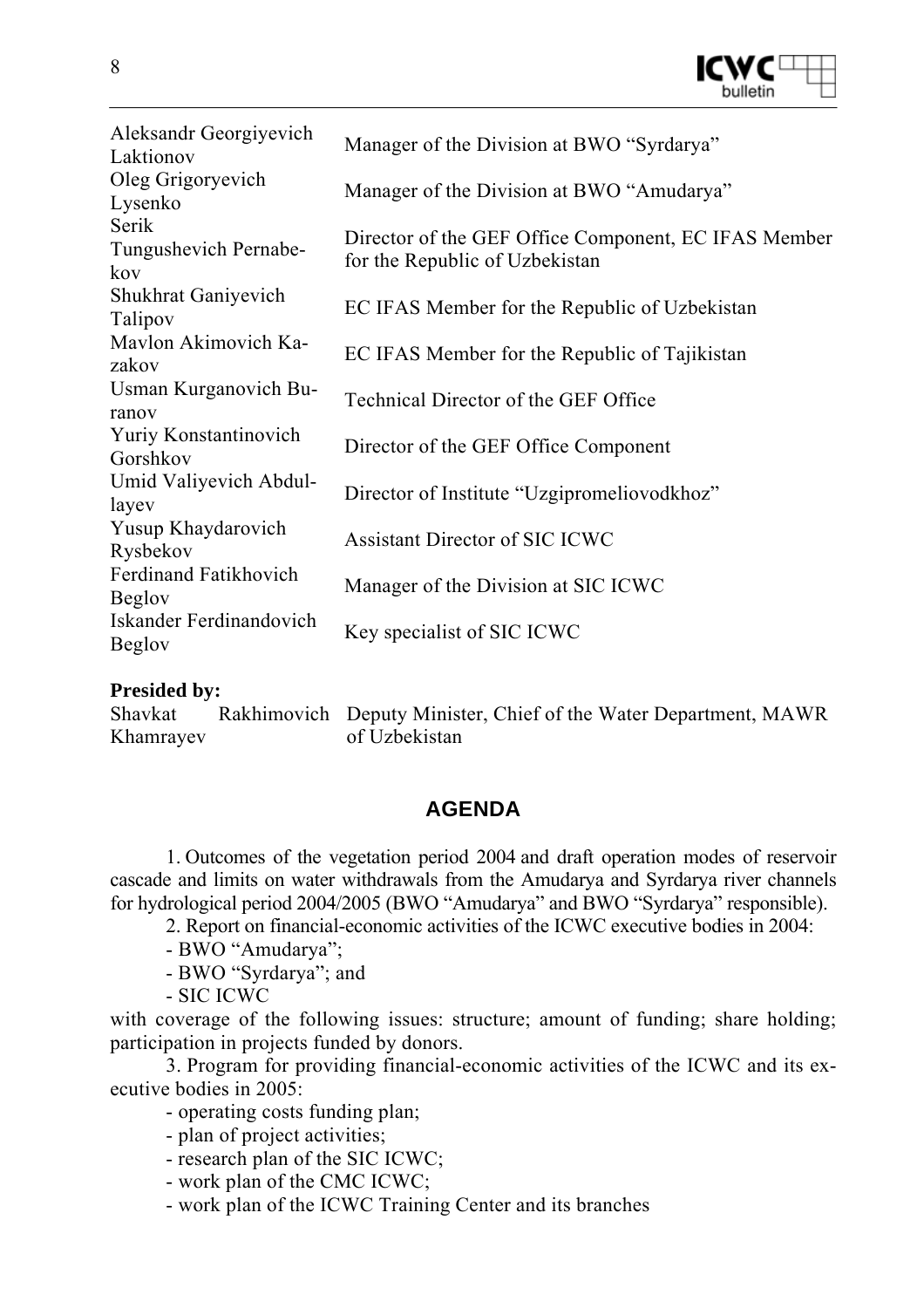| | |
|---|---|
| Aleksandr Georgiyevich Laktionov | Manager of the Division at BWO "Syrdarya" |
| Oleg Grigoryevich Lysenko | Manager of the Division at BWO "Amudarya" |
| Serik Tungushevich Pernabekov | Director of the GEF Office Component, EC IFAS Member for the Republic of Uzbekistan |
| Shukhrat Ganiyevich Talipov | EC IFAS Member for the Republic of Uzbekistan |
| Mavlon Akimovich Kazakov | EC IFAS Member for the Republic of Tajikistan |
| Usman Kurganovich Buranov | Technical Director of the GEF Office |
| Yuriy Konstantinovich Gorshkov | Director of the GEF Office Component |
| Umid Valiyevich Abdullayev | Director of Institute "Uzgipromeliovodkhoz" |
| Yusup Khaydarovich Rysbekov | Assistant Director of SIC ICWC |
| Ferdinand Fatikhovich Beglov | Manager of the Division at SIC ICWC |
| Iskander Ferdinandovich Beglov | Key specialist of SIC ICWC |

**Presided by:**

| | |
|---|---|
| Shavkat Rakhimovich Khamrayev | Deputy Minister, Chief of the Water Department, MAWR of Uzbekistan |

## AGENDA

1. Outcomes of the vegetation period 2004 and draft operation modes of reservoir cascade and limits on water withdrawals from the Amudarya and Syrdarya river channels for hydrological period 2004/2005 (BWO "Amudarya" and BWO "Syrdarya" responsible).

2. Report on financial-economic activities of the ICWC executive bodies in 2004:

- BWO "Amudarya";
- BWO "Syrdarya"; and
- SIC ICWC

with coverage of the following issues: structure; amount of funding; share holding; participation in projects funded by donors.

3. Program for providing financial-economic activities of the ICWC and its executive bodies in 2005:

- operating costs funding plan;
- plan of project activities;
- research plan of the SIC ICWC;
- work plan of the CMC ICWC;
- work plan of the ICWC Training Center and its branches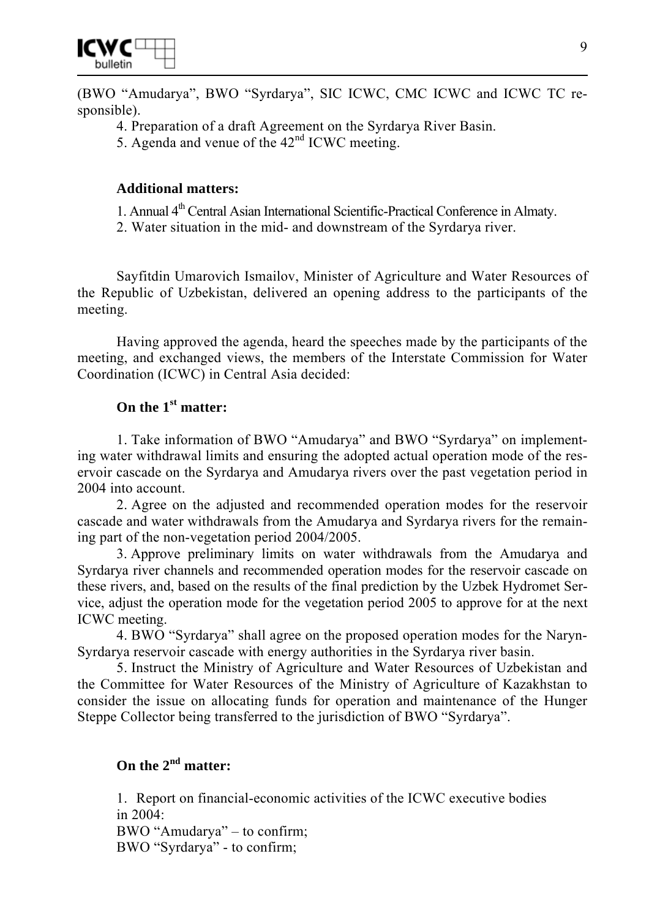(BWO "Amudarya", BWO "Syrdarya", SIC ICWC, CMC ICWC and ICWC TC responsible).

4. Preparation of a draft Agreement on the Syrdarya River Basin.

5. Agenda and venue of the 42nd ICWC meeting.

**Additional matters:**

1. Annual 4th Central Asian International Scientific-Practical Conference in Almaty.

2. Water situation in the mid- and downstream of the Syrdarya river.

Sayfitdin Umarovich Ismailov, Minister of Agriculture and Water Resources of the Republic of Uzbekistan, delivered an opening address to the participants of the meeting.

Having approved the agenda, heard the speeches made by the participants of the meeting, and exchanged views, the members of the Interstate Commission for Water Coordination (ICWC) in Central Asia decided:

**On the 1st matter:**

1. Take information of BWO "Amudarya" and BWO "Syrdarya" on implementing water withdrawal limits and ensuring the adopted actual operation mode of the reservoir cascade on the Syrdarya and Amudarya rivers over the past vegetation period in 2004 into account.

2. Agree on the adjusted and recommended operation modes for the reservoir cascade and water withdrawals from the Amudarya and Syrdarya rivers for the remaining part of the non-vegetation period 2004/2005.

3. Approve preliminary limits on water withdrawals from the Amudarya and Syrdarya river channels and recommended operation modes for the reservoir cascade on these rivers, and, based on the results of the final prediction by the Uzbek Hydromet Service, adjust the operation mode for the vegetation period 2005 to approve for at the next ICWC meeting.

4. BWO "Syrdarya" shall agree on the proposed operation modes for the Naryn-Syrdarya reservoir cascade with energy authorities in the Syrdarya river basin.

5. Instruct the Ministry of Agriculture and Water Resources of Uzbekistan and the Committee for Water Resources of the Ministry of Agriculture of Kazakhstan to consider the issue on allocating funds for operation and maintenance of the Hunger Steppe Collector being transferred to the jurisdiction of BWO "Syrdarya".

**On the 2nd matter:**

1. Report on financial-economic activities of the ICWC executive bodies in 2004:

BWO "Amudarya" – to confirm;

BWO "Syrdarya" - to confirm;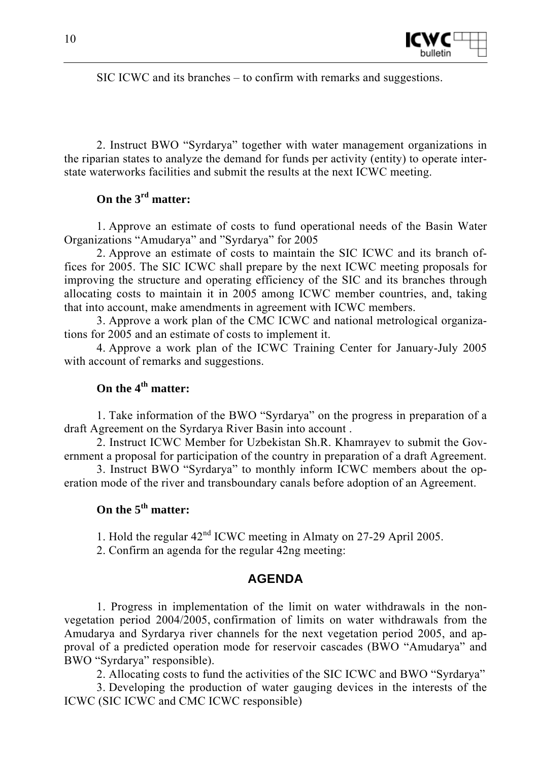SIC ICWC and its branches – to confirm with remarks and suggestions.

2. Instruct BWO "Syrdarya" together with water management organizations in the riparian states to analyze the demand for funds per activity (entity) to operate interstate waterworks facilities and submit the results at the next ICWC meeting.

**On the 3rd matter:**

1. Approve an estimate of costs to fund operational needs of the Basin Water Organizations "Amudarya" and "Syrdarya" for 2005

2. Approve an estimate of costs to maintain the SIC ICWC and its branch offices for 2005. The SIC ICWC shall prepare by the next ICWC meeting proposals for improving the structure and operating efficiency of the SIC and its branches through allocating costs to maintain it in 2005 among ICWC member countries, and, taking that into account, make amendments in agreement with ICWC members.

3. Approve a work plan of the CMC ICWC and national metrological organizations for 2005 and an estimate of costs to implement it.

4. Approve a work plan of the ICWC Training Center for January-July 2005 with account of remarks and suggestions.

**On the 4th matter:**

1. Take information of the BWO "Syrdarya" on the progress in preparation of a draft Agreement on the Syrdarya River Basin into account .

2. Instruct ICWC Member for Uzbekistan Sh.R. Khamrayev to submit the Government a proposal for participation of the country in preparation of a draft Agreement.

3. Instruct BWO "Syrdarya" to monthly inform ICWC members about the operation mode of the river and transboundary canals before adoption of an Agreement.

**On the 5th matter:**

1. Hold the regular 42nd ICWC meeting in Almaty on 27-29 April 2005.

2. Confirm an agenda for the regular 42ng meeting:

## AGENDA

1. Progress in implementation of the limit on water withdrawals in the non-vegetation period 2004/2005, confirmation of limits on water withdrawals from the Amudarya and Syrdarya river channels for the next vegetation period 2005, and approval of a predicted operation mode for reservoir cascades (BWO "Amudarya" and BWO "Syrdarya" responsible).

2. Allocating costs to fund the activities of the SIC ICWC and BWO "Syrdarya"

3. Developing the production of water gauging devices in the interests of the ICWC (SIC ICWC and CMC ICWC responsible)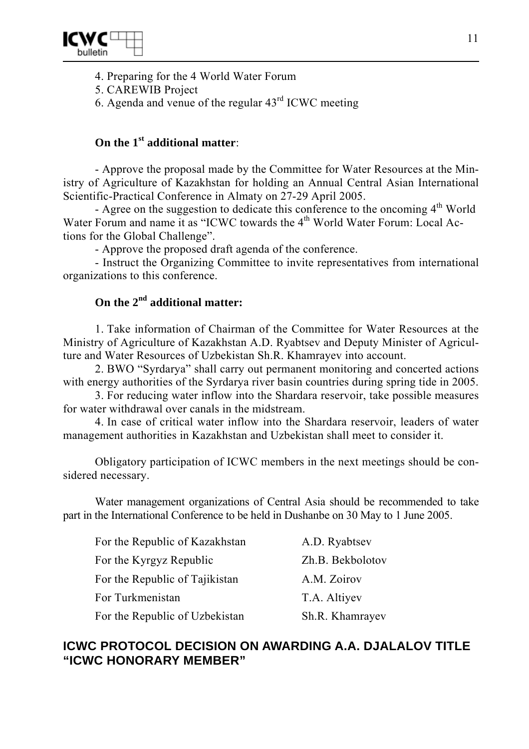4. Preparing for the 4 World Water Forum
5. CAREWIB Project
6. Agenda and venue of the regular 43rd ICWC meeting

**On the 1st additional matter**:

- Approve the proposal made by the Committee for Water Resources at the Ministry of Agriculture of Kazakhstan for holding an Annual Central Asian International Scientific-Practical Conference in Almaty on 27-29 April 2005.
- Agree on the suggestion to dedicate this conference to the oncoming 4th World Water Forum and name it as "ICWC towards the 4th World Water Forum: Local Actions for the Global Challenge".
- Approve the proposed draft agenda of the conference.
- Instruct the Organizing Committee to invite representatives from international organizations to this conference.

**On the 2nd additional matter:**

1. Take information of Chairman of the Committee for Water Resources at the Ministry of Agriculture of Kazakhstan A.D. Ryabtsev and Deputy Minister of Agriculture and Water Resources of Uzbekistan Sh.R. Khamrayev into account.
2. BWO "Syrdarya" shall carry out permanent monitoring and concerted actions with energy authorities of the Syrdarya river basin countries during spring tide in 2005.
3. For reducing water inflow into the Shardara reservoir, take possible measures for water withdrawal over canals in the midstream.
4. In case of critical water inflow into the Shardara reservoir, leaders of water management authorities in Kazakhstan and Uzbekistan shall meet to consider it.

Obligatory participation of ICWC members in the next meetings should be considered necessary.

Water management organizations of Central Asia should be recommended to take part in the International Conference to be held in Dushanbe on 30 May to 1 June 2005.

| | |
|---|---|
| For the Republic of Kazakhstan | A.D. Ryabtsev |
| For the Kyrgyz Republic | Zh.B. Bekbolotov |
| For the Republic of Tajikistan | A.M. Zoirov |
| For Turkmenistan | T.A. Altiyev |
| For the Republic of Uzbekistan | Sh.R. Khamrayev |

## ICWC PROTOCOL DECISION ON AWARDING A.A. DJALALOV TITLE "ICWC HONORARY MEMBER"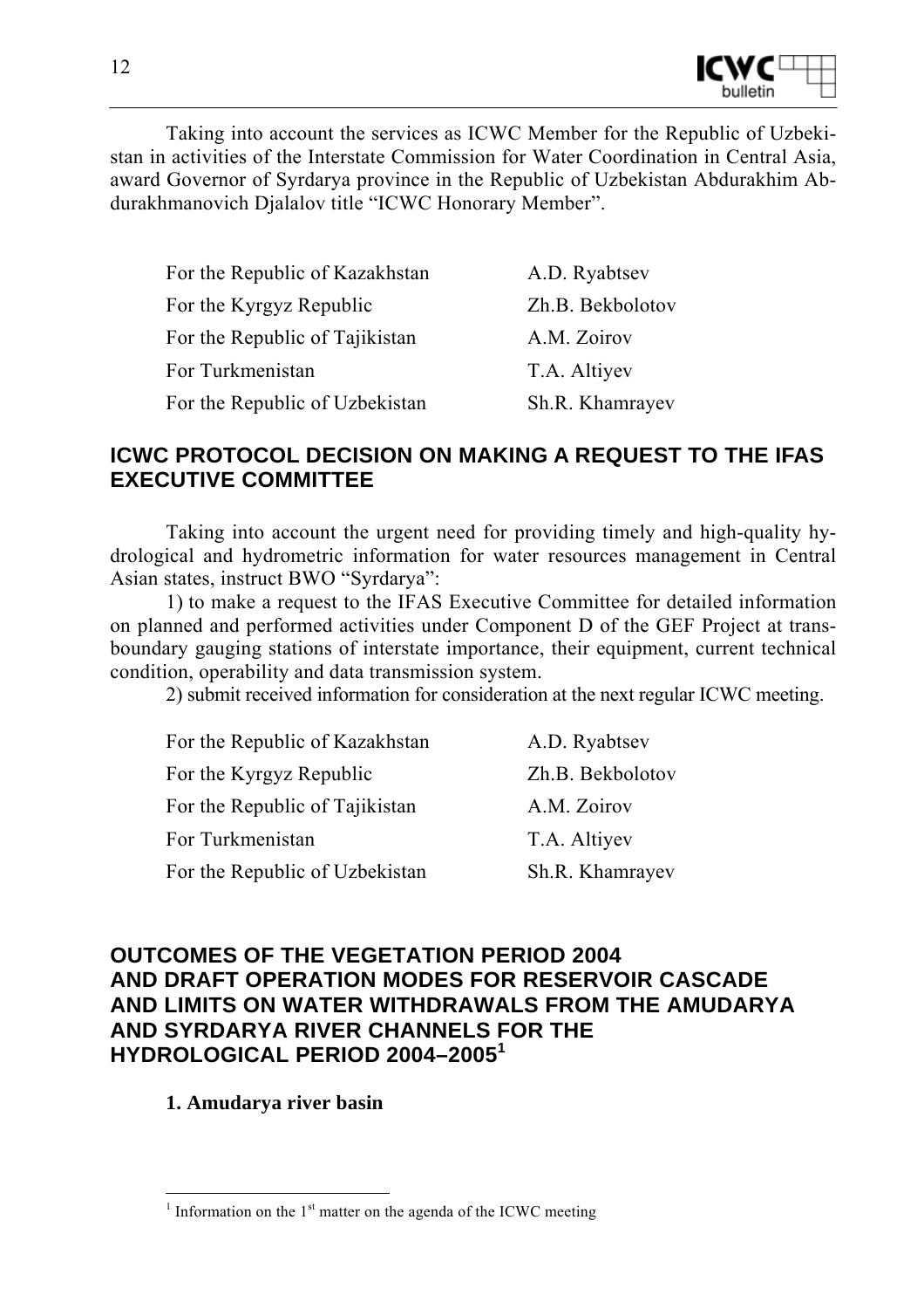Taking into account the services as ICWC Member for the Republic of Uzbekistan in activities of the Interstate Commission for Water Coordination in Central Asia, award Governor of Syrdarya province in the Republic of Uzbekistan Abdurakhim Abdurakhmanovich Djalalov title "ICWC Honorary Member".

| | |
|---|---|
| For the Republic of Kazakhstan | A.D. Ryabtsev |
| For the Kyrgyz Republic | Zh.B. Bekbolotov |
| For the Republic of Tajikistan | A.M. Zoirov |
| For Turkmenistan | T.A. Altiyev |
| For the Republic of Uzbekistan | Sh.R. Khamrayev |

## ICWC PROTOCOL DECISION ON MAKING A REQUEST TO THE IFAS EXECUTIVE COMMITTEE

Taking into account the urgent need for providing timely and high-quality hydrological and hydrometric information for water resources management in Central Asian states, instruct BWO "Syrdarya":

1) to make a request to the IFAS Executive Committee for detailed information on planned and performed activities under Component D of the GEF Project at transboundary gauging stations of interstate importance, their equipment, current technical condition, operability and data transmission system.

2) submit received information for consideration at the next regular ICWC meeting.

| | |
|---|---|
| For the Republic of Kazakhstan | A.D. Ryabtsev |
| For the Kyrgyz Republic | Zh.B. Bekbolotov |
| For the Republic of Tajikistan | A.M. Zoirov |
| For Turkmenistan | T.A. Altiyev |
| For the Republic of Uzbekistan | Sh.R. Khamrayev |

## OUTCOMES OF THE VEGETATION PERIOD 2004 AND DRAFT OPERATION MODES FOR RESERVOIR CASCADE AND LIMITS ON WATER WITHDRAWALS FROM THE AMUDARYA AND SYRDARYA RIVER CHANNELS FOR THE HYDROLOGICAL PERIOD 2004–2005[1]

### 1. Amudarya river basin

[1] Information on the 1st matter on the agenda of the ICWC meeting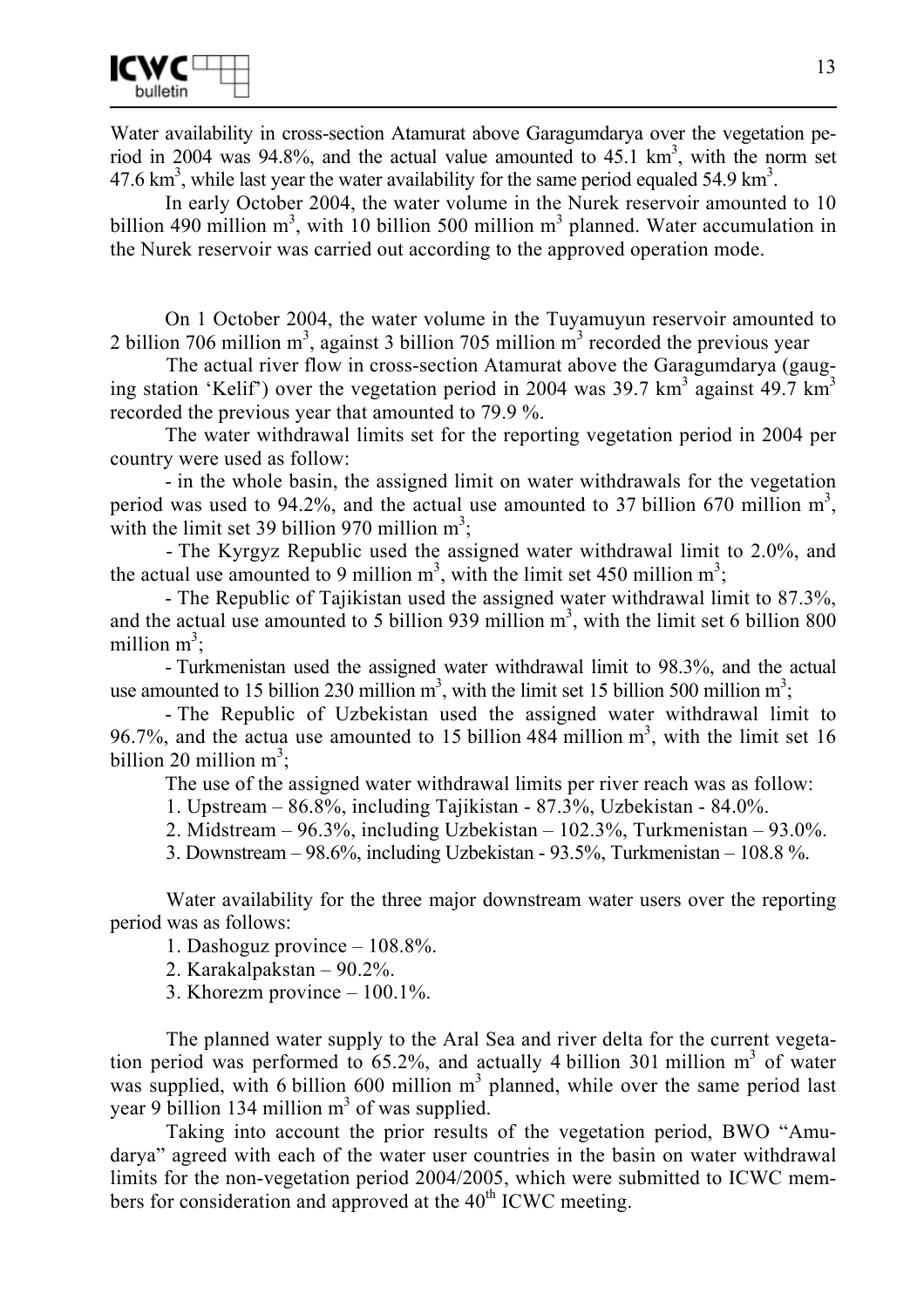Water availability in cross-section Atamurat above Garagumdarya over the vegetation period in 2004 was 94.8%, and the actual value amounted to 45.1 km$^3$, with the norm set 47.6 km$^3$, while last year the water availability for the same period equaled 54.9 km$^3$.

In early October 2004, the water volume in the Nurek reservoir amounted to 10 billion 490 million m$^3$, with 10 billion 500 million m$^3$ planned. Water accumulation in the Nurek reservoir was carried out according to the approved operation mode.

On 1 October 2004, the water volume in the Tuyamuyun reservoir amounted to 2 billion 706 million m$^3$, against 3 billion 705 million m$^3$ recorded the previous year

The actual river flow in cross-section Atamurat above the Garagumdarya (gauging station 'Kelif') over the vegetation period in 2004 was 39.7 km$^3$ against 49.7 km$^3$ recorded the previous year that amounted to 79.9 %.

The water withdrawal limits set for the reporting vegetation period in 2004 per country were used as follow:

- in the whole basin, the assigned limit on water withdrawals for the vegetation period was used to 94.2%, and the actual use amounted to 37 billion 670 million m$^3$, with the limit set 39 billion 970 million m$^3$;
- The Kyrgyz Republic used the assigned water withdrawal limit to 2.0%, and the actual use amounted to 9 million m$^3$, with the limit set 450 million m$^3$;
- The Republic of Tajikistan used the assigned water withdrawal limit to 87.3%, and the actual use amounted to 5 billion 939 million m$^3$, with the limit set 6 billion 800 million m$^3$;
- Turkmenistan used the assigned water withdrawal limit to 98.3%, and the actual use amounted to 15 billion 230 million m$^3$, with the limit set 15 billion 500 million m$^3$;
- The Republic of Uzbekistan used the assigned water withdrawal limit to 96.7%, and the actua use amounted to 15 billion 484 million m$^3$, with the limit set 16 billion 20 million m$^3$;

The use of the assigned water withdrawal limits per river reach was as follow:

1. Upstream – 86.8%, including Tajikistan - 87.3%, Uzbekistan - 84.0%.
2. Midstream – 96.3%, including Uzbekistan – 102.3%, Turkmenistan – 93.0%.
3. Downstream – 98.6%, including Uzbekistan - 93.5%, Turkmenistan – 108.8 %.

Water availability for the three major downstream water users over the reporting period was as follows:

1. Dashoguz province – 108.8%.
2. Karakalpakstan – 90.2%.
3. Khorezm province – 100.1%.

The planned water supply to the Aral Sea and river delta for the current vegetation period was performed to 65.2%, and actually 4 billion 301 million m$^3$ of water was supplied, with 6 billion 600 million m$^3$ planned, while over the same period last year 9 billion 134 million m$^3$ of was supplied.

Taking into account the prior results of the vegetation period, BWO "Amudarya" agreed with each of the water user countries in the basin on water withdrawal limits for the non-vegetation period 2004/2005, which were submitted to ICWC members for consideration and approved at the 40$^{th}$ ICWC meeting.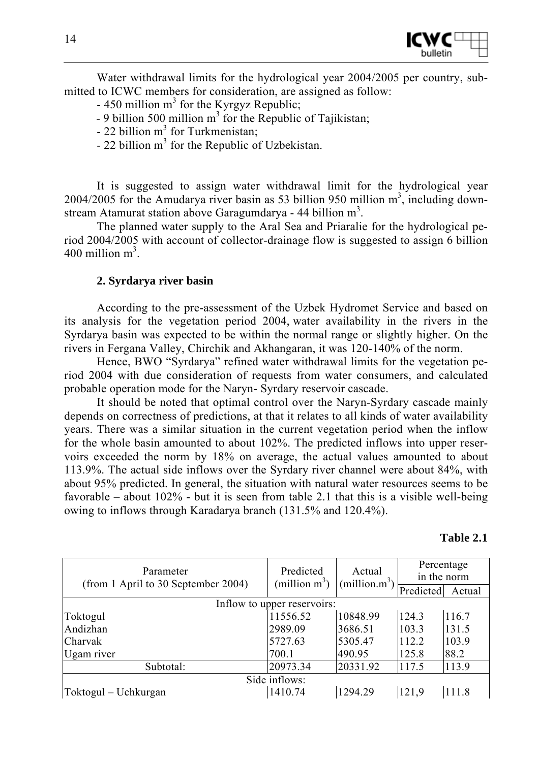Water withdrawal limits for the hydrological year 2004/2005 per country, submitted to ICWC members for consideration, are assigned as follow:

- 450 million $m^3$ for the Kyrgyz Republic;
- 9 billion 500 million $m^3$ for the Republic of Tajikistan;
- 22 billion $m^3$ for Turkmenistan;
- 22 billion $m^3$ for the Republic of Uzbekistan.

It is suggested to assign water withdrawal limit for the hydrological year 2004/2005 for the Amudarya river basin as 53 billion 950 million $m^3$, including downstream Atamurat station above Garagumdarya - 44 billion $m^3$.

The planned water supply to the Aral Sea and Priaralie for the hydrological period 2004/2005 with account of collector-drainage flow is suggested to assign 6 billion 400 million $m^3$.

### 2. Syrdarya river basin

According to the pre-assessment of the Uzbek Hydromet Service and based on its analysis for the vegetation period 2004, water availability in the rivers in the Syrdarya basin was expected to be within the normal range or slightly higher. On the rivers in Fergana Valley, Chirchik and Akhangaran, it was 120-140% of the norm.

Hence, BWO "Syrdarya" refined water withdrawal limits for the vegetation period 2004 with due consideration of requests from water consumers, and calculated probable operation mode for the Naryn- Syrdary reservoir cascade.

It should be noted that optimal control over the Naryn-Syrdary cascade mainly depends on correctness of predictions, at that it relates to all kinds of water availability years. There was a similar situation in the current vegetation period when the inflow for the whole basin amounted to about 102%. The predicted inflows into upper reservoirs exceeded the norm by 18% on average, the actual values amounted to about 113.9%. The actual side inflows over the Syrdary river channel were about 84%, with about 95% predicted. In general, the situation with natural water resources seems to be favorable – about 102% - but it is seen from table 2.1 that this is a visible well-being owing to inflows through Karadarya branch (131.5% and 120.4%).

**Table 2.1**

| Parameter (from 1 April to 30 September 2004) | Predicted (million $m^3$) | Actual (million.$m^3$) | Percentage in the norm | |
|---|---|---|---|---|
| | | | Predicted | Actual |
| Inflow to upper reservoirs: | | | | |
| Toktogul | 11556.52 | 10848.99 | 124.3 | 116.7 |
| Andizhan | 2989.09 | 3686.51 | 103.3 | 131.5 |
| Charvak | 5727.63 | 5305.47 | 112.2 | 103.9 |
| Ugam river | 700.1 | 490.95 | 125.8 | 88.2 |
| Subtotal: | 20973.34 | 20331.92 | 117.5 | 113.9 |
| Side inflows: | | | | |
| Toktogul – Uchkurgan | 1410.74 | 1294.29 | 121,9 | 111.8 |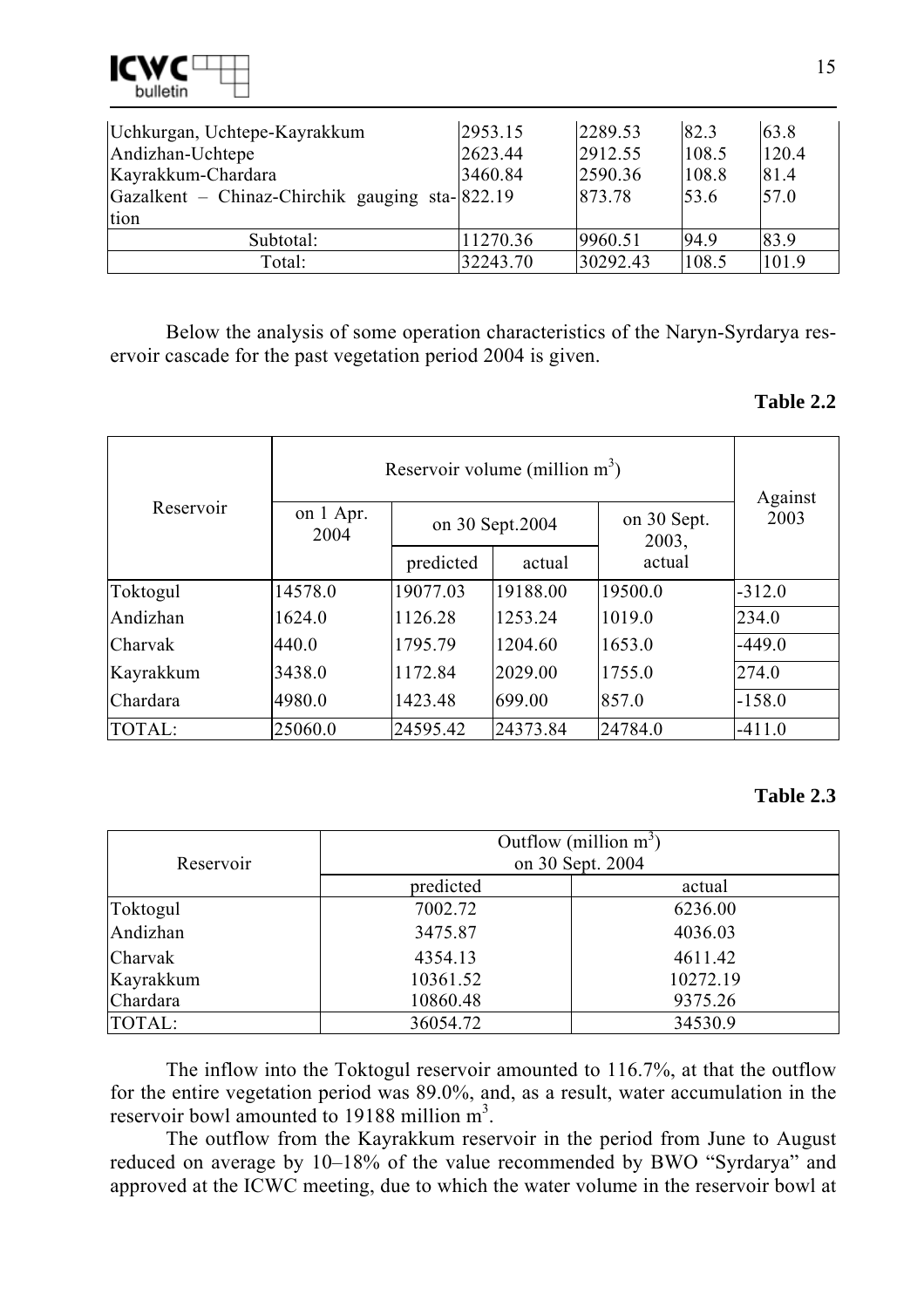| | | | | |
|---|---|---|---|---|
| Uchkurgan, Uchtepe-Kayrakkum | 2953.15 | 2289.53 | 82.3 | 63.8 |
| Andizhan-Uchtepe | 2623.44 | 2912.55 | 108.5 | 120.4 |
| Kayrakkum-Chardara | 3460.84 | 2590.36 | 108.8 | 81.4 |
| Gazalkent – Chinaz-Chirchik gauging station | 822.19 | 873.78 | 53.6 | 57.0 |
| Subtotal: | 11270.36 | 9960.51 | 94.9 | 83.9 |
| Total: | 32243.70 | 30292.43 | 108.5 | 101.9 |

Below the analysis of some operation characteristics of the Naryn-Syrdarya reservoir cascade for the past vegetation period 2004 is given.

**Table 2.2**

| Reservoir | Reservoir volume (million $m^3$) | | | | Against 2003 |
|---|---|---|---|---|---|
| | on 1 Apr. 2004 | on 30 Sept.2004 | | on 30 Sept. 2003, actual | |
| | | predicted | actual | | |
| Toktogul | 14578.0 | 19077.03 | 19188.00 | 19500.0 | -312.0 |
| Andizhan | 1624.0 | 1126.28 | 1253.24 | 1019.0 | 234.0 |
| Charvak | 440.0 | 1795.79 | 1204.60 | 1653.0 | -449.0 |
| Kayrakkum | 3438.0 | 1172.84 | 2029.00 | 1755.0 | 274.0 |
| Chardara | 4980.0 | 1423.48 | 699.00 | 857.0 | -158.0 |
| TOTAL: | 25060.0 | 24595.42 | 24373.84 | 24784.0 | -411.0 |

**Table 2.3**

| Reservoir | Outflow (million $m^3$) on 30 Sept. 2004 | |
|---|---|---|
| | predicted | actual |
| Toktogul | 7002.72 | 6236.00 |
| Andizhan | 3475.87 | 4036.03 |
| Charvak | 4354.13 | 4611.42 |
| Kayrakkum | 10361.52 | 10272.19 |
| Chardara | 10860.48 | 9375.26 |
| TOTAL: | 36054.72 | 34530.9 |

The inflow into the Toktogul reservoir amounted to 116.7%, at that the outflow for the entire vegetation period was 89.0%, and, as a result, water accumulation in the reservoir bowl amounted to 19188 million $m^3$.

The outflow from the Kayrakkum reservoir in the period from June to August reduced on average by 10–18% of the value recommended by BWO "Syrdarya" and approved at the ICWC meeting, due to which the water volume in the reservoir bowl at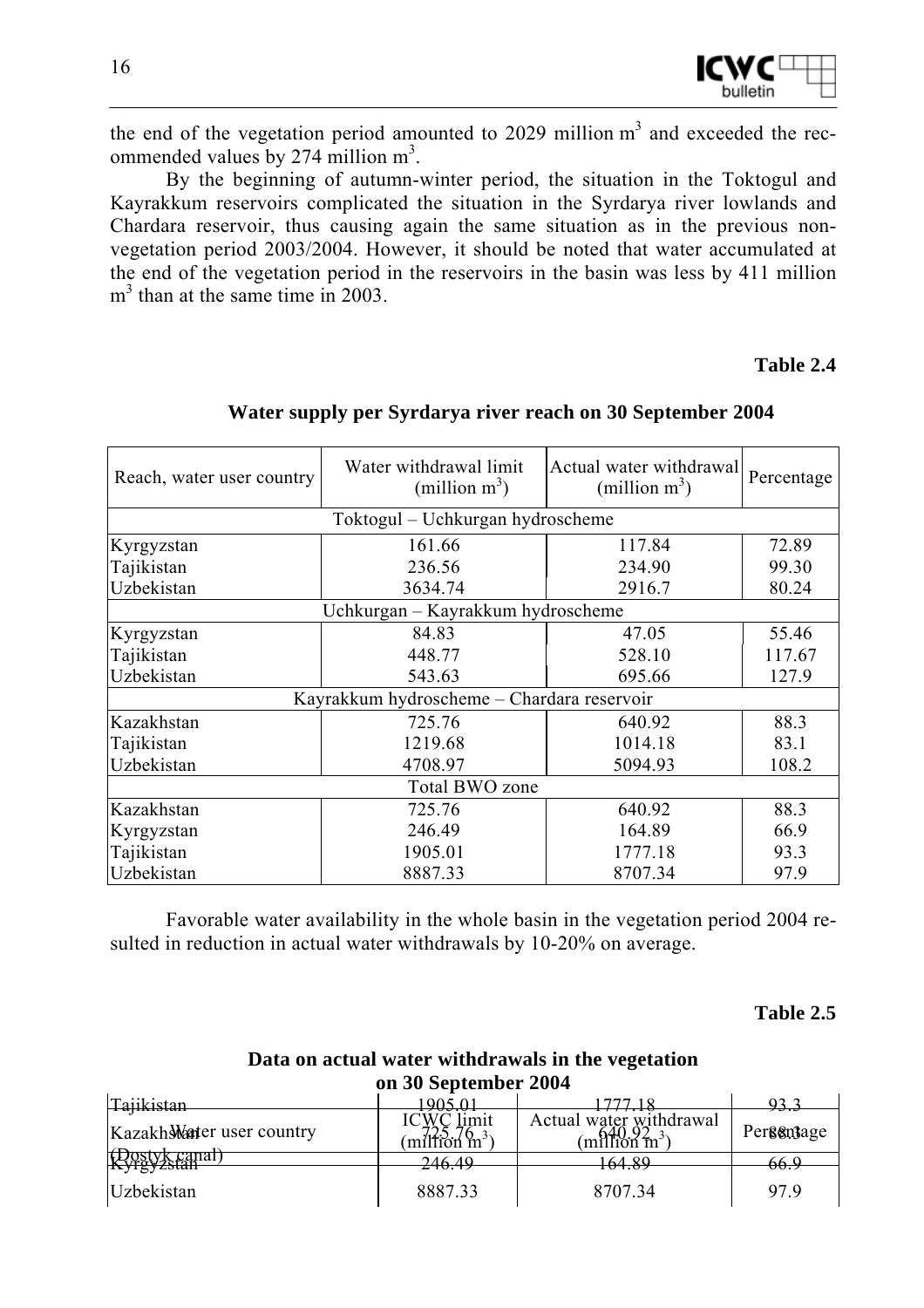the end of the vegetation period amounted to 2029 million m$^3$ and exceeded the recommended values by 274 million m$^3$.

By the beginning of autumn-winter period, the situation in the Toktogul and Kayrakkum reservoirs complicated the situation in the Syrdarya river lowlands and Chardara reservoir, thus causing again the same situation as in the previous non-vegetation period 2003/2004. However, it should be noted that water accumulated at the end of the vegetation period in the reservoirs in the basin was less by 411 million m$^3$ than at the same time in 2003.

**Table 2.4**

**Water supply per Syrdarya river reach on 30 September 2004**

| Reach, water user country | Water withdrawal limit (million m$^3$) | Actual water withdrawal (million m$^3$) | Percentage |
|---|---|---|---|
| Toktogul – Uchkurgan hydroscheme | | | |
| Kyrgyzstan | 161.66 | 117.84 | 72.89 |
| Tajikistan | 236.56 | 234.90 | 99.30 |
| Uzbekistan | 3634.74 | 2916.7 | 80.24 |
| Uchkurgan – Kayrakkum hydroscheme | | | |
| Kyrgyzstan | 84.83 | 47.05 | 55.46 |
| Tajikistan | 448.77 | 528.10 | 117.67 |
| Uzbekistan | 543.63 | 695.66 | 127.9 |
| Kayrakkum hydroscheme – Chardara reservoir | | | |
| Kazakhstan | 725.76 | 640.92 | 88.3 |
| Tajikistan | 1219.68 | 1014.18 | 83.1 |
| Uzbekistan | 4708.97 | 5094.93 | 108.2 |
| Total BWO zone | | | |
| Kazakhstan | 725.76 | 640.92 | 88.3 |
| Kyrgyzstan | 246.49 | 164.89 | 66.9 |
| Tajikistan | 1905.01 | 1777.18 | 93.3 |
| Uzbekistan | 8887.33 | 8707.34 | 97.9 |

Favorable water availability in the whole basin in the vegetation period 2004 resulted in reduction in actual water withdrawals by 10-20% on average.

**Table 2.5**

**Data on actual water withdrawals in the vegetation on 30 September 2004**

| Water user country | ICWC limit (million m$^3$) | Actual water withdrawal (million m$^3$) | Percentage |
|---|---|---|---|
| Tajikistan | 1905.01 | 1777.18 | 93.3 |
| Kazakhstan (Dostyk canal) | 725.76 | 640.92 | 88.3 |
| Kyrgyzstan | 246.49 | 164.89 | 66.9 |
| Uzbekistan | 8887.33 | 8707.34 | 97.9 |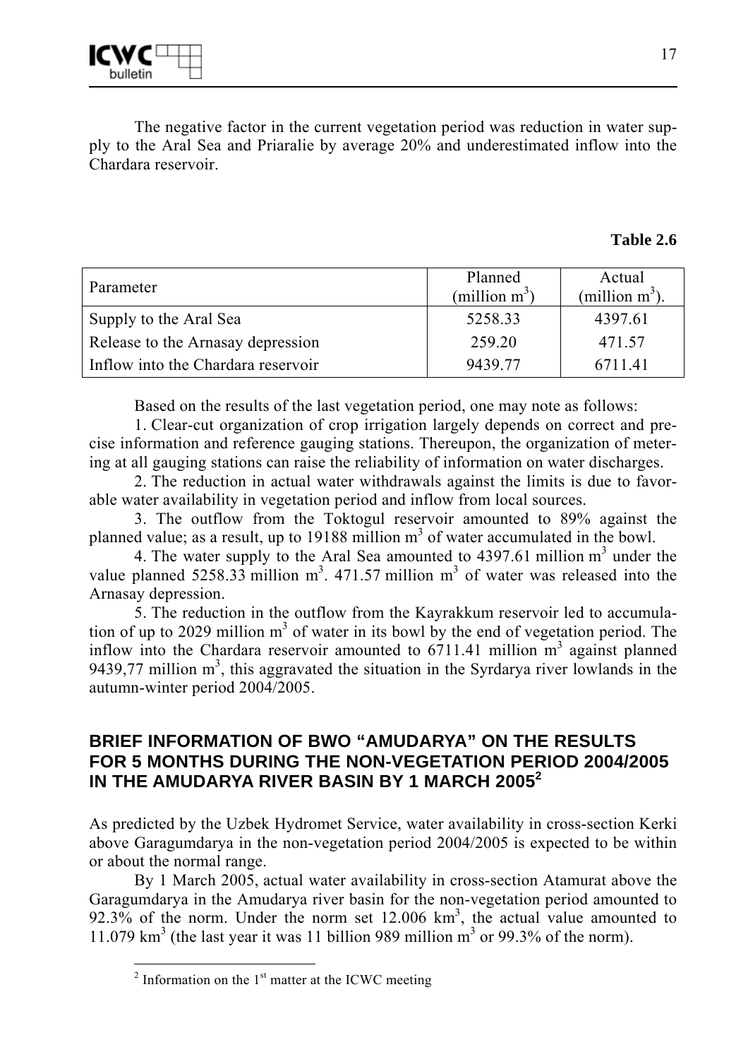The negative factor in the current vegetation period was reduction in water supply to the Aral Sea and Priaralie by average 20% and underestimated inflow into the Chardara reservoir.

**Table 2.6**

| Parameter | Planned (million $m^3$) | Actual (million $m^3$). |
|---|---|---|
| Supply to the Aral Sea | 5258.33 | 4397.61 |
| Release to the Arnasay depression | 259.20 | 471.57 |
| Inflow into the Chardara reservoir | 9439.77 | 6711.41 |

Based on the results of the last vegetation period, one may note as follows:

1. Clear-cut organization of crop irrigation largely depends on correct and precise information and reference gauging stations. Thereupon, the organization of metering at all gauging stations can raise the reliability of information on water discharges.

2. The reduction in actual water withdrawals against the limits is due to favorable water availability in vegetation period and inflow from local sources.

3. The outflow from the Toktogul reservoir amounted to 89% against the planned value; as a result, up to 19188 million $m^3$ of water accumulated in the bowl.

4. The water supply to the Aral Sea amounted to 4397.61 million $m^3$ under the value planned 5258.33 million $m^3$. 471.57 million $m^3$ of water was released into the Arnasay depression.

5. The reduction in the outflow from the Kayrakkum reservoir led to accumulation of up to 2029 million $m^3$ of water in its bowl by the end of vegetation period. The inflow into the Chardara reservoir amounted to 6711.41 million $m^3$ against planned 9439,77 million $m^3$, this aggravated the situation in the Syrdarya river lowlands in the autumn-winter period 2004/2005.

## BRIEF INFORMATION OF BWO "AMUDARYA" ON THE RESULTS FOR 5 MONTHS DURING THE NON-VEGETATION PERIOD 2004/2005 IN THE AMUDARYA RIVER BASIN BY 1 MARCH 2005[2]

As predicted by the Uzbek Hydromet Service, water availability in cross-section Kerki above Garagumdarya in the non-vegetation period 2004/2005 is expected to be within or about the normal range.

By 1 March 2005, actual water availability in cross-section Atamurat above the Garagumdarya in the Amudarya river basin for the non-vegetation period amounted to 92.3% of the norm. Under the norm set 12.006 $km^3$, the actual value amounted to 11.079 $km^3$ (the last year it was 11 billion 989 million $m^3$ or 99.3% of the norm).

[2] Information on the 1st matter at the ICWC meeting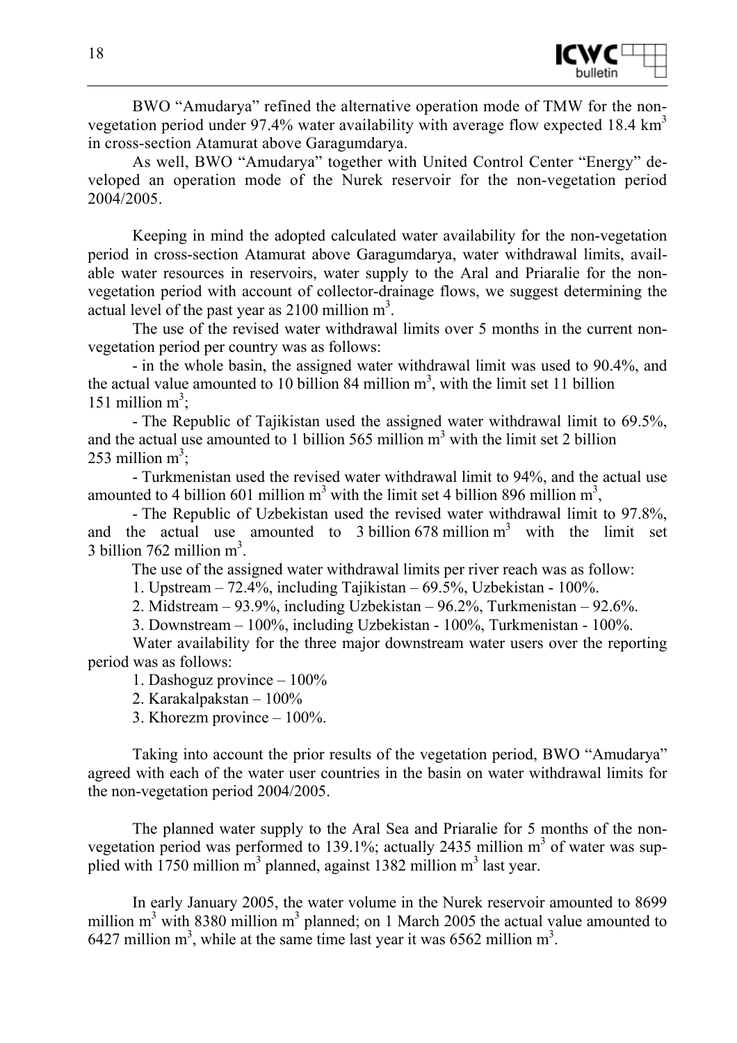BWO "Amudarya" refined the alternative operation mode of TMW for the non-vegetation period under 97.4% water availability with average flow expected 18.4 km$^3$ in cross-section Atamurat above Garagumdarya.

As well, BWO "Amudarya" together with United Control Center "Energy" developed an operation mode of the Nurek reservoir for the non-vegetation period 2004/2005.

Keeping in mind the adopted calculated water availability for the non-vegetation period in cross-section Atamurat above Garagumdarya, water withdrawal limits, available water resources in reservoirs, water supply to the Aral and Priaralie for the non-vegetation period with account of collector-drainage flows, we suggest determining the actual level of the past year as 2100 million m$^3$.

The use of the revised water withdrawal limits over 5 months in the current non-vegetation period per country was as follows:

- in the whole basin, the assigned water withdrawal limit was used to 90.4%, and the actual value amounted to 10 billion 84 million m$^3$, with the limit set 11 billion 151 million m$^3$;
- The Republic of Tajikistan used the assigned water withdrawal limit to 69.5%, and the actual use amounted to 1 billion 565 million m$^3$ with the limit set 2 billion 253 million m$^3$;
- Turkmenistan used the revised water withdrawal limit to 94%, and the actual use amounted to 4 billion 601 million m$^3$ with the limit set 4 billion 896 million m$^3$,
- The Republic of Uzbekistan used the revised water withdrawal limit to 97.8%, and the actual use amounted to 3 billion 678 million m$^3$ with the limit set 3 billion 762 million m$^3$.

The use of the assigned water withdrawal limits per river reach was as follow:

1. Upstream – 72.4%, including Tajikistan – 69.5%, Uzbekistan - 100%.
2. Midstream – 93.9%, including Uzbekistan – 96.2%, Turkmenistan – 92.6%.
3. Downstream – 100%, including Uzbekistan - 100%, Turkmenistan - 100%.

Water availability for the three major downstream water users over the reporting period was as follows:

1. Dashoguz province – 100%
2. Karakalpakstan – 100%
3. Khorezm province – 100%.

Taking into account the prior results of the vegetation period, BWO "Amudarya" agreed with each of the water user countries in the basin on water withdrawal limits for the non-vegetation period 2004/2005.

The planned water supply to the Aral Sea and Priaralie for 5 months of the non-vegetation period was performed to 139.1%; actually 2435 million m$^3$ of water was supplied with 1750 million m$^3$ planned, against 1382 million m$^3$ last year.

In early January 2005, the water volume in the Nurek reservoir amounted to 8699 million m$^3$ with 8380 million m$^3$ planned; on 1 March 2005 the actual value amounted to 6427 million m$^3$, while at the same time last year it was 6562 million m$^3$.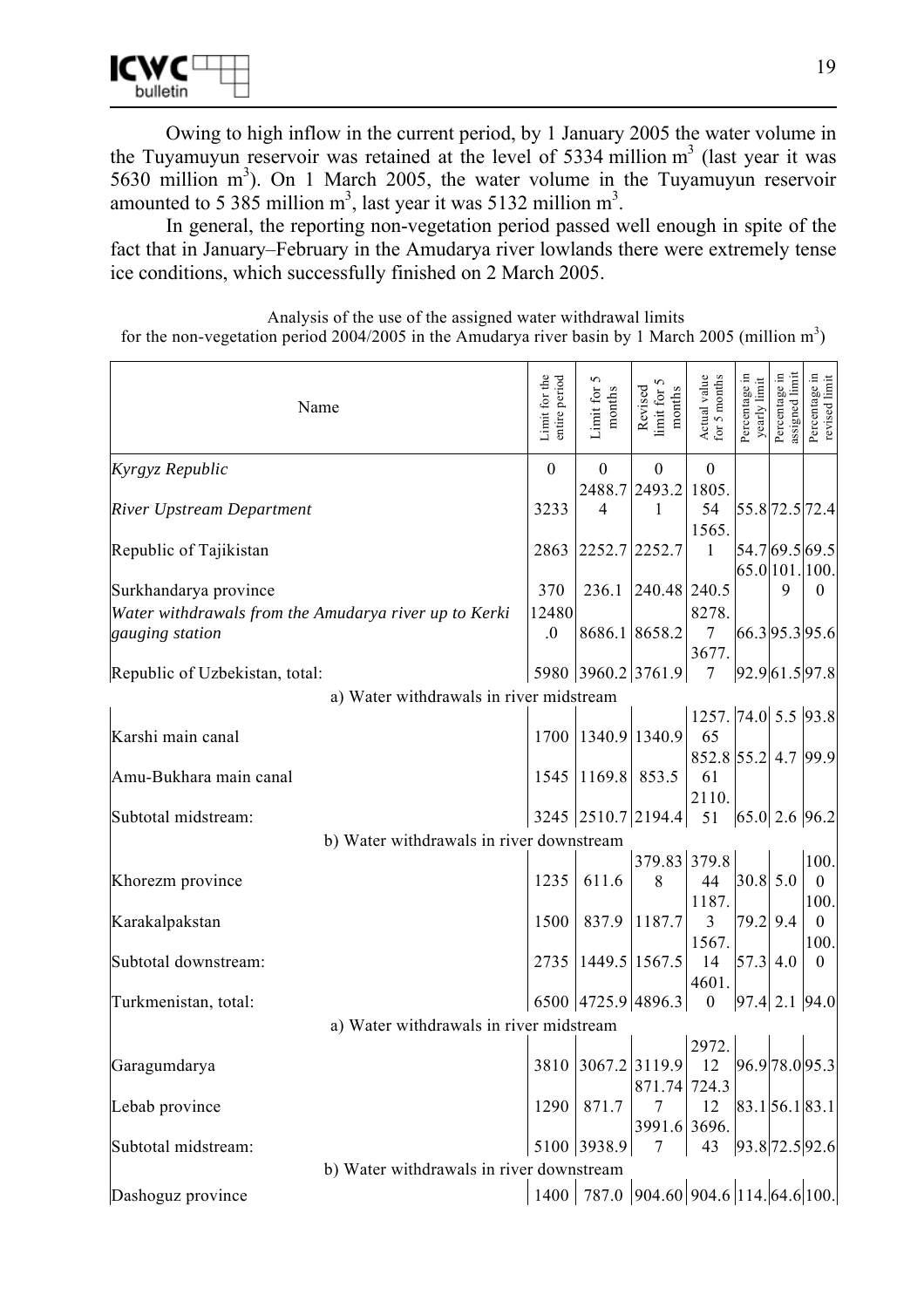Owing to high inflow in the current period, by 1 January 2005 the water volume in the Tuyamuyun reservoir was retained at the level of 5334 million m$^3$ (last year it was 5630 million m$^3$). On 1 March 2005, the water volume in the Tuyamuyun reservoir amounted to 5 385 million m$^3$, last year it was 5132 million m$^3$.

In general, the reporting non-vegetation period passed well enough in spite of the fact that in January–February in the Amudarya river lowlands there were extremely tense ice conditions, which successfully finished on 2 March 2005.

Analysis of the use of the assigned water withdrawal limits
for the non-vegetation period 2004/2005 in the Amudarya river basin by 1 March 2005 (million m$^3$)

| Name | Limit for the entire period | Limit for 5 months | Revised limit for 5 months | Actual value for 5 months | Percentage in yearly limit | Percentage in assigned limit | Percentage in revised limit |
|---|---|---|---|---|---|---|---|
| *Kyrgyz Republic* | 0 | 0 | 0 | 0 | | | |
| *River Upstream Department* | 3233 | 2488.74 | 2493.21 | 1805.54 | 55.8 | 72.5 | 72.4 |
| Republic of Tajikistan | 2863 | 2252.7 | 2252.7 | 1565.1 | 54.7 | 69.5 | 69.5 |
| Surkhandarya province | 370 | 236.1 | 240.48 | 240.5 | 65.0 | 101.9 | 100.0 |
| *Water withdrawals from the Amudarya river up to Kerki gauging station* | 12480.0 | 8686.1 | 8658.2 | 8278.7 | 66.3 | 95.3 | 95.6 |
| Republic of Uzbekistan, total: | 5980 | 3960.2 | 3761.9 | 3677.7 | 92.9 | 61.5 | 97.8 |
| a) Water withdrawals in river midstream | | | | | | | |
| Karshi main canal | 1700 | 1340.9 | 1340.9 | 1257.65 | 74.0 | 5.5 | 93.8 |
| Amu-Bukhara main canal | 1545 | 1169.8 | 853.5 | 852.861 | 55.2 | 4.7 | 99.9 |
| Subtotal midstream: | 3245 | 2510.7 | 2194.4 | 2110.51 | 65.0 | 2.6 | 96.2 |
| b) Water withdrawals in river downstream | | | | | | | |
| Khorezm province | 1235 | 611.6 | 379.838 | 379.844 | 30.8 | 5.0 | 100.0 |
| Karakalpakstan | 1500 | 837.9 | 1187.7 | 1187.3 | 79.2 | 9.4 | 100.0 |
| Subtotal downstream: | 2735 | 1449.5 | 1567.5 | 1567.14 | 57.3 | 4.0 | 100.0 |
| Turkmenistan, total: | 6500 | 4725.9 | 4896.3 | 4601.0 | 97.4 | 2.1 | 94.0 |
| a) Water withdrawals in river midstream | | | | | | | |
| Garagumdarya | 3810 | 3067.2 | 3119.9 | 2972.12 | 96.9 | 78.0 | 95.3 |
| Lebab province | 1290 | 871.7 | 871.747 | 724.312 | 83.1 | 56.1 | 83.1 |
| Subtotal midstream: | 5100 | 3938.9 | 3991.67 | 3696.43 | 93.8 | 72.5 | 92.6 |
| b) Water withdrawals in river downstream | | | | | | | |
| Dashoguz province | 1400 | 787.0 | 904.60 | 904.6 | 114. | 64.6 | 100. |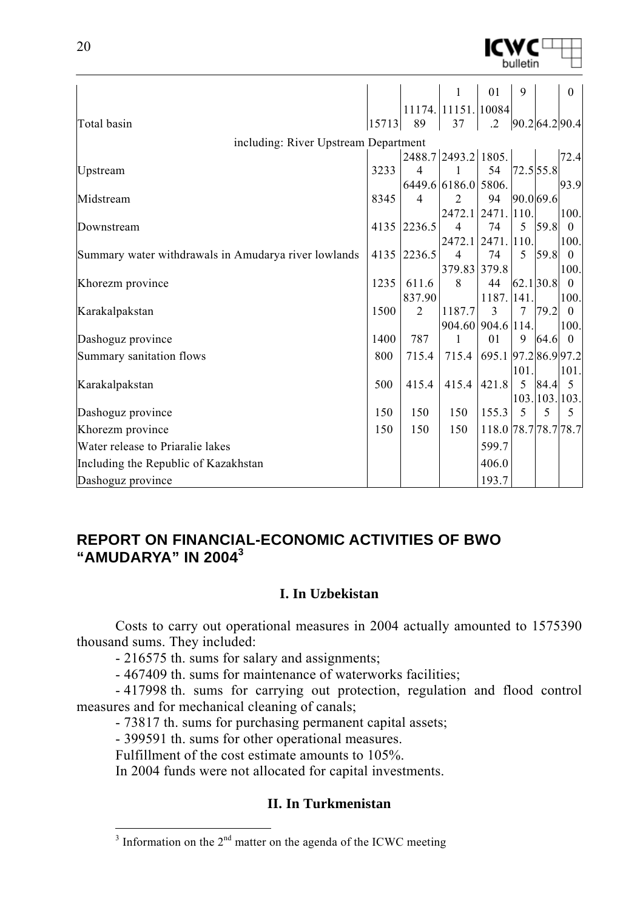| | | | | | | | |
|---|---|---|---|---|---|---|---|
| | | | 1 | 01 | 9 | | 0 |
| Total basin | 15713 | 11174.89 | 11151.37 | 10084.2 | 90.2 | 64.2 | 90.4 |
| including: River Upstream Department | | | | | | | |
| Upstream | 3233 | 2488.74 | 2493.21 | 1805.54 | 72.5 | 55.8 | 72.4 |
| Midstream | 8345 | 6449.64 | 6186.02 | 5806.94 | 90.0 | 69.6 | 93.9 |
| Downstream | 4135 | 2236.5 | 2472.14 | 2471.74 | 110.5 | 59.8 | 100.0 |
| Summary water withdrawals in Amudarya river lowlands | 4135 | 2236.5 | 2472.14 | 2471.74 | 110.5 | 59.8 | 100.0 |
| Khorezm province | 1235 | 611.6 | 379.838 | 379.844 | 62.1 | 30.8 | 100.0 |
| Karakalpakstan | 1500 | 837.902 | 1187.7 | 1187.3 | 141.7 | 79.2 | 100.0 |
| Dashoguz province | 1400 | 787 | 904.601 | 904.601 | 114.9 | 64.6 | 100.0 |
| Summary sanitation flows | 800 | 715.4 | 715.4 | 695.1 | 97.2 | 86.9 | 97.2 |
| Karakalpakstan | 500 | 415.4 | 415.4 | 421.8 | 101.5 | 84.4 | 101.5 |
| Dashoguz province | 150 | 150 | 150 | 155.3 | 103.5 | 103.5 | 103.5 |
| Khorezm province | 150 | 150 | 150 | 118.0 | 78.7 | 78.7 | 78.7 |
| Water release to Priaralie lakes | | | | 599.7 | | | |
| Including the Republic of Kazakhstan | | | | 406.0 | | | |
| Dashoguz province | | | | 193.7 | | | |

## REPORT ON FINANCIAL-ECONOMIC ACTIVITIES OF BWO "AMUDARYA" IN 2004[3]

### I. In Uzbekistan

Costs to carry out operational measures in 2004 actually amounted to 1575390 thousand sums. They included:

- 216575 th. sums for salary and assignments;
- 467409 th. sums for maintenance of waterworks facilities;
- 417998 th. sums for carrying out protection, regulation and flood control measures and for mechanical cleaning of canals;
- 73817 th. sums for purchasing permanent capital assets;
- 399591 th. sums for other operational measures.

Fulfillment of the cost estimate amounts to 105%.

In 2004 funds were not allocated for capital investments.

### II. In Turkmenistan

[3] Information on the 2nd matter on the agenda of the ICWC meeting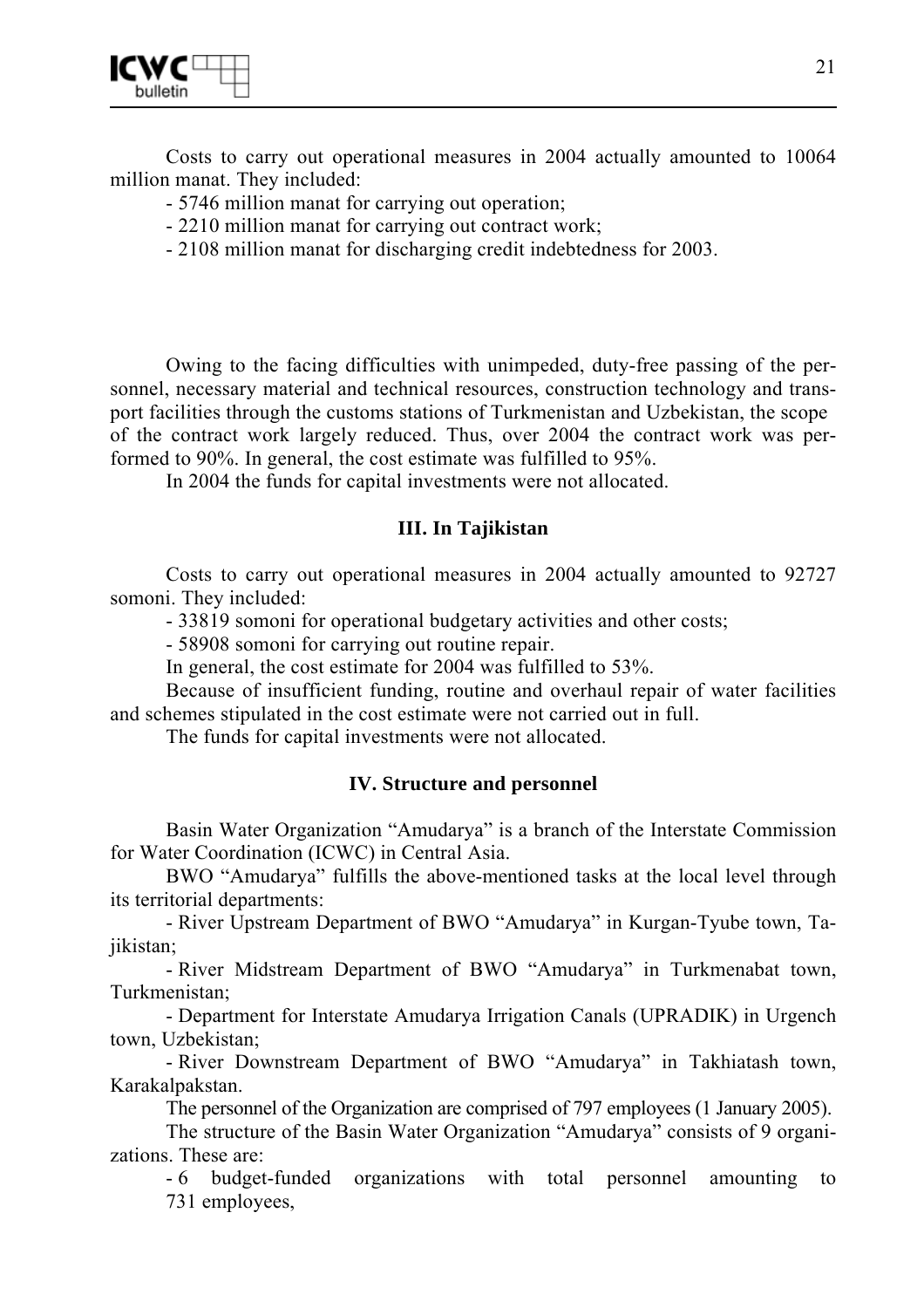Costs to carry out operational measures in 2004 actually amounted to 10064 million manat. They included:

- 5746 million manat for carrying out operation;
- 2210 million manat for carrying out contract work;
- 2108 million manat for discharging credit indebtedness for 2003.

Owing to the facing difficulties with unimpeded, duty-free passing of the personnel, necessary material and technical resources, construction technology and transport facilities through the customs stations of Turkmenistan and Uzbekistan, the scope of the contract work largely reduced. Thus, over 2004 the contract work was performed to 90%. In general, the cost estimate was fulfilled to 95%.

In 2004 the funds for capital investments were not allocated.

### III. In Tajikistan

Costs to carry out operational measures in 2004 actually amounted to 92727 somoni. They included:

- 33819 somoni for operational budgetary activities and other costs;
- 58908 somoni for carrying out routine repair.

In general, the cost estimate for 2004 was fulfilled to 53%.

Because of insufficient funding, routine and overhaul repair of water facilities and schemes stipulated in the cost estimate were not carried out in full.

The funds for capital investments were not allocated.

### IV. Structure and personnel

Basin Water Organization "Amudarya" is a branch of the Interstate Commission for Water Coordination (ICWC) in Central Asia.

BWO "Amudarya" fulfills the above-mentioned tasks at the local level through its territorial departments:

- River Upstream Department of BWO "Amudarya" in Kurgan-Tyube town, Tajikistan;
- River Midstream Department of BWO "Amudarya" in Turkmenabat town, Turkmenistan;
- Department for Interstate Amudarya Irrigation Canals (UPRADIK) in Urgench town, Uzbekistan;
- River Downstream Department of BWO "Amudarya" in Takhiatash town, Karakalpakstan.

The personnel of the Organization are comprised of 797 employees (1 January 2005).

The structure of the Basin Water Organization "Amudarya" consists of 9 organizations. These are:

- 6 budget-funded organizations with total personnel amounting to 731 employees,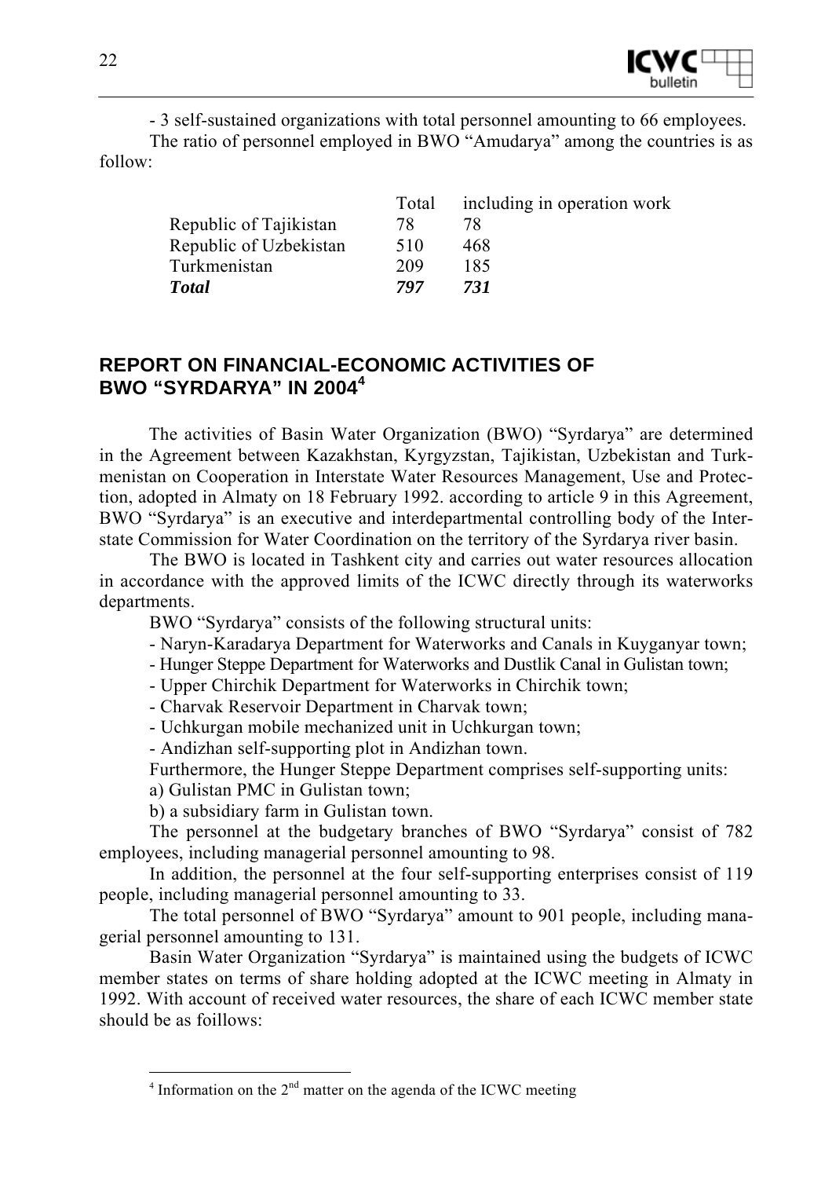- 3 self-sustained organizations with total personnel amounting to 66 employees.

The ratio of personnel employed in BWO "Amudarya" among the countries is as follow:

| | Total | including in operation work |
|---|---|---|
| Republic of Tajikistan | 78 | 78 |
| Republic of Uzbekistan | 510 | 468 |
| Turkmenistan | 209 | 185 |
| ***Total*** | ***797*** | ***731*** |

## REPORT ON FINANCIAL-ECONOMIC ACTIVITIES OF BWO "SYRDARYA" IN 2004[4]

The activities of Basin Water Organization (BWO) "Syrdarya" are determined in the Agreement between Kazakhstan, Kyrgyzstan, Tajikistan, Uzbekistan and Turkmenistan on Cooperation in Interstate Water Resources Management, Use and Protection, adopted in Almaty on 18 February 1992. according to article 9 in this Agreement, BWO "Syrdarya" is an executive and interdepartmental controlling body of the Interstate Commission for Water Coordination on the territory of the Syrdarya river basin.

The BWO is located in Tashkent city and carries out water resources allocation in accordance with the approved limits of the ICWC directly through its waterworks departments.

BWO "Syrdarya" consists of the following structural units:

- Naryn-Karadarya Department for Waterworks and Canals in Kuyganyar town;
- Hunger Steppe Department for Waterworks and Dustlik Canal in Gulistan town;
- Upper Chirchik Department for Waterworks in Chirchik town;
- Charvak Reservoir Department in Charvak town;
- Uchkurgan mobile mechanized unit in Uchkurgan town;
- Andizhan self-supporting plot in Andizhan town.

Furthermore, the Hunger Steppe Department comprises self-supporting units:

a) Gulistan PMC in Gulistan town;

b) a subsidiary farm in Gulistan town.

The personnel at the budgetary branches of BWO "Syrdarya" consist of 782 employees, including managerial personnel amounting to 98.

In addition, the personnel at the four self-supporting enterprises consist of 119 people, including managerial personnel amounting to 33.

The total personnel of BWO "Syrdarya" amount to 901 people, including managerial personnel amounting to 131.

Basin Water Organization "Syrdarya" is maintained using the budgets of ICWC member states on terms of share holding adopted at the ICWC meeting in Almaty in 1992. With account of received water resources, the share of each ICWC member state should be as foillows:

[4] Information on the 2nd matter on the agenda of the ICWC meeting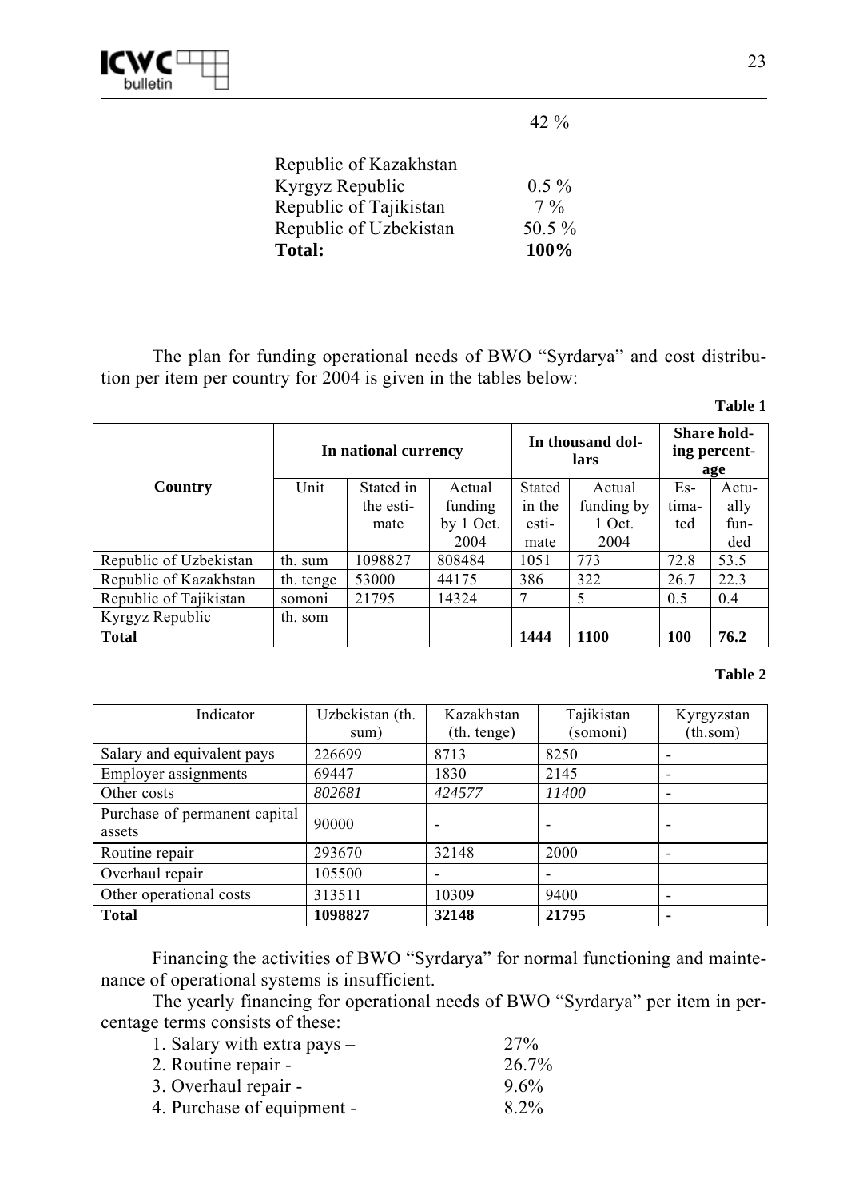42 %

| | |
|---|---|
| Republic of Kazakhstan | |
| Kyrgyz Republic | 0.5 % |
| Republic of Tajikistan | 7 % |
| Republic of Uzbekistan | 50.5 % |
| **Total:** | **100%** |

The plan for funding operational needs of BWO "Syrdarya" and cost distribution per item per country for 2004 is given in the tables below:

**Table 1**

| Country | In national currency | | | In thousand dollars | | Share holding percentage | |
|---|---|---|---|---|---|---|---|
| | Unit | Stated in the estimate | Actual funding by 1 Oct. 2004 | Stated in the estimate | Actual funding by 1 Oct. 2004 | Estimated | Actually funded |
| Republic of Uzbekistan | th. sum | 1098827 | 808484 | 1051 | 773 | 72.8 | 53.5 |
| Republic of Kazakhstan | th. tenge | 53000 | 44175 | 386 | 322 | 26.7 | 22.3 |
| Republic of Tajikistan | somoni | 21795 | 14324 | 7 | 5 | 0.5 | 0.4 |
| Kyrgyz Republic | th. som | | | | | | |
| **Total** | | | | **1444** | **1100** | **100** | **76.2** |

**Table 2**

| Indicator | Uzbekistan (th. sum) | Kazakhstan (th. tenge) | Tajikistan (somoni) | Kyrgyzstan (th.som) |
|---|---|---|---|---|
| Salary and equivalent pays | 226699 | 8713 | 8250 | - |
| Employer assignments | 69447 | 1830 | 2145 | - |
| Other costs | *802681* | *424577* | *11400* | - |
| Purchase of permanent capital assets | 90000 | - | - | - |
| Routine repair | 293670 | 32148 | 2000 | - |
| Overhaul repair | 105500 | - | - | |
| Other operational costs | 313511 | 10309 | 9400 | - |
| **Total** | **1098827** | **32148** | **21795** | **-** |

Financing the activities of BWO "Syrdarya" for normal functioning and maintenance of operational systems is insufficient.

The yearly financing for operational needs of BWO "Syrdarya" per item in percentage terms consists of these:

1. Salary with extra pays – 27%
2. Routine repair - 26.7%
3. Overhaul repair - 9.6%
4. Purchase of equipment - 8.2%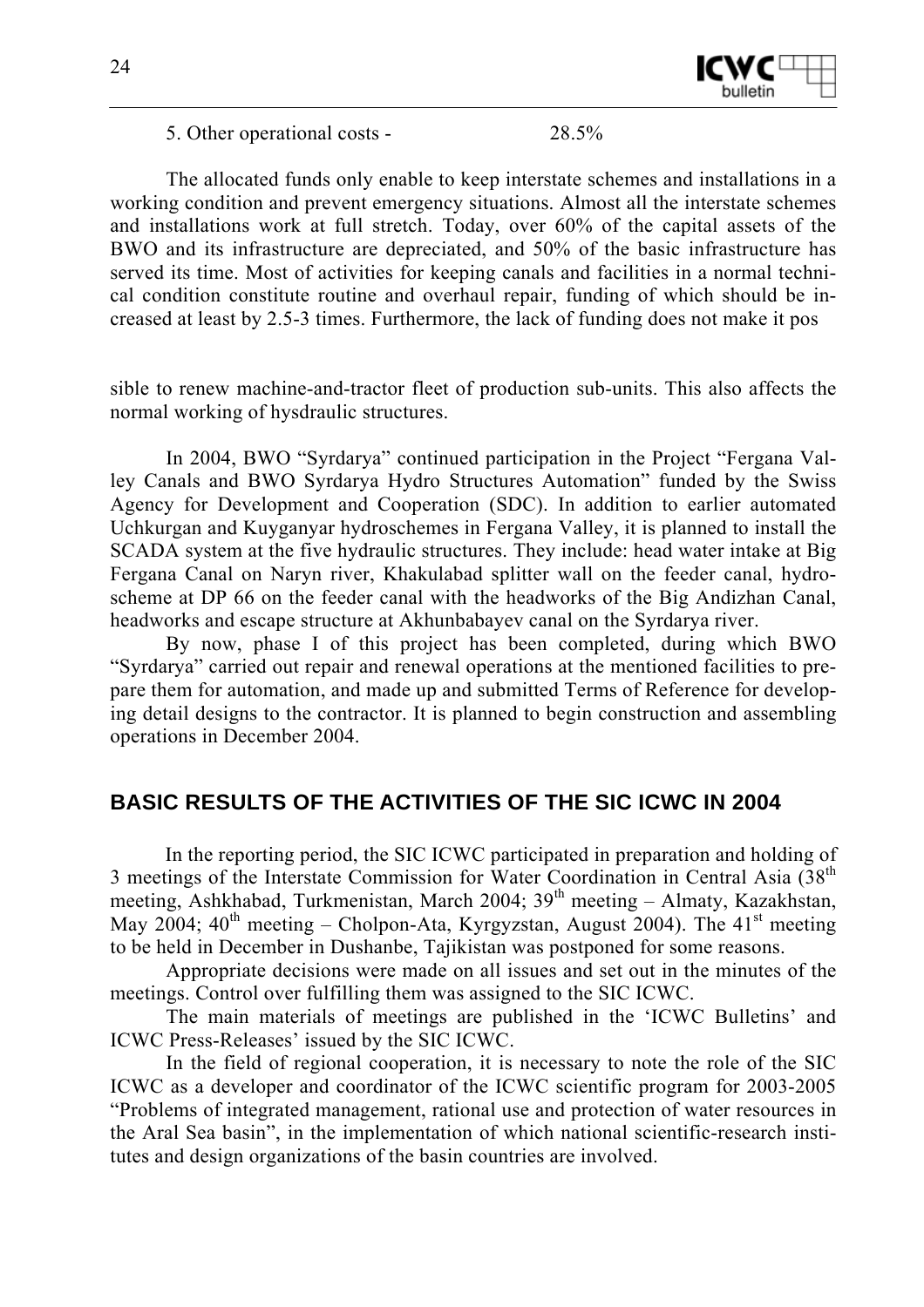5. Other operational costs - 28.5%

The allocated funds only enable to keep interstate schemes and installations in a working condition and prevent emergency situations. Almost all the interstate schemes and installations work at full stretch. Today, over 60% of the capital assets of the BWO and its infrastructure are depreciated, and 50% of the basic infrastructure has served its time. Most of activities for keeping canals and facilities in a normal technical condition constitute routine and overhaul repair, funding of which should be increased at least by 2.5-3 times. Furthermore, the lack of funding does not make it possible to renew machine-and-tractor fleet of production sub-units. This also affects the normal working of hysdraulic structures.

In 2004, BWO "Syrdarya" continued participation in the Project "Fergana Valley Canals and BWO Syrdarya Hydro Structures Automation" funded by the Swiss Agency for Development and Cooperation (SDC). In addition to earlier automated Uchkurgan and Kuyganyar hydroschemes in Fergana Valley, it is planned to install the SCADA system at the five hydraulic structures. They include: head water intake at Big Fergana Canal on Naryn river, Khakulabad splitter wall on the feeder canal, hydroscheme at DP 66 on the feeder canal with the headworks of the Big Andizhan Canal, headworks and escape structure at Akhunbabayev canal on the Syrdarya river.

By now, phase I of this project has been completed, during which BWO "Syrdarya" carried out repair and renewal operations at the mentioned facilities to prepare them for automation, and made up and submitted Terms of Reference for developing detail designs to the contractor. It is planned to begin construction and assembling operations in December 2004.

## BASIC RESULTS OF THE ACTIVITIES OF THE SIC ICWC IN 2004

In the reporting period, the SIC ICWC participated in preparation and holding of 3 meetings of the Interstate Commission for Water Coordination in Central Asia (38th meeting, Ashkhabad, Turkmenistan, March 2004; 39th meeting – Almaty, Kazakhstan, May 2004; 40th meeting – Cholpon-Ata, Kyrgyzstan, August 2004). The 41st meeting to be held in December in Dushanbe, Tajikistan was postponed for some reasons.

Appropriate decisions were made on all issues and set out in the minutes of the meetings. Control over fulfilling them was assigned to the SIC ICWC.

The main materials of meetings are published in the 'ICWC Bulletins' and ICWC Press-Releases' issued by the SIC ICWC.

In the field of regional cooperation, it is necessary to note the role of the SIC ICWC as a developer and coordinator of the ICWC scientific program for 2003-2005 "Problems of integrated management, rational use and protection of water resources in the Aral Sea basin", in the implementation of which national scientific-research institutes and design organizations of the basin countries are involved.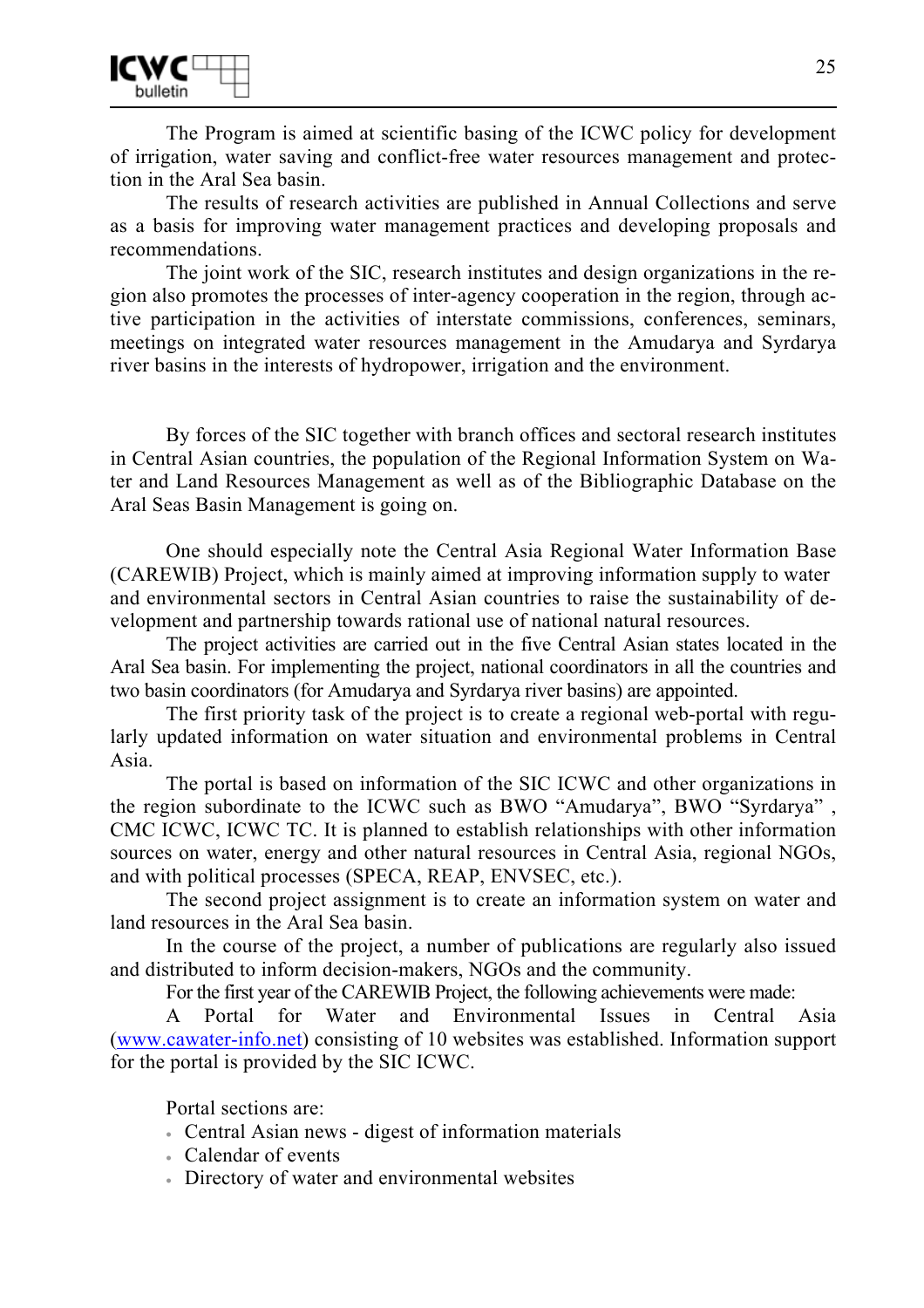The Program is aimed at scientific basing of the ICWC policy for development of irrigation, water saving and conflict-free water resources management and protection in the Aral Sea basin.

The results of research activities are published in Annual Collections and serve as a basis for improving water management practices and developing proposals and recommendations.

The joint work of the SIC, research institutes and design organizations in the region also promotes the processes of inter-agency cooperation in the region, through active participation in the activities of interstate commissions, conferences, seminars, meetings on integrated water resources management in the Amudarya and Syrdarya river basins in the interests of hydropower, irrigation and the environment.

By forces of the SIC together with branch offices and sectoral research institutes in Central Asian countries, the population of the Regional Information System on Water and Land Resources Management as well as of the Bibliographic Database on the Aral Seas Basin Management is going on.

One should especially note the Central Asia Regional Water Information Base (CAREWIB) Project, which is mainly aimed at improving information supply to water and environmental sectors in Central Asian countries to raise the sustainability of development and partnership towards rational use of national natural resources.

The project activities are carried out in the five Central Asian states located in the Aral Sea basin. For implementing the project, national coordinators in all the countries and two basin coordinators (for Amudarya and Syrdarya river basins) are appointed.

The first priority task of the project is to create a regional web-portal with regularly updated information on water situation and environmental problems in Central Asia.

The portal is based on information of the SIC ICWC and other organizations in the region subordinate to the ICWC such as BWO "Amudarya", BWO "Syrdarya" , CMC ICWC, ICWC TC. It is planned to establish relationships with other information sources on water, energy and other natural resources in Central Asia, regional NGOs, and with political processes (SPECA, REAP, ENVSEC, etc.).

The second project assignment is to create an information system on water and land resources in the Aral Sea basin.

In the course of the project, a number of publications are regularly also issued and distributed to inform decision-makers, NGOs and the community.

For the first year of the CAREWIB Project, the following achievements were made:

A Portal for Water and Environmental Issues in Central Asia (www.cawater-info.net) consisting of 10 websites was established. Information support for the portal is provided by the SIC ICWC.

Portal sections are:

- Central Asian news - digest of information materials
- Calendar of events
- Directory of water and environmental websites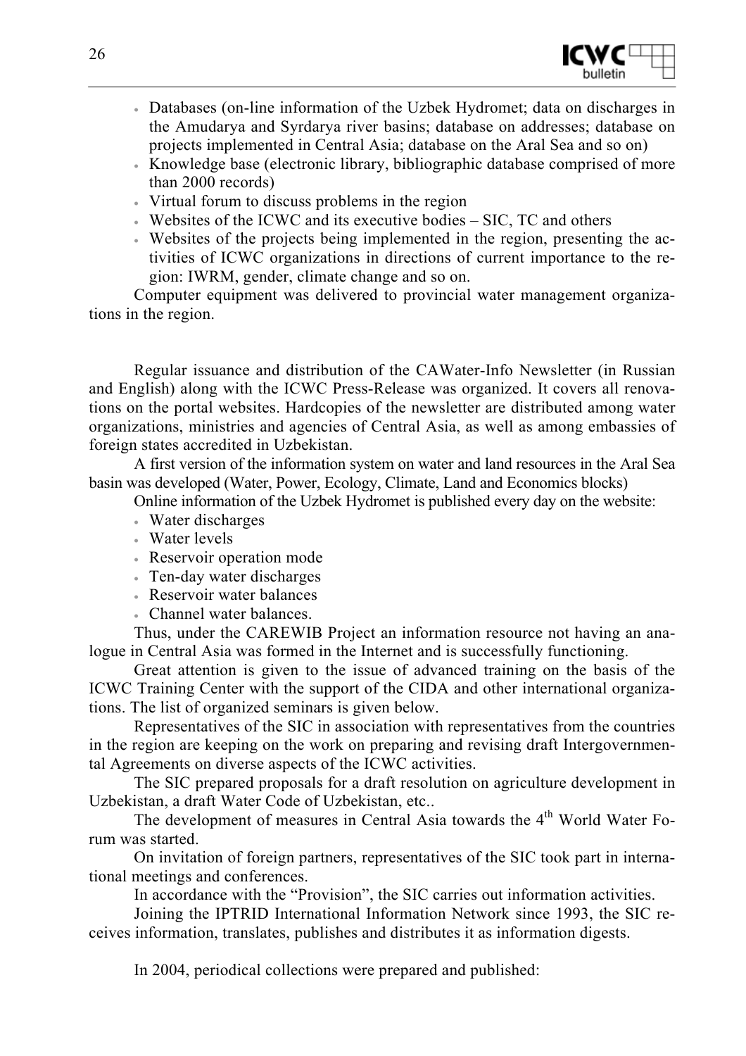- Databases (on-line information of the Uzbek Hydromet; data on discharges in the Amudarya and Syrdarya river basins; database on addresses; database on projects implemented in Central Asia; database on the Aral Sea and so on)
- Knowledge base (electronic library, bibliographic database comprised of more than 2000 records)
- Virtual forum to discuss problems in the region
- Websites of the ICWC and its executive bodies – SIC, TC and others
- Websites of the projects being implemented in the region, presenting the activities of ICWC organizations in directions of current importance to the region: IWRM, gender, climate change and so on.

Computer equipment was delivered to provincial water management organizations in the region.

Regular issuance and distribution of the CAWater-Info Newsletter (in Russian and English) along with the ICWC Press-Release was organized. It covers all renovations on the portal websites. Hardcopies of the newsletter are distributed among water organizations, ministries and agencies of Central Asia, as well as among embassies of foreign states accredited in Uzbekistan.

A first version of the information system on water and land resources in the Aral Sea basin was developed (Water, Power, Ecology, Climate, Land and Economics blocks)

Online information of the Uzbek Hydromet is published every day on the website:

- Water discharges
- Water levels
- Reservoir operation mode
- Ten-day water discharges
- Reservoir water balances
- Channel water balances.

Thus, under the CAREWIB Project an information resource not having an analogue in Central Asia was formed in the Internet and is successfully functioning.

Great attention is given to the issue of advanced training on the basis of the ICWC Training Center with the support of the CIDA and other international organizations. The list of organized seminars is given below.

Representatives of the SIC in association with representatives from the countries in the region are keeping on the work on preparing and revising draft Intergovernmental Agreements on diverse aspects of the ICWC activities.

The SIC prepared proposals for a draft resolution on agriculture development in Uzbekistan, a draft Water Code of Uzbekistan, etc..

The development of measures in Central Asia towards the 4th World Water Forum was started.

On invitation of foreign partners, representatives of the SIC took part in international meetings and conferences.

In accordance with the "Provision", the SIC carries out information activities.

Joining the IPTRID International Information Network since 1993, the SIC receives information, translates, publishes and distributes it as information digests.

In 2004, periodical collections were prepared and published: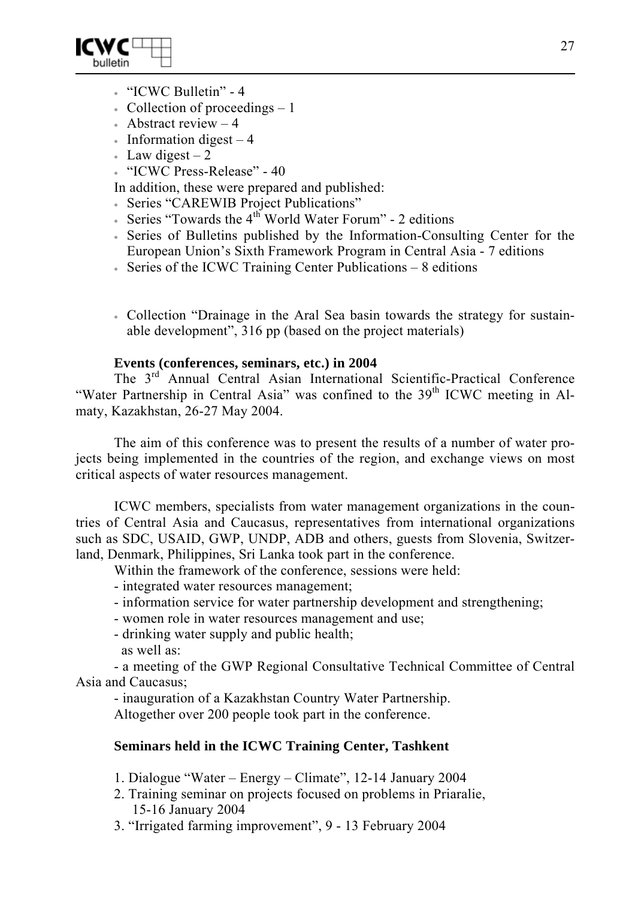- "ICWC Bulletin" - 4
- Collection of proceedings – 1
- Abstract review – 4
- Information digest – 4
- Law digest – 2
- "ICWC Press-Release" - 40

In addition, these were prepared and published:

- Series "CAREWIB Project Publications"
- Series "Towards the 4th World Water Forum" - 2 editions
- Series of Bulletins published by the Information-Consulting Center for the European Union's Sixth Framework Program in Central Asia - 7 editions
- Series of the ICWC Training Center Publications – 8 editions

- Collection "Drainage in the Aral Sea basin towards the strategy for sustainable development", 316 pp (based on the project materials)

**Events (conferences, seminars, etc.) in 2004**

The 3rd Annual Central Asian International Scientific-Practical Conference "Water Partnership in Central Asia" was confined to the 39th ICWC meeting in Almaty, Kazakhstan, 26-27 May 2004.

The aim of this conference was to present the results of a number of water projects being implemented in the countries of the region, and exchange views on most critical aspects of water resources management.

ICWC members, specialists from water management organizations in the countries of Central Asia and Caucasus, representatives from international organizations such as SDC, USAID, GWP, UNDP, ADB and others, guests from Slovenia, Switzerland, Denmark, Philippines, Sri Lanka took part in the conference.

Within the framework of the conference, sessions were held:

- integrated water resources management;
- information service for water partnership development and strengthening;
- women role in water resources management and use;
- drinking water supply and public health;

as well as:

- a meeting of the GWP Regional Consultative Technical Committee of Central Asia and Caucasus;
- inauguration of a Kazakhstan Country Water Partnership.

Altogether over 200 people took part in the conference.

**Seminars held in the ICWC Training Center, Tashkent**

1. Dialogue "Water – Energy – Climate", 12-14 January 2004
2. Training seminar on projects focused on problems in Priaralie, 15-16 January 2004
3. "Irrigated farming improvement", 9 - 13 February 2004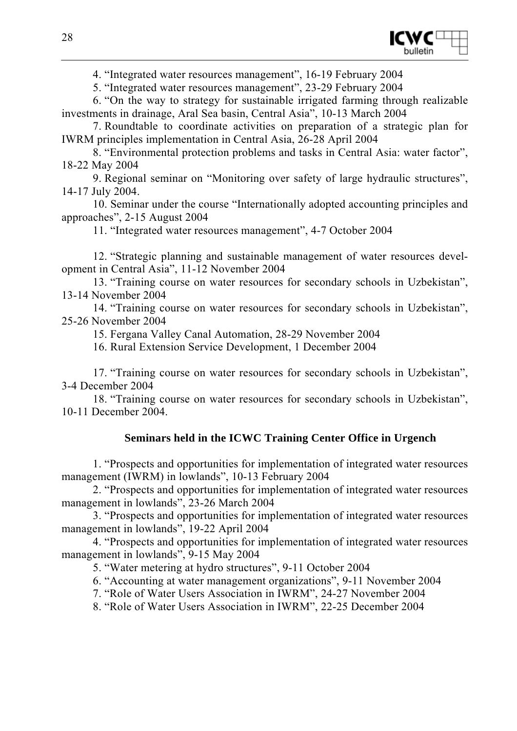4. “Integrated water resources management”, 16-19 February 2004

5. “Integrated water resources management”, 23-29 February 2004

6. “On the way to strategy for sustainable irrigated farming through realizable investments in drainage, Aral Sea basin, Central Asia”, 10-13 March 2004

7. Roundtable to coordinate activities on preparation of a strategic plan for IWRM principles implementation in Central Asia, 26-28 April 2004

8. “Environmental protection problems and tasks in Central Asia: water factor”, 18-22 May 2004

9. Regional seminar on “Monitoring over safety of large hydraulic structures”, 14-17 July 2004.

10. Seminar under the course “Internationally adopted accounting principles and approaches”, 2-15 August 2004

11. “Integrated water resources management”, 4-7 October 2004

12. “Strategic planning and sustainable management of water resources development in Central Asia”, 11-12 November 2004

13. “Training course on water resources for secondary schools in Uzbekistan”, 13-14 November 2004

14. “Training course on water resources for secondary schools in Uzbekistan”, 25-26 November 2004

15. Fergana Valley Canal Automation, 28-29 November 2004

16. Rural Extension Service Development, 1 December 2004

17. “Training course on water resources for secondary schools in Uzbekistan”, 3-4 December 2004

18. “Training course on water resources for secondary schools in Uzbekistan”, 10-11 December 2004.

### Seminars held in the ICWC Training Center Office in Urgench

1. “Prospects and opportunities for implementation of integrated water resources management (IWRM) in lowlands”, 10-13 February 2004

2. “Prospects and opportunities for implementation of integrated water resources management in lowlands”, 23-26 March 2004

3. “Prospects and opportunities for implementation of integrated water resources management in lowlands”, 19-22 April 2004

4. “Prospects and opportunities for implementation of integrated water resources management in lowlands”, 9-15 May 2004

5. “Water metering at hydro structures”, 9-11 October 2004

6. “Accounting at water management organizations”, 9-11 November 2004

7. “Role of Water Users Association in IWRM”, 24-27 November 2004

8. “Role of Water Users Association in IWRM”, 22-25 December 2004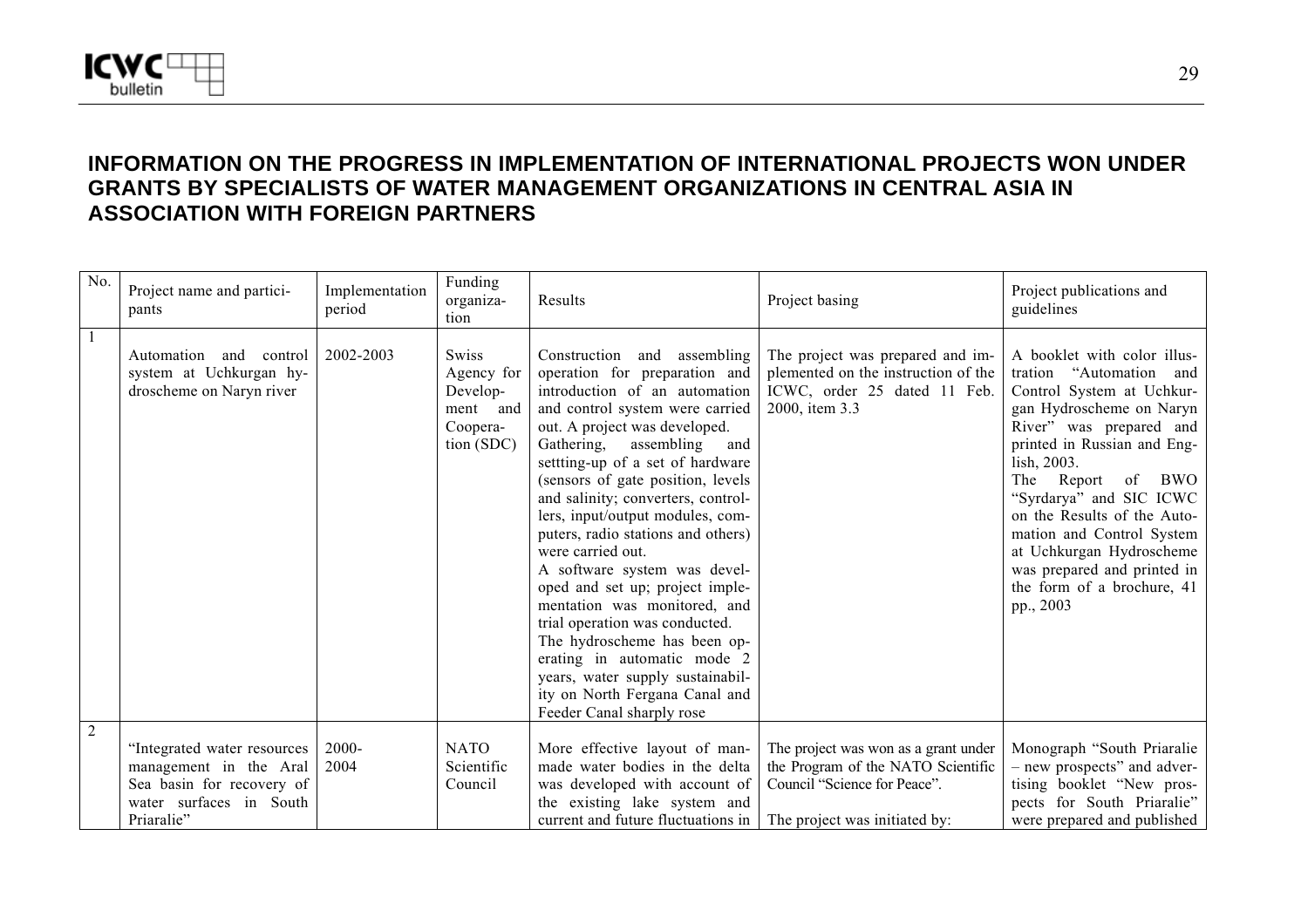## INFORMATION ON THE PROGRESS IN IMPLEMENTATION OF INTERNATIONAL PROJECTS WON UNDER GRANTS BY SPECIALISTS OF WATER MANAGEMENT ORGANIZATIONS IN CENTRAL ASIA IN ASSOCIATION WITH FOREIGN PARTNERS

| No. | Project name and participants | Implementation period | Funding organization | Results | Project basing | Project publications and guidelines |
|---|---|---|---|---|---|---|
| 1 | Automation and control system at Uchkurgan hydroscheme on Naryn river | 2002-2003 | Swiss Agency for Development and Cooperation (SDC) | Construction and assembling operation for preparation and introduction of an automation and control system were carried out. A project was developed.<br>Gathering, assembling and settting-up of a set of hardware (sensors of gate position, levels and salinity; converters, controllers, input/output modules, computers, radio stations and others) were carried out.<br>A software system was developed and set up; project implementation was monitored, and trial operation was conducted.<br>The hydroscheme has been operating in automatic mode 2 years, water supply sustainability on North Fergana Canal and Feeder Canal sharply rose | The project was prepared and implemented on the instruction of the ICWC, order 25 dated 11 Feb. 2000, item 3.3 | A booklet with color illustration "Automation and Control System at Uchkurgan Hydroscheme on Naryn River" was prepared and printed in Russian and English, 2003.<br>The Report of BWO "Syrdarya" and SIC ICWC on the Results of the Automation and Control System at Uchkurgan Hydroscheme was prepared and printed in the form of a brochure, 41 pp., 2003 |
| 2 | "Integrated water resources management in the Aral Sea basin for recovery of water surfaces in South Priaralie" | 2000-2004 | NATO Scientific Council | More effective layout of man-made water bodies in the delta was developed with account of the existing lake system and current and future fluctuations in | The project was won as a grant under the Program of the NATO Scientific Council "Science for Peace".<br><br>The project was initiated by: | Monograph "South Priaralie – new prospects" and advertising booklet "New prospects for South Priaralie" were prepared and published |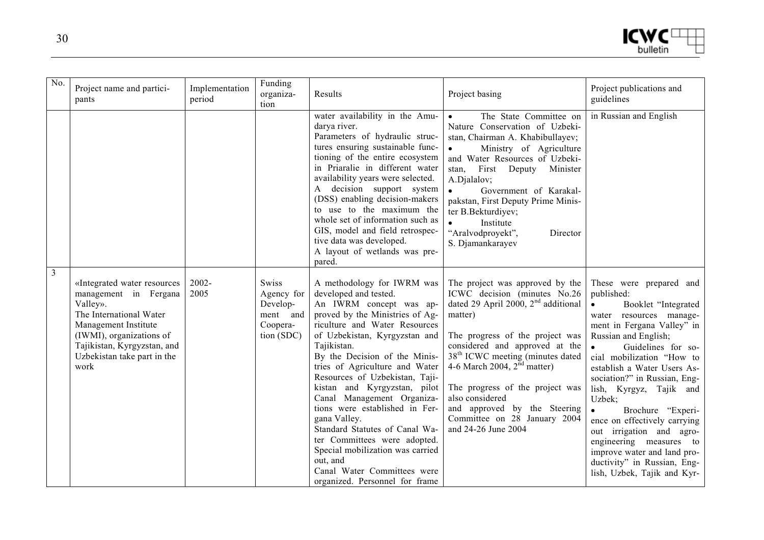| No. | Project name and participants | Implementation period | Funding organization | Results | Project basing | Project publications and guidelines |
|---|---|---|---|---|---|---|
| | | | | water availability in the Amudarya river. Parameters of hydraulic structures ensuring sustainable functioning of the entire ecosystem in Priaralie in different water availability years were selected. A decision support system (DSS) enabling decision-makers to use to the maximum the whole set of information such as GIS, model and field retrospective data was developed. A layout of wetlands was prepared. | • The State Committee on Nature Conservation of Uzbekistan, Chairman A. Khabibullayev; • Ministry of Agriculture and Water Resources of Uzbekistan, First Deputy Minister A.Djalalov; • Government of Karakalpakstan, First Deputy Prime Minister B.Bekturdiyev; • Institute "Aralvodproyekt", Director S. Djamankarayev | in Russian and English |
| 3 | «Integrated water resources management in Fergana Valley». The International Water Management Institute (IWMI), organizations of Tajikistan, Kyrgyzstan, and Uzbekistan take part in the work | 2002-2005 | Swiss Agency for Development and Cooperation (SDC) | A methodology for IWRM was developed and tested. An IWRM concept was approved by the Ministries of Agriculture and Water Resources of Uzbekistan, Kyrgyzstan and Tajikistan. By the Decision of the Ministries of Agriculture and Water Resources of Uzbekistan, Tajikistan and Kyrgyzstan, pilot Canal Management Organizations were established in Fergana Valley. Standard Statutes of Canal Water Committees were adopted. Special mobilization was carried out, and Canal Water Committees were organized. Personnel for frame | The project was approved by the ICWC decision (minutes No.26 dated 29 April 2000, 2nd additional matter) The progress of the project was considered and approved at the 38th ICWC meeting (minutes dated 4-6 March 2004, 2nd matter) The progress of the project was also considered and approved by the Steering Committee on 28 January 2004 and 24-26 June 2004 | These were prepared and published: • Booklet "Integrated water resources management in Fergana Valley" in Russian and English; • Guidelines for social mobilization "How to establish a Water Users Association?" in Russian, English, Kyrgyz, Tajik and Uzbek; • Brochure "Experience on effectively carrying out irrigation and agro-engineering measures to improve water and land productivity" in Russian, English, Uzbek, Tajik and Kyr- |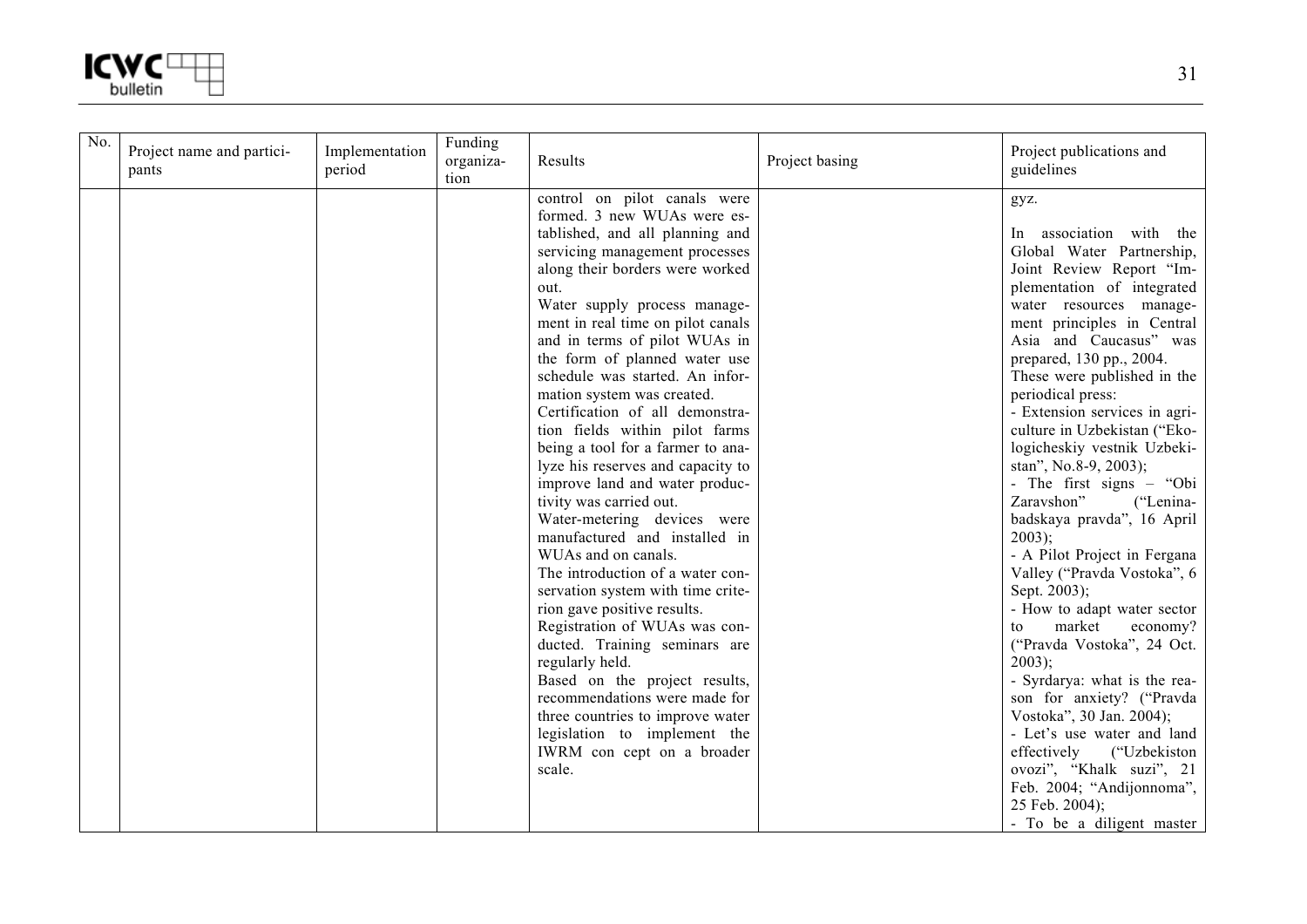| No. | Project name and participants | Implementation period | Funding organization | Results | Project basing | Project publications and guidelines |
|---|---|---|---|---|---|---|
| | | | | control on pilot canals were formed. 3 new WUAs were established, and all planning and servicing management processes along their borders were worked out.<br>Water supply process management in real time on pilot canals and in terms of pilot WUAs in the form of planned water use schedule was started. An information system was created.<br>Certification of all demonstration fields within pilot farms being a tool for a farmer to analyze his reserves and capacity to improve land and water productivity was carried out.<br>Water-metering devices were manufactured and installed in WUAs and on canals.<br>The introduction of a water conservation system with time criterion gave positive results.<br>Registration of WUAs was conducted. Training seminars are regularly held.<br>Based on the project results, recommendations were made for three countries to improve water legislation to implement the IWRM con cept on a broader scale. | | gyz.<br><br>In association with the Global Water Partnership, Joint Review Report "Implementation of integrated water resources management principles in Central Asia and Caucasus" was prepared, 130 pp., 2004.<br>These were published in the periodical press:<br>- Extension services in agriculture in Uzbekistan ("Ekologicheskiy vestnik Uzbekistan", No.8-9, 2003);<br>- The first signs – "Obi Zaravshon" ("Leninabadskaya pravda", 16 April 2003);<br>- A Pilot Project in Fergana Valley ("Pravda Vostoka", 6 Sept. 2003);<br>- How to adapt water sector to market economy? ("Pravda Vostoka", 24 Oct. 2003);<br>- Syrdarya: what is the reason for anxiety? ("Pravda Vostoka", 30 Jan. 2004);<br>- Let's use water and land effectively ("Uzbekiston ovozi", "Khalk suzi", 21 Feb. 2004; "Andijonnoma", 25 Feb. 2004);<br>- To be a diligent master |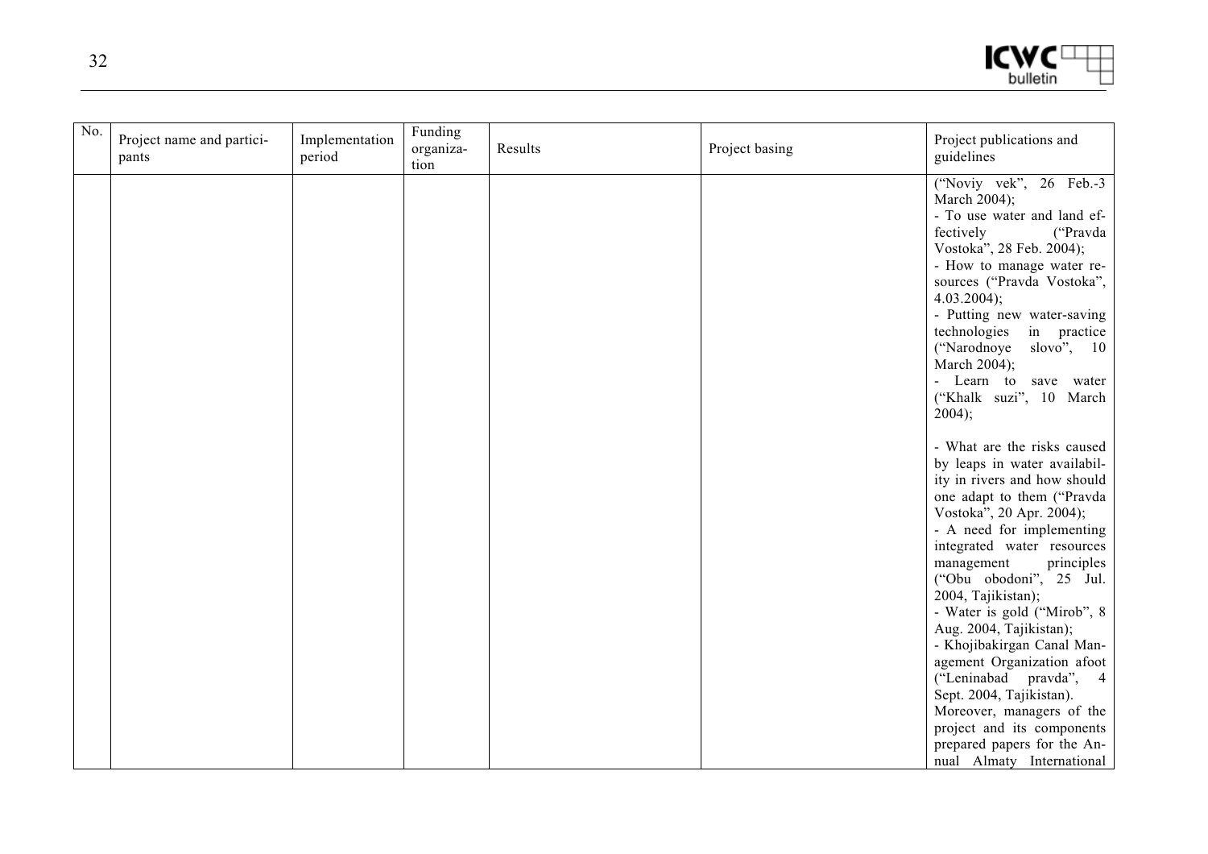| No. | Project name and participants | Implementation period | Funding organization | Results | Project basing | Project publications and guidelines |
|---|---|---|---|---|---|---|
| | | | | | | ("Noviy vek", 26 Feb.-3 March 2004);<br>- To use water and land effectively ("Pravda Vostoka", 28 Feb. 2004);<br>- How to manage water resources ("Pravda Vostoka", 4.03.2004);<br>- Putting new water-saving technologies in practice ("Narodnoye slovo", 10 March 2004);<br>- Learn to save water ("Khalk suzi", 10 March 2004);<br><br>- What are the risks caused by leaps in water availability in rivers and how should one adapt to them ("Pravda Vostoka", 20 Apr. 2004);<br>- A need for implementing integrated water resources management principles ("Obu obodoni", 25 Jul. 2004, Tajikistan);<br>- Water is gold ("Mirob", 8 Aug. 2004, Tajikistan);<br>- Khojibakirgan Canal Management Organization afoot ("Leninabad pravda", 4 Sept. 2004, Tajikistan).<br>Moreover, managers of the project and its components prepared papers for the Annual Almaty International |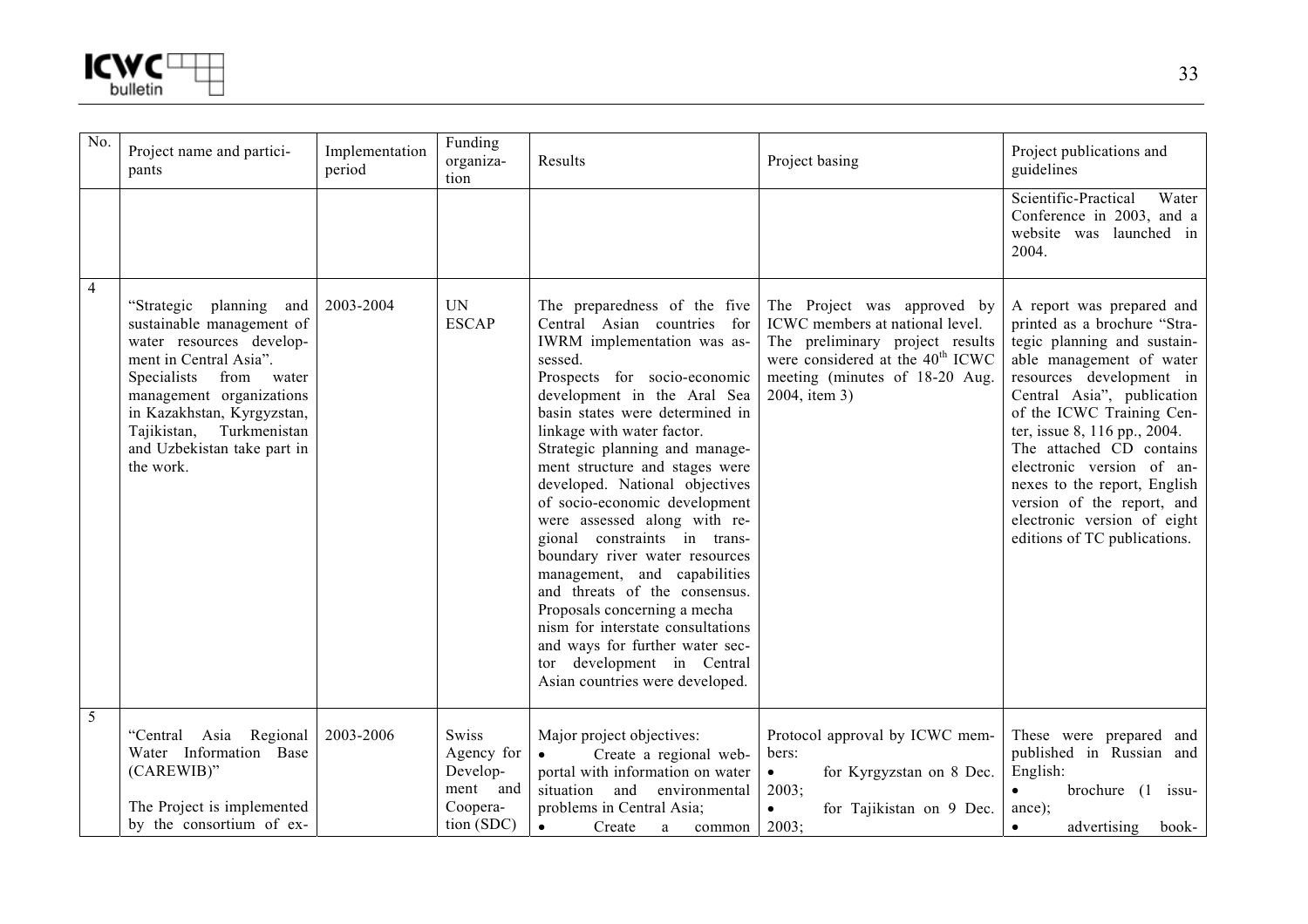| No. | Project name and participants | Implementation period | Funding organization | Results | Project basing | Project publications and guidelines |
|---|---|---|---|---|---|---|
| | | | | | | Scientific-Practical Water Conference in 2003, and a website was launched in 2004. |
| 4 | "Strategic planning and sustainable management of water resources development in Central Asia". Specialists from water management organizations in Kazakhstan, Kyrgyzstan, Tajikistan, Turkmenistan and Uzbekistan take part in the work. | 2003-2004 | UN ESCAP | The preparedness of the five Central Asian countries for IWRM implementation was assessed. Prospects for socio-economic development in the Aral Sea basin states were determined in linkage with water factor. Strategic planning and management structure and stages were developed. National objectives of socio-economic development were assessed along with regional constraints in transboundary river water resources management, and capabilities and threats of the consensus. Proposals concerning a mechanism for interstate consultations and ways for further water sector development in Central Asian countries were developed. | The Project was approved by ICWC members at national level. The preliminary project results were considered at the 40th ICWC meeting (minutes of 18-20 Aug. 2004, item 3) | A report was prepared and printed as a brochure "Strategic planning and sustainable management of water resources development in Central Asia", publication of the ICWC Training Center, issue 8, 116 pp., 2004. The attached CD contains electronic version of annexes to the report, English version of the report, and electronic version of eight editions of TC publications. |
| 5 | "Central Asia Regional Water Information Base (CAREWIB)"<br><br>The Project is implemented by the consortium of ex- | 2003-2006 | Swiss Agency for Development and Cooperation (SDC) | Major project objectives:<br>• Create a regional web-portal with information on water situation and environmental problems in Central Asia;<br>• Create a common | Protocol approval by ICWC members:<br>• for Kyrgyzstan on 8 Dec. 2003;<br>• for Tajikistan on 9 Dec. 2003; | These were prepared and published in Russian and English:<br>• brochure (1 issuance);<br>• advertising book- |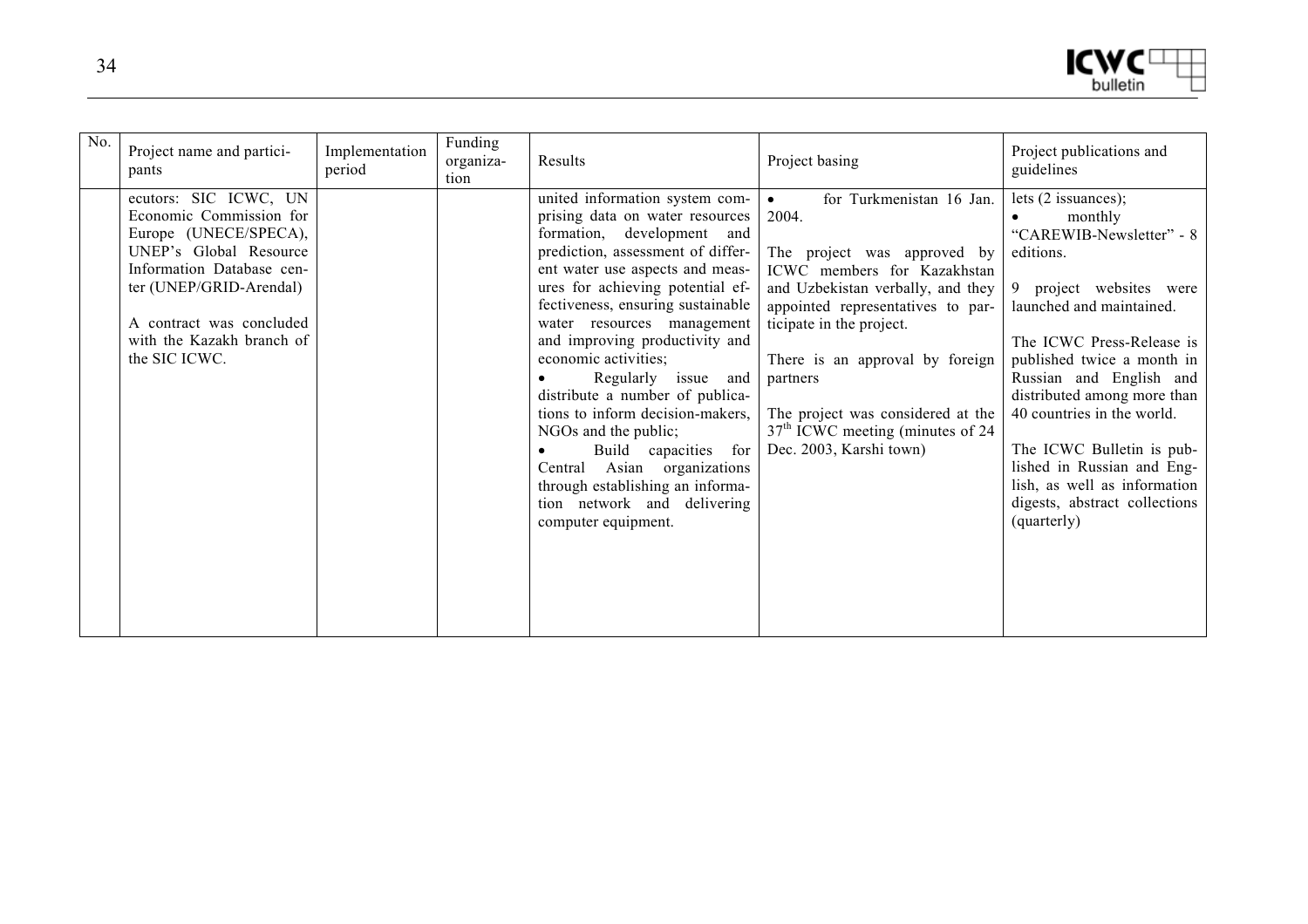| No. | Project name and participants | Implementation period | Funding organization | Results | Project basing | Project publications and guidelines |
|---|---|---|---|---|---|---|
| | ecutors: SIC ICWC, UN Economic Commission for Europe (UNECE/SPECA), UNEP's Global Resource Information Database center (UNEP/GRID-Arendal)<br><br>A contract was concluded with the Kazakh branch of the SIC ICWC. | | | united information system comprising data on water resources formation, development and prediction, assessment of different water use aspects and measures for achieving potential effectiveness, ensuring sustainable water resources management and improving productivity and economic activities;<br>• Regularly issue and distribute a number of publications to inform decision-makers, NGOs and the public;<br>• Build capacities for Central Asian organizations through establishing an information network and delivering computer equipment. | • for Turkmenistan 16 Jan. 2004.<br><br>The project was approved by ICWC members for Kazakhstan and Uzbekistan verbally, and they appointed representatives to participate in the project.<br><br>There is an approval by foreign partners<br><br>The project was considered at the 37th ICWC meeting (minutes of 24 Dec. 2003, Karshi town) | lets (2 issuances);<br>• monthly "CAREWIB-Newsletter" - 8 editions.<br><br>9 project websites were launched and maintained.<br><br>The ICWC Press-Release is published twice a month in Russian and English and distributed among more than 40 countries in the world.<br><br>The ICWC Bulletin is published in Russian and English, as well as information digests, abstract collections (quarterly) |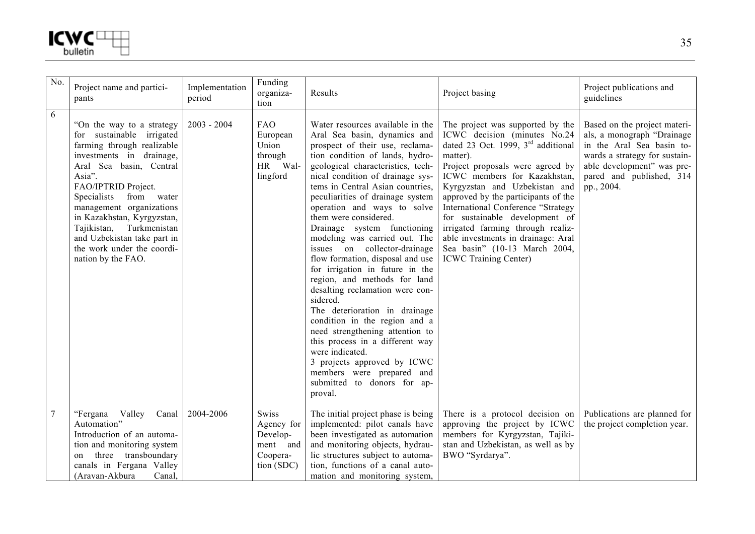| No. | Project name and participants | Implementation period | Funding organization | Results | Project basing | Project publications and guidelines |
|---|---|---|---|---|---|---|
| 6 | "On the way to a strategy for sustainable irrigated farming through realizable investments in drainage, Aral Sea basin, Central Asia". FAO/IPTRID Project. Specialists from water management organizations in Kazakhstan, Kyrgyzstan, Tajikistan, Turkmenistan and Uzbekistan take part in the work under the coordination by the FAO. | 2003 - 2004 | FAO European Union through HR Wallingford | Water resources available in the Aral Sea basin, dynamics and prospect of their use, reclamation condition of lands, hydrogeological characteristics, technical condition of drainage systems in Central Asian countries, peculiarities of drainage system operation and ways to solve them were considered. Drainage system functioning modeling was carried out. The issues on collector-drainage flow formation, disposal and use for irrigation in future in the region, and methods for land desalting reclamation were considered. The deterioration in drainage condition in the region and a need strengthening attention to this process in a different way were indicated. 3 projects approved by ICWC members were prepared and submitted to donors for approval. | The project was supported by the ICWC decision (minutes No.24 dated 23 Oct. 1999, 3rd additional matter). Project proposals were agreed by ICWC members for Kazakhstan, Kyrgyzstan and Uzbekistan and approved by the participants of the International Conference "Strategy for sustainable development of irrigated farming through realizable investments in drainage: Aral Sea basin" (10-13 March 2004, ICWC Training Center) | Based on the project materials, a monograph "Drainage in the Aral Sea basin towards a strategy for sustainable development" was prepared and published, 314 pp., 2004. |
| 7 | "Fergana Valley Canal Automation" Introduction of an automation and monitoring system on three transboundary canals in Fergana Valley (Aravan-Akbura Canal, | 2004-2006 | Swiss Agency for Development and Cooperation (SDC) | The initial project phase is being implemented: pilot canals have been investigated as automation and monitoring objects, hydraulic structures subject to automation, functions of a canal automation and monitoring system, | There is a protocol decision on approving the project by ICWC members for Kyrgyzstan, Tajikistan and Uzbekistan, as well as by BWO "Syrdarya". | Publications are planned for the project completion year. |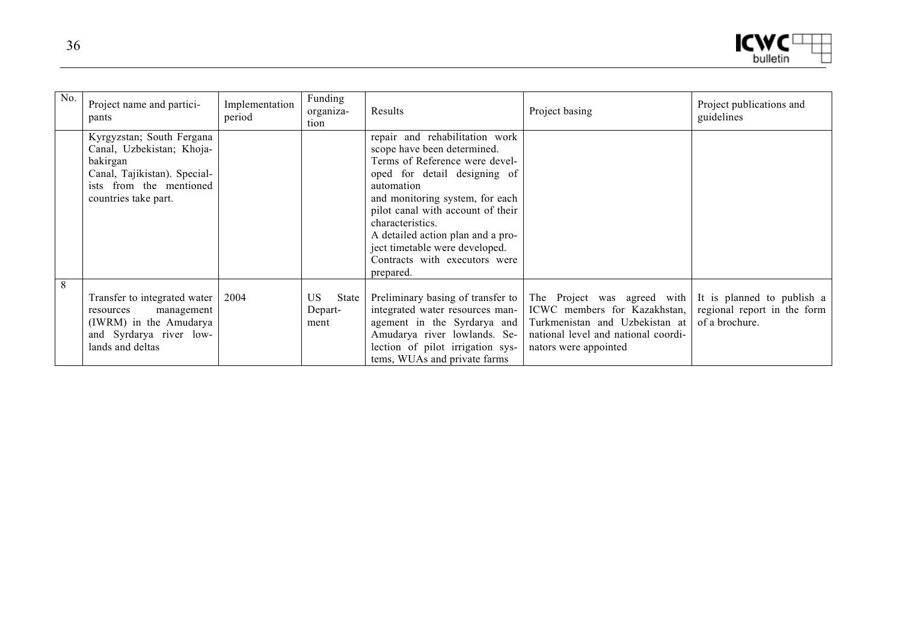| No. | Project name and participants | Implementation period | Funding organization | Results | Project basing | Project publications and guidelines |
|---|---|---|---|---|---|---|
| | Kyrgyzstan; South Fergana Canal, Uzbekistan; Khojabakirgan Canal, Tajikistan). Specialists from the mentioned countries take part. | | | repair and rehabilitation work scope have been determined. Terms of Reference were developed for detail designing of automation and monitoring system, for each pilot canal with account of their characteristics. A detailed action plan and a project timetable were developed. Contracts with executors were prepared. | | |
| 8 | Transfer to integrated water resources management (IWRM) in the Amudarya and Syrdarya river lowlands and deltas | 2004 | US State Department | Preliminary basing of transfer to integrated water resources management in the Syrdarya and Amudarya river lowlands. Selection of pilot irrigation systems, WUAs and private farms | The Project was agreed with ICWC members for Kazakhstan, Turkmenistan and Uzbekistan at national level and national coordinators were appointed | It is planned to publish a regional report in the form of a brochure. |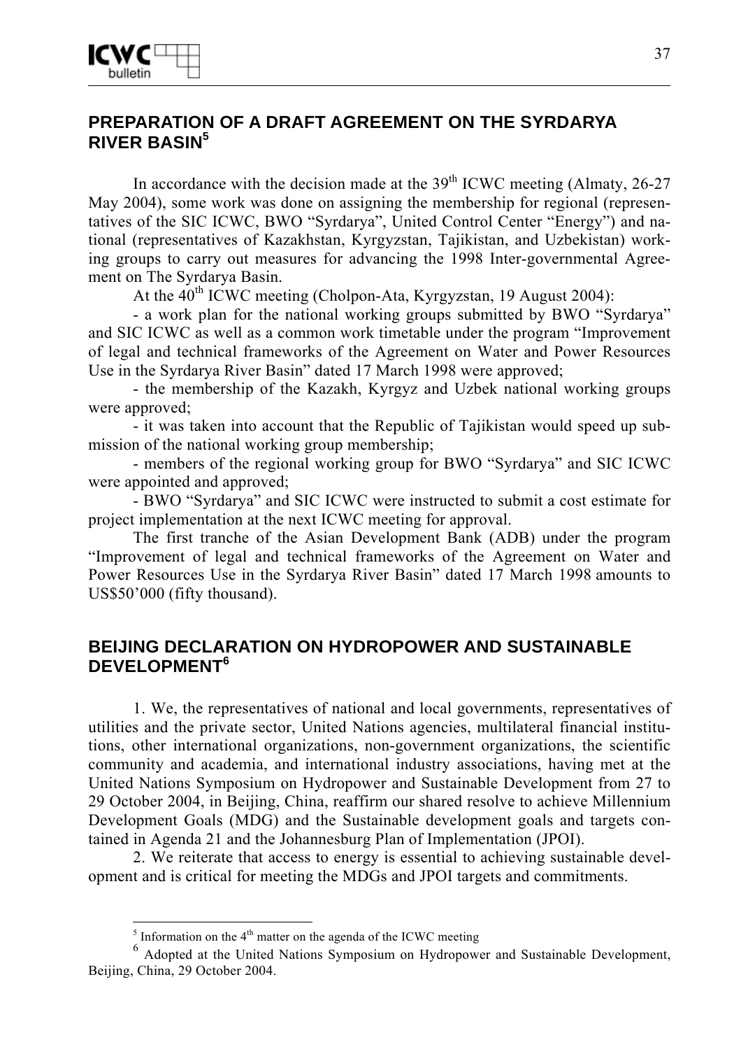## PREPARATION OF A DRAFT AGREEMENT ON THE SYRDARYA RIVER BASIN[5]

In accordance with the decision made at the 39th ICWC meeting (Almaty, 26-27 May 2004), some work was done on assigning the membership for regional (representatives of the SIC ICWC, BWO "Syrdarya", United Control Center "Energy") and national (representatives of Kazakhstan, Kyrgyzstan, Tajikistan, and Uzbekistan) working groups to carry out measures for advancing the 1998 Inter-governmental Agreement on The Syrdarya Basin.

At the 40th ICWC meeting (Cholpon-Ata, Kyrgyzstan, 19 August 2004):

- a work plan for the national working groups submitted by BWO "Syrdarya" and SIC ICWC as well as a common work timetable under the program "Improvement of legal and technical frameworks of the Agreement on Water and Power Resources Use in the Syrdarya River Basin" dated 17 March 1998 were approved;
- the membership of the Kazakh, Kyrgyz and Uzbek national working groups were approved;
- it was taken into account that the Republic of Tajikistan would speed up submission of the national working group membership;
- members of the regional working group for BWO "Syrdarya" and SIC ICWC were appointed and approved;
- BWO "Syrdarya" and SIC ICWC were instructed to submit a cost estimate for project implementation at the next ICWC meeting for approval.

The first tranche of the Asian Development Bank (ADB) under the program "Improvement of legal and technical frameworks of the Agreement on Water and Power Resources Use in the Syrdarya River Basin" dated 17 March 1998 amounts to US$50'000 (fifty thousand).

## BEIJING DECLARATION ON HYDROPOWER AND SUSTAINABLE DEVELOPMENT[6]

1. We, the representatives of national and local governments, representatives of utilities and the private sector, United Nations agencies, multilateral financial institutions, other international organizations, non-government organizations, the scientific community and academia, and international industry associations, having met at the United Nations Symposium on Hydropower and Sustainable Development from 27 to 29 October 2004, in Beijing, China, reaffirm our shared resolve to achieve Millennium Development Goals (MDG) and the Sustainable development goals and targets contained in Agenda 21 and the Johannesburg Plan of Implementation (JPOI).

2. We reiterate that access to energy is essential to achieving sustainable development and is critical for meeting the MDGs and JPOI targets and commitments.

---

[5] Information on the 4th matter on the agenda of the ICWC meeting

[6] Adopted at the United Nations Symposium on Hydropower and Sustainable Development, Beijing, China, 29 October 2004.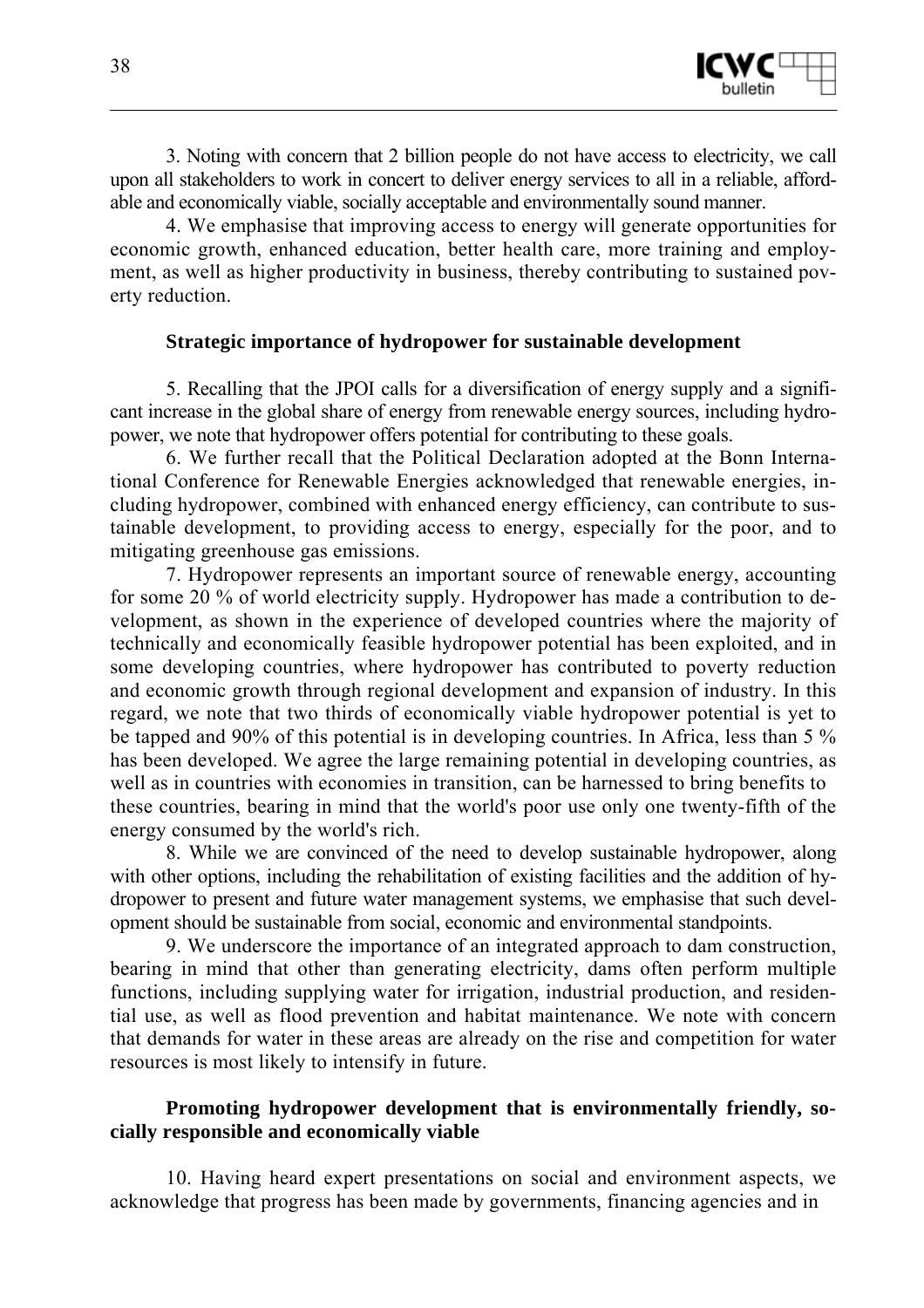3. Noting with concern that 2 billion people do not have access to electricity, we call upon all stakeholders to work in concert to deliver energy services to all in a reliable, affordable and economically viable, socially acceptable and environmentally sound manner.

4. We emphasise that improving access to energy will generate opportunities for economic growth, enhanced education, better health care, more training and employment, as well as higher productivity in business, thereby contributing to sustained poverty reduction.

**Strategic importance of hydropower for sustainable development**

5. Recalling that the JPOI calls for a diversification of energy supply and a significant increase in the global share of energy from renewable energy sources, including hydropower, we note that hydropower offers potential for contributing to these goals.

6. We further recall that the Political Declaration adopted at the Bonn International Conference for Renewable Energies acknowledged that renewable energies, including hydropower, combined with enhanced energy efficiency, can contribute to sustainable development, to providing access to energy, especially for the poor, and to mitigating greenhouse gas emissions.

7. Hydropower represents an important source of renewable energy, accounting for some 20 % of world electricity supply. Hydropower has made a contribution to development, as shown in the experience of developed countries where the majority of technically and economically feasible hydropower potential has been exploited, and in some developing countries, where hydropower has contributed to poverty reduction and economic growth through regional development and expansion of industry. In this regard, we note that two thirds of economically viable hydropower potential is yet to be tapped and 90% of this potential is in developing countries. In Africa, less than 5 % has been developed. We agree the large remaining potential in developing countries, as well as in countries with economies in transition, can be harnessed to bring benefits to these countries, bearing in mind that the world's poor use only one twenty-fifth of the energy consumed by the world's rich.

8. While we are convinced of the need to develop sustainable hydropower, along with other options, including the rehabilitation of existing facilities and the addition of hydropower to present and future water management systems, we emphasise that such development should be sustainable from social, economic and environmental standpoints.

9. We underscore the importance of an integrated approach to dam construction, bearing in mind that other than generating electricity, dams often perform multiple functions, including supplying water for irrigation, industrial production, and residential use, as well as flood prevention and habitat maintenance. We note with concern that demands for water in these areas are already on the rise and competition for water resources is most likely to intensify in future.

**Promoting hydropower development that is environmentally friendly, socially responsible and economically viable**

10. Having heard expert presentations on social and environment aspects, we acknowledge that progress has been made by governments, financing agencies and in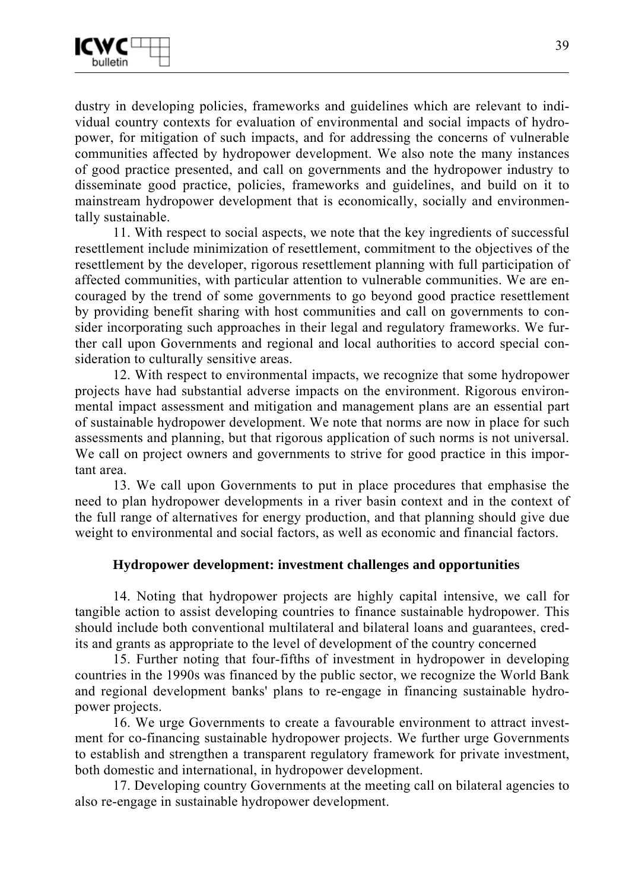dustry in developing policies, frameworks and guidelines which are relevant to individual country contexts for evaluation of environmental and social impacts of hydropower, for mitigation of such impacts, and for addressing the concerns of vulnerable communities affected by hydropower development. We also note the many instances of good practice presented, and call on governments and the hydropower industry to disseminate good practice, policies, frameworks and guidelines, and build on it to mainstream hydropower development that is economically, socially and environmentally sustainable.

11. With respect to social aspects, we note that the key ingredients of successful resettlement include minimization of resettlement, commitment to the objectives of the resettlement by the developer, rigorous resettlement planning with full participation of affected communities, with particular attention to vulnerable communities. We are encouraged by the trend of some governments to go beyond good practice resettlement by providing benefit sharing with host communities and call on governments to consider incorporating such approaches in their legal and regulatory frameworks. We further call upon Governments and regional and local authorities to accord special consideration to culturally sensitive areas.

12. With respect to environmental impacts, we recognize that some hydropower projects have had substantial adverse impacts on the environment. Rigorous environmental impact assessment and mitigation and management plans are an essential part of sustainable hydropower development. We note that norms are now in place for such assessments and planning, but that rigorous application of such norms is not universal. We call on project owners and governments to strive for good practice in this important area.

13. We call upon Governments to put in place procedures that emphasise the need to plan hydropower developments in a river basin context and in the context of the full range of alternatives for energy production, and that planning should give due weight to environmental and social factors, as well as economic and financial factors.

### Hydropower development: investment challenges and opportunities

14. Noting that hydropower projects are highly capital intensive, we call for tangible action to assist developing countries to finance sustainable hydropower. This should include both conventional multilateral and bilateral loans and guarantees, credits and grants as appropriate to the level of development of the country concerned

15. Further noting that four-fifths of investment in hydropower in developing countries in the 1990s was financed by the public sector, we recognize the World Bank and regional development banks' plans to re-engage in financing sustainable hydropower projects.

16. We urge Governments to create a favourable environment to attract investment for co-financing sustainable hydropower projects. We further urge Governments to establish and strengthen a transparent regulatory framework for private investment, both domestic and international, in hydropower development.

17. Developing country Governments at the meeting call on bilateral agencies to also re-engage in sustainable hydropower development.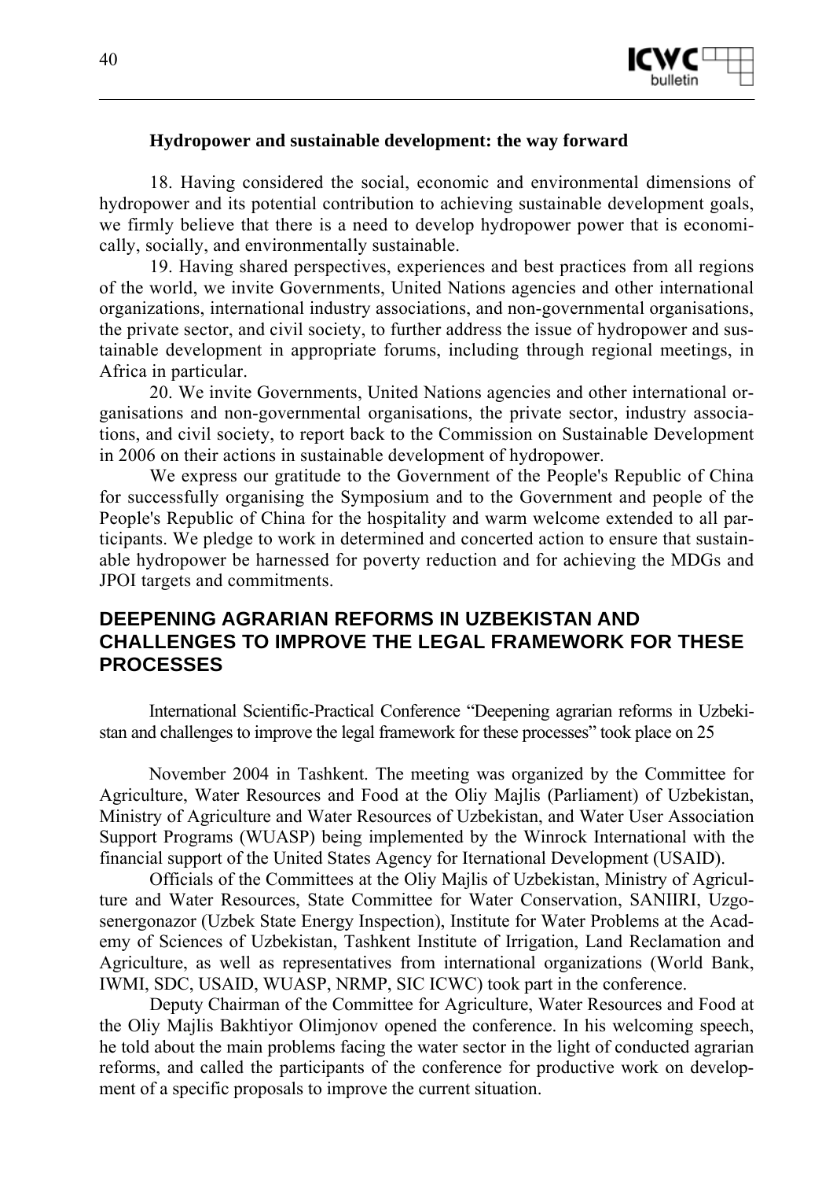**Hydropower and sustainable development: the way forward**

18. Having considered the social, economic and environmental dimensions of hydropower and its potential contribution to achieving sustainable development goals, we firmly believe that there is a need to develop hydropower power that is economically, socially, and environmentally sustainable.

19. Having shared perspectives, experiences and best practices from all regions of the world, we invite Governments, United Nations agencies and other international organizations, international industry associations, and non-governmental organisations, the private sector, and civil society, to further address the issue of hydropower and sustainable development in appropriate forums, including through regional meetings, in Africa in particular.

20. We invite Governments, United Nations agencies and other international organisations and non-governmental organisations, the private sector, industry associations, and civil society, to report back to the Commission on Sustainable Development in 2006 on their actions in sustainable development of hydropower.

We express our gratitude to the Government of the People's Republic of China for successfully organising the Symposium and to the Government and people of the People's Republic of China for the hospitality and warm welcome extended to all participants. We pledge to work in determined and concerted action to ensure that sustainable hydropower be harnessed for poverty reduction and for achieving the MDGs and JPOI targets and commitments.

## DEEPENING AGRARIAN REFORMS IN UZBEKISTAN AND CHALLENGES TO IMPROVE THE LEGAL FRAMEWORK FOR THESE PROCESSES

International Scientific-Practical Conference "Deepening agrarian reforms in Uzbekistan and challenges to improve the legal framework for these processes" took place on 25

November 2004 in Tashkent. The meeting was organized by the Committee for Agriculture, Water Resources and Food at the Oliy Majlis (Parliament) of Uzbekistan, Ministry of Agriculture and Water Resources of Uzbekistan, and Water User Association Support Programs (WUASP) being implemented by the Winrock International with the financial support of the United States Agency for Iternational Development (USAID).

Officials of the Committees at the Oliy Majlis of Uzbekistan, Ministry of Agriculture and Water Resources, State Committee for Water Conservation, SANIIRI, Uzgosenergonazor (Uzbek State Energy Inspection), Institute for Water Problems at the Academy of Sciences of Uzbekistan, Tashkent Institute of Irrigation, Land Reclamation and Agriculture, as well as representatives from international organizations (World Bank, IWMI, SDC, USAID, WUASP, NRMP, SIC ICWC) took part in the conference.

Deputy Chairman of the Committee for Agriculture, Water Resources and Food at the Oliy Majlis Bakhtiyor Olimjonov opened the conference. In his welcoming speech, he told about the main problems facing the water sector in the light of conducted agrarian reforms, and called the participants of the conference for productive work on development of a specific proposals to improve the current situation.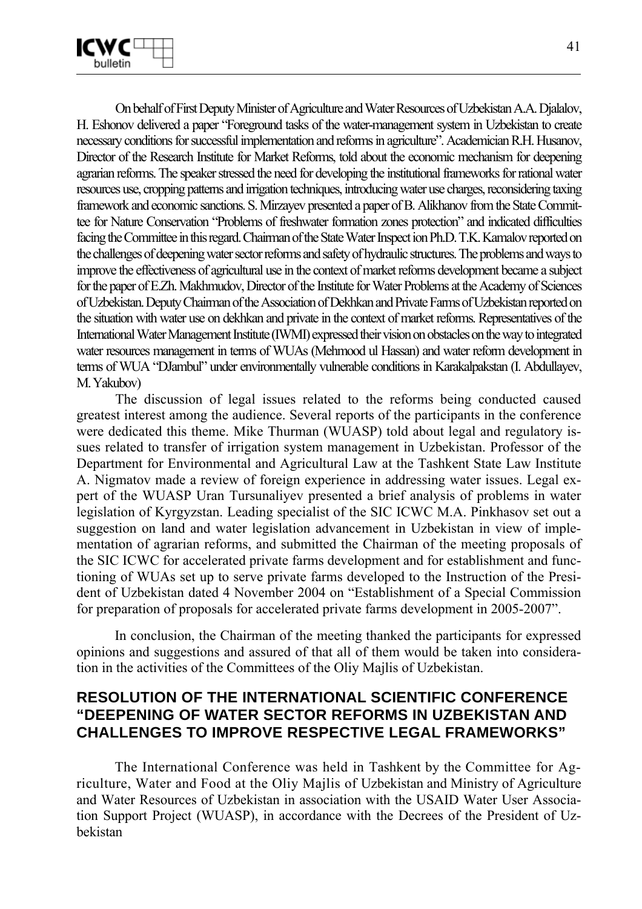On behalf of First Deputy Minister of Agriculture and Water Resources of Uzbekistan A.A. Djalalov, H. Eshonov delivered a paper "Foreground tasks of the water-management system in Uzbekistan to create necessary conditions for successful implementation and reforms in agriculture". Academician R.H. Husanov, Director of the Research Institute for Market Reforms, told about the economic mechanism for deepening agrarian reforms. The speaker stressed the need for developing the institutional frameworks for rational water resources use, cropping patterns and irrigation techniques, introducing water use charges, reconsidering taxing framework and economic sanctions. S. Mirzayev presented a paper of B. Alikhanov from the State Committee for Nature Conservation "Problems of freshwater formation zones protection" and indicated difficulties facing the Committee in this regard. Chairman of the State Water Inspect ion Ph.D. T.K. Kamalov reported on the challenges of deepening water sector reforms and safety of hydraulic structures. The problems and ways to improve the effectiveness of agricultural use in the context of market reforms development became a subject for the paper of E.Zh. Makhmudov, Director of the Institute for Water Problems at the Academy of Sciences of Uzbekistan. Deputy Chairman of the Association of Dekhkan and Private Farms of Uzbekistan reported on the situation with water use on dekhkan and private in the context of market reforms. Representatives of the International Water Management Institute (IWMI) expressed their vision on obstacles on the way to integrated water resources management in terms of WUAs (Mehmood ul Hassan) and water reform development in terms of WUA "DJambul" under environmentally vulnerable conditions in Karakalpakstan (I. Abdullayev, M. Yakubov)

The discussion of legal issues related to the reforms being conducted caused greatest interest among the audience. Several reports of the participants in the conference were dedicated this theme. Mike Thurman (WUASP) told about legal and regulatory issues related to transfer of irrigation system management in Uzbekistan. Professor of the Department for Environmental and Agricultural Law at the Tashkent State Law Institute A. Nigmatov made a review of foreign experience in addressing water issues. Legal expert of the WUASP Uran Tursunaliyev presented a brief analysis of problems in water legislation of Kyrgyzstan. Leading specialist of the SIC ICWC M.A. Pinkhasov set out a suggestion on land and water legislation advancement in Uzbekistan in view of implementation of agrarian reforms, and submitted the Chairman of the meeting proposals of the SIC ICWC for accelerated private farms development and for establishment and functioning of WUAs set up to serve private farms developed to the Instruction of the President of Uzbekistan dated 4 November 2004 on "Establishment of a Special Commission for preparation of proposals for accelerated private farms development in 2005-2007".

In conclusion, the Chairman of the meeting thanked the participants for expressed opinions and suggestions and assured of that all of them would be taken into consideration in the activities of the Committees of the Oliy Majlis of Uzbekistan.

## RESOLUTION OF THE INTERNATIONAL SCIENTIFIC CONFERENCE "DEEPENING OF WATER SECTOR REFORMS IN UZBEKISTAN AND CHALLENGES TO IMPROVE RESPECTIVE LEGAL FRAMEWORKS"

The International Conference was held in Tashkent by the Committee for Agriculture, Water and Food at the Oliy Majlis of Uzbekistan and Ministry of Agriculture and Water Resources of Uzbekistan in association with the USAID Water User Association Support Project (WUASP), in accordance with the Decrees of the President of Uzbekistan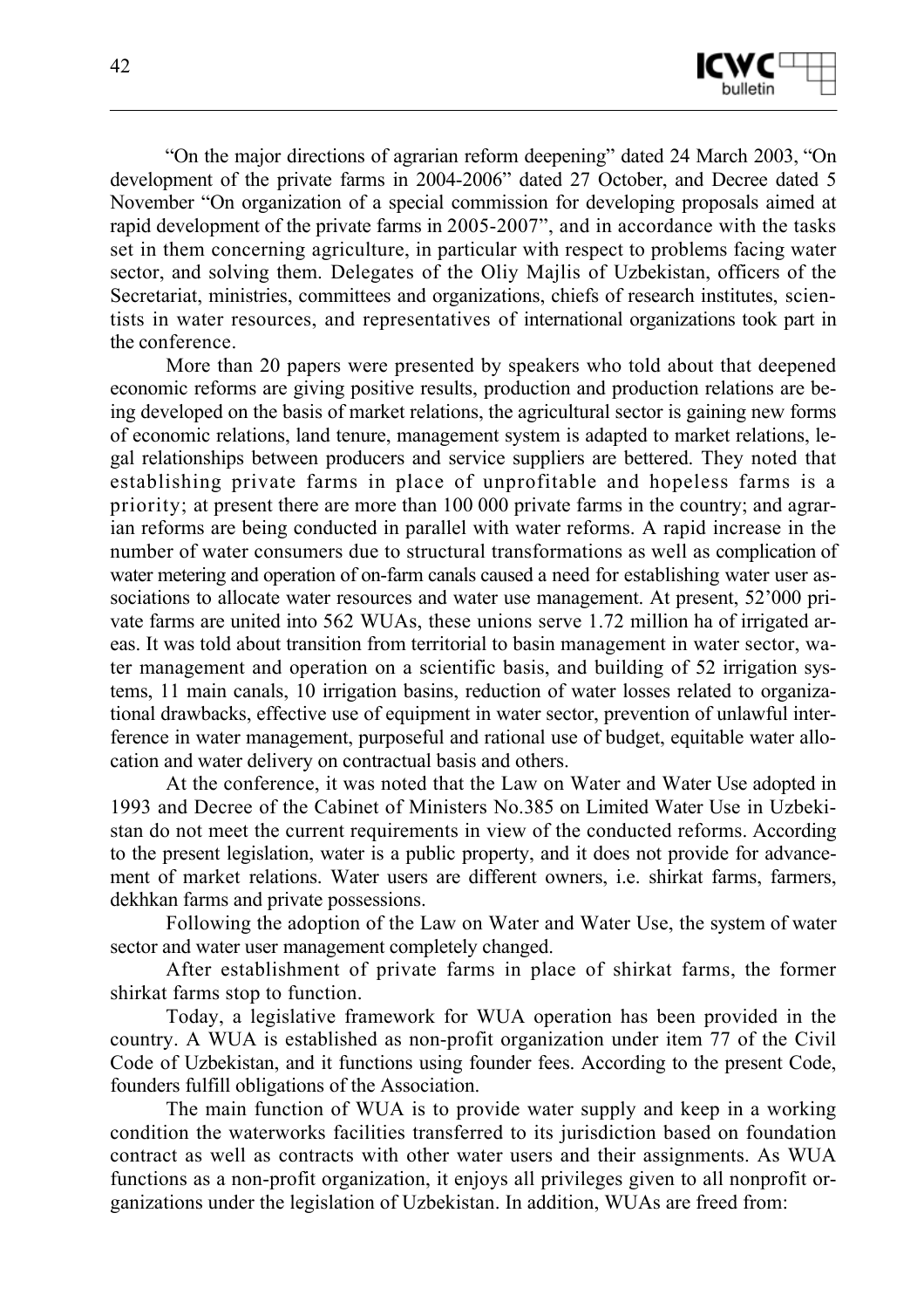"On the major directions of agrarian reform deepening" dated 24 March 2003, "On development of the private farms in 2004-2006" dated 27 October, and Decree dated 5 November "On organization of a special commission for developing proposals aimed at rapid development of the private farms in 2005-2007", and in accordance with the tasks set in them concerning agriculture, in particular with respect to problems facing water sector, and solving them. Delegates of the Oliy Majlis of Uzbekistan, officers of the Secretariat, ministries, committees and organizations, chiefs of research institutes, scientists in water resources, and representatives of international organizations took part in the conference.

More than 20 papers were presented by speakers who told about that deepened economic reforms are giving positive results, production and production relations are being developed on the basis of market relations, the agricultural sector is gaining new forms of economic relations, land tenure, management system is adapted to market relations, legal relationships between producers and service suppliers are bettered. They noted that establishing private farms in place of unprofitable and hopeless farms is a priority; at present there are more than 100 000 private farms in the country; and agrarian reforms are being conducted in parallel with water reforms. A rapid increase in the number of water consumers due to structural transformations as well as complication of water metering and operation of on-farm canals caused a need for establishing water user associations to allocate water resources and water use management. At present, 52'000 private farms are united into 562 WUAs, these unions serve 1.72 million ha of irrigated areas. It was told about transition from territorial to basin management in water sector, water management and operation on a scientific basis, and building of 52 irrigation systems, 11 main canals, 10 irrigation basins, reduction of water losses related to organizational drawbacks, effective use of equipment in water sector, prevention of unlawful interference in water management, purposeful and rational use of budget, equitable water allocation and water delivery on contractual basis and others.

At the conference, it was noted that the Law on Water and Water Use adopted in 1993 and Decree of the Cabinet of Ministers No.385 on Limited Water Use in Uzbekistan do not meet the current requirements in view of the conducted reforms. According to the present legislation, water is a public property, and it does not provide for advancement of market relations. Water users are different owners, i.e. shirkat farms, farmers, dekhkan farms and private possessions.

Following the adoption of the Law on Water and Water Use, the system of water sector and water user management completely changed.

After establishment of private farms in place of shirkat farms, the former shirkat farms stop to function.

Today, a legislative framework for WUA operation has been provided in the country. A WUA is established as non-profit organization under item 77 of the Civil Code of Uzbekistan, and it functions using founder fees. According to the present Code, founders fulfill obligations of the Association.

The main function of WUA is to provide water supply and keep in a working condition the waterworks facilities transferred to its jurisdiction based on foundation contract as well as contracts with other water users and their assignments. As WUA functions as a non-profit organization, it enjoys all privileges given to all nonprofit organizations under the legislation of Uzbekistan. In addition, WUAs are freed from: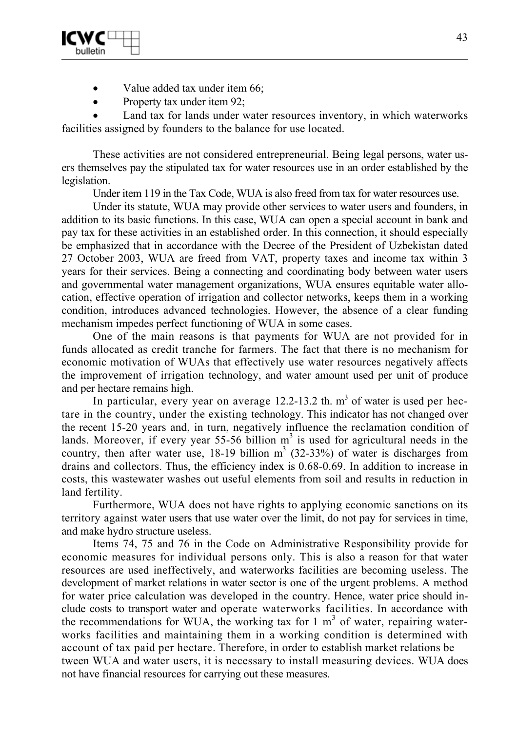- Value added tax under item 66;
- Property tax under item 92;
- Land tax for lands under water resources inventory, in which waterworks facilities assigned by founders to the balance for use located.

These activities are not considered entrepreneurial. Being legal persons, water users themselves pay the stipulated tax for water resources use in an order established by the legislation.

Under item 119 in the Tax Code, WUA is also freed from tax for water resources use.

Under its statute, WUA may provide other services to water users and founders, in addition to its basic functions. In this case, WUA can open a special account in bank and pay tax for these activities in an established order. In this connection, it should especially be emphasized that in accordance with the Decree of the President of Uzbekistan dated 27 October 2003, WUA are freed from VAT, property taxes and income tax within 3 years for their services. Being a connecting and coordinating body between water users and governmental water management organizations, WUA ensures equitable water allocation, effective operation of irrigation and collector networks, keeps them in a working condition, introduces advanced technologies. However, the absence of a clear funding mechanism impedes perfect functioning of WUA in some cases.

One of the main reasons is that payments for WUA are not provided for in funds allocated as credit tranche for farmers. The fact that there is no mechanism for economic motivation of WUAs that effectively use water resources negatively affects the improvement of irrigation technology, and water amount used per unit of produce and per hectare remains high.

In particular, every year on average 12.2-13.2 th. m$^3$ of water is used per hectare in the country, under the existing technology. This indicator has not changed over the recent 15-20 years and, in turn, negatively influence the reclamation condition of lands. Moreover, if every year 55-56 billion m$^3$ is used for agricultural needs in the country, then after water use, 18-19 billion m$^3$ (32-33%) of water is discharges from drains and collectors. Thus, the efficiency index is 0.68-0.69. In addition to increase in costs, this wastewater washes out useful elements from soil and results in reduction in land fertility.

Furthermore, WUA does not have rights to applying economic sanctions on its territory against water users that use water over the limit, do not pay for services in time, and make hydro structure useless.

Items 74, 75 and 76 in the Code on Administrative Responsibility provide for economic measures for individual persons only. This is also a reason for that water resources are used ineffectively, and waterworks facilities are becoming useless. The development of market relations in water sector is one of the urgent problems. A method for water price calculation was developed in the country. Hence, water price should include costs to transport water and operate waterworks facilities. In accordance with the recommendations for WUA, the working tax for 1 m$^3$ of water, repairing waterworks facilities and maintaining them in a working condition is determined with account of tax paid per hectare. Therefore, in order to establish market relations between WUA and water users, it is necessary to install measuring devices. WUA does not have financial resources for carrying out these measures.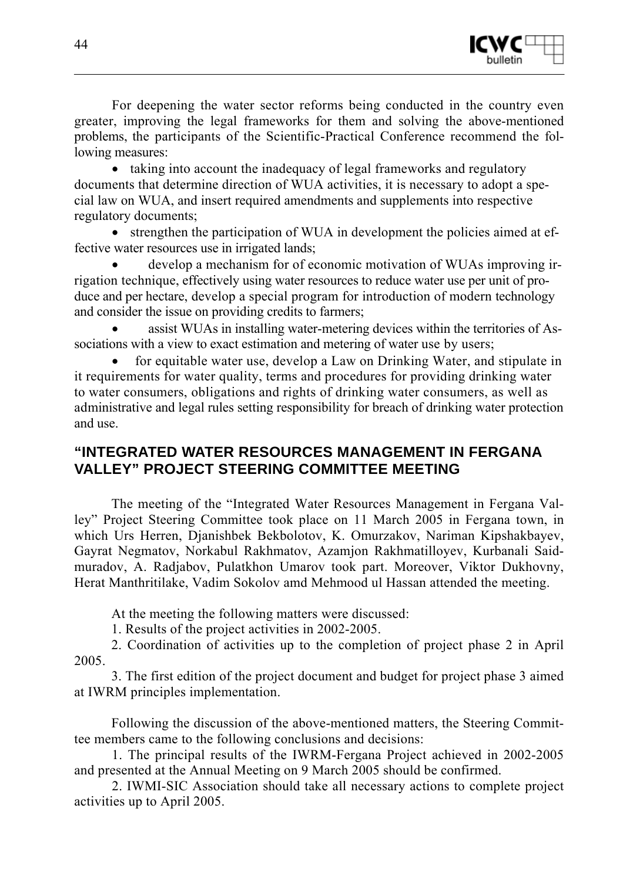For deepening the water sector reforms being conducted in the country even greater, improving the legal frameworks for them and solving the above-mentioned problems, the participants of the Scientific-Practical Conference recommend the following measures:

- taking into account the inadequacy of legal frameworks and regulatory documents that determine direction of WUA activities, it is necessary to adopt a special law on WUA, and insert required amendments and supplements into respective regulatory documents;
- strengthen the participation of WUA in development the policies aimed at effective water resources use in irrigated lands;
- develop a mechanism for of economic motivation of WUAs improving irrigation technique, effectively using water resources to reduce water use per unit of produce and per hectare, develop a special program for introduction of modern technology and consider the issue on providing credits to farmers;
- assist WUAs in installing water-metering devices within the territories of Associations with a view to exact estimation and metering of water use by users;
- for equitable water use, develop a Law on Drinking Water, and stipulate in it requirements for water quality, terms and procedures for providing drinking water to water consumers, obligations and rights of drinking water consumers, as well as administrative and legal rules setting responsibility for breach of drinking water protection and use.

## "INTEGRATED WATER RESOURCES MANAGEMENT IN FERGANA VALLEY" PROJECT STEERING COMMITTEE MEETING

The meeting of the "Integrated Water Resources Management in Fergana Valley" Project Steering Committee took place on 11 March 2005 in Fergana town, in which Urs Herren, Djanishbek Bekbolotov, K. Omurzakov, Nariman Kipshakbayev, Gayrat Negmatov, Norkabul Rakhmatov, Azamjon Rakhmatilloyev, Kurbanali Saidmuradov, A. Radjabov, Pulatkhon Umarov took part. Moreover, Viktor Dukhovny, Herat Manthritilake, Vadim Sokolov amd Mehmood ul Hassan attended the meeting.

At the meeting the following matters were discussed:

1. Results of the project activities in 2002-2005.
2. Coordination of activities up to the completion of project phase 2 in April 2005.
3. The first edition of the project document and budget for project phase 3 aimed at IWRM principles implementation.

Following the discussion of the above-mentioned matters, the Steering Committee members came to the following conclusions and decisions:

1. The principal results of the IWRM-Fergana Project achieved in 2002-2005 and presented at the Annual Meeting on 9 March 2005 should be confirmed.
2. IWMI-SIC Association should take all necessary actions to complete project activities up to April 2005.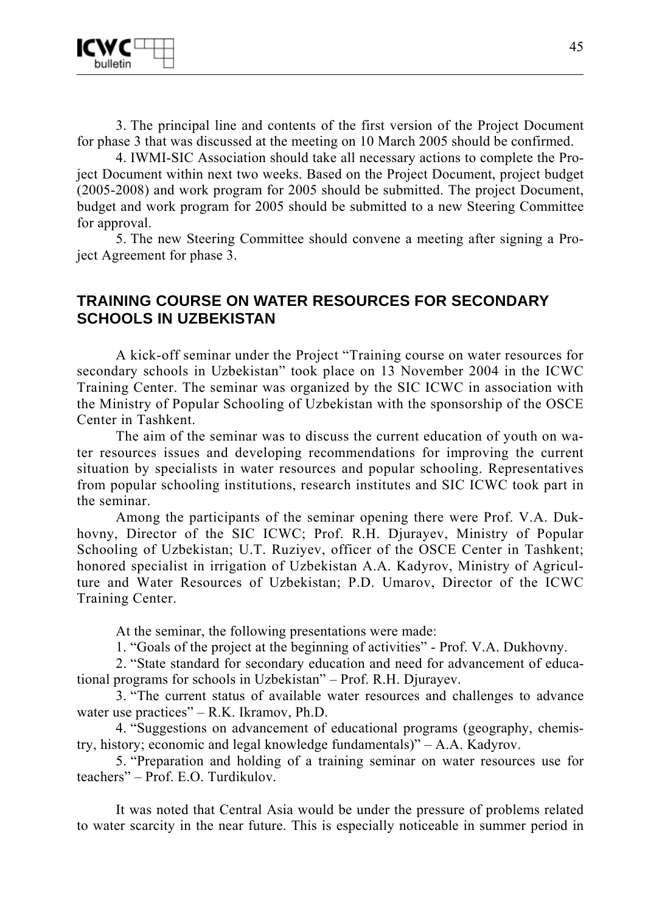3. The principal line and contents of the first version of the Project Document for phase 3 that was discussed at the meeting on 10 March 2005 should be confirmed.

4. IWMI-SIC Association should take all necessary actions to complete the Project Document within next two weeks. Based on the Project Document, project budget (2005-2008) and work program for 2005 should be submitted. The project Document, budget and work program for 2005 should be submitted to a new Steering Committee for approval.

5. The new Steering Committee should convene a meeting after signing a Project Agreement for phase 3.

## TRAINING COURSE ON WATER RESOURCES FOR SECONDARY SCHOOLS IN UZBEKISTAN

A kick-off seminar under the Project "Training course on water resources for secondary schools in Uzbekistan" took place on 13 November 2004 in the ICWC Training Center. The seminar was organized by the SIC ICWC in association with the Ministry of Popular Schooling of Uzbekistan with the sponsorship of the OSCE Center in Tashkent.

The aim of the seminar was to discuss the current education of youth on water resources issues and developing recommendations for improving the current situation by specialists in water resources and popular schooling. Representatives from popular schooling institutions, research institutes and SIC ICWC took part in the seminar.

Among the participants of the seminar opening there were Prof. V.A. Dukhovny, Director of the SIC ICWC; Prof. R.H. Djurayev, Ministry of Popular Schooling of Uzbekistan; U.T. Ruziyev, officer of the OSCE Center in Tashkent; honored specialist in irrigation of Uzbekistan A.A. Kadyrov, Ministry of Agriculture and Water Resources of Uzbekistan; P.D. Umarov, Director of the ICWC Training Center.

At the seminar, the following presentations were made:

1. "Goals of the project at the beginning of activities" - Prof. V.A. Dukhovny.
2. "State standard for secondary education and need for advancement of educational programs for schools in Uzbekistan" – Prof. R.H. Djurayev.
3. "The current status of available water resources and challenges to advance water use practices" – R.K. Ikramov, Ph.D.
4. "Suggestions on advancement of educational programs (geography, chemistry, history; economic and legal knowledge fundamentals)" – A.A. Kadyrov.
5. "Preparation and holding of a training seminar on water resources use for teachers" – Prof. E.O. Turdikulov.

It was noted that Central Asia would be under the pressure of problems related to water scarcity in the near future. This is especially noticeable in summer period in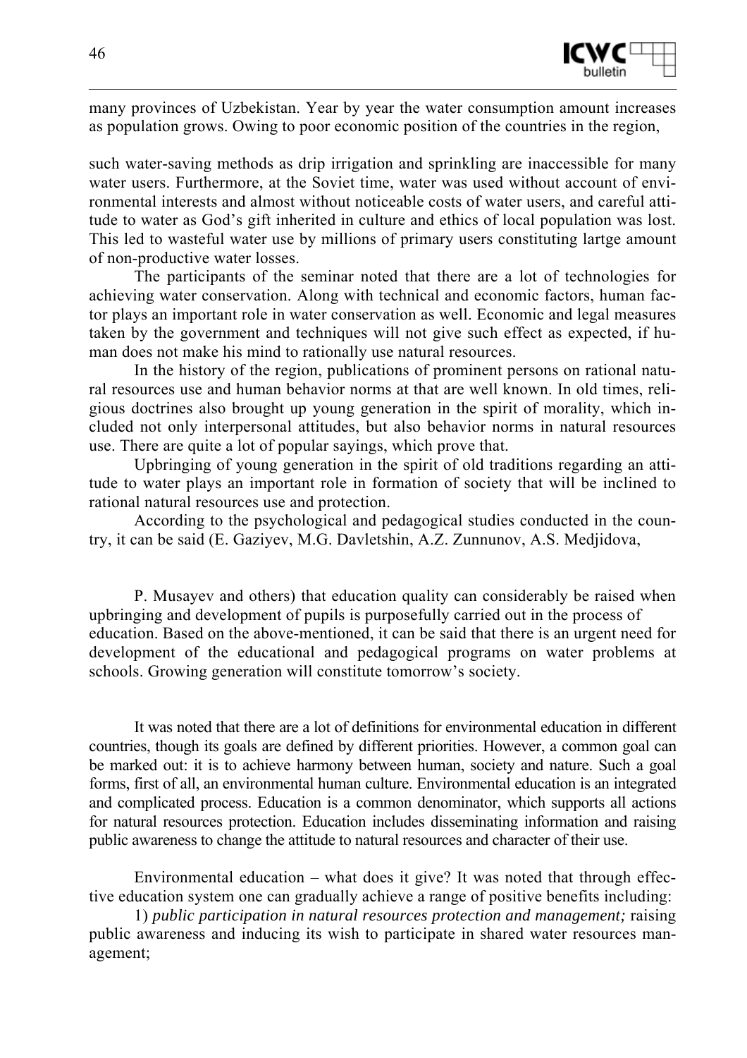many provinces of Uzbekistan. Year by year the water consumption amount increases as population grows. Owing to poor economic position of the countries in the region,

such water-saving methods as drip irrigation and sprinkling are inaccessible for many water users. Furthermore, at the Soviet time, water was used without account of environmental interests and almost without noticeable costs of water users, and careful attitude to water as God's gift inherited in culture and ethics of local population was lost. This led to wasteful water use by millions of primary users constituting lartge amount of non-productive water losses.

The participants of the seminar noted that there are a lot of technologies for achieving water conservation. Along with technical and economic factors, human factor plays an important role in water conservation as well. Economic and legal measures taken by the government and techniques will not give such effect as expected, if human does not make his mind to rationally use natural resources.

In the history of the region, publications of prominent persons on rational natural resources use and human behavior norms at that are well known. In old times, religious doctrines also brought up young generation in the spirit of morality, which included not only interpersonal attitudes, but also behavior norms in natural resources use. There are quite a lot of popular sayings, which prove that.

Upbringing of young generation in the spirit of old traditions regarding an attitude to water plays an important role in formation of society that will be inclined to rational natural resources use and protection.

According to the psychological and pedagogical studies conducted in the country, it can be said (E. Gaziyev, M.G. Davletshin, A.Z. Zunnunov, A.S. Medjidova,

P. Musayev and others) that education quality can considerably be raised when upbringing and development of pupils is purposefully carried out in the process of education. Based on the above-mentioned, it can be said that there is an urgent need for development of the educational and pedagogical programs on water problems at schools. Growing generation will constitute tomorrow's society.

It was noted that there are a lot of definitions for environmental education in different countries, though its goals are defined by different priorities. However, a common goal can be marked out: it is to achieve harmony between human, society and nature. Such a goal forms, first of all, an environmental human culture. Environmental education is an integrated and complicated process. Education is a common denominator, which supports all actions for natural resources protection. Education includes disseminating information and raising public awareness to change the attitude to natural resources and character of their use.

Environmental education – what does it give? It was noted that through effective education system one can gradually achieve a range of positive benefits including:

1) *public participation in natural resources protection and management;* raising public awareness and inducing its wish to participate in shared water resources management;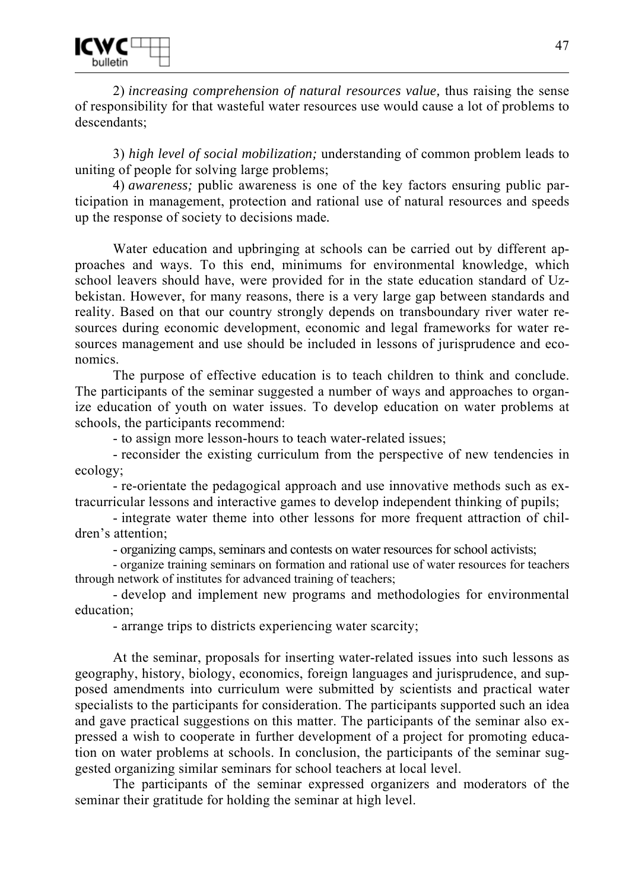2) *increasing comprehension of natural resources value,* thus raising the sense of responsibility for that wasteful water resources use would cause a lot of problems to descendants;

3) *high level of social mobilization;* understanding of common problem leads to uniting of people for solving large problems;

4) *awareness;* public awareness is one of the key factors ensuring public participation in management, protection and rational use of natural resources and speeds up the response of society to decisions made.

Water education and upbringing at schools can be carried out by different approaches and ways. To this end, minimums for environmental knowledge, which school leavers should have, were provided for in the state education standard of Uzbekistan. However, for many reasons, there is a very large gap between standards and reality. Based on that our country strongly depends on transboundary river water resources during economic development, economic and legal frameworks for water resources management and use should be included in lessons of jurisprudence and economics.

The purpose of effective education is to teach children to think and conclude. The participants of the seminar suggested a number of ways and approaches to organize education of youth on water issues. To develop education on water problems at schools, the participants recommend:

- to assign more lesson-hours to teach water-related issues;
- reconsider the existing curriculum from the perspective of new tendencies in ecology;
- re-orientate the pedagogical approach and use innovative methods such as extracurricular lessons and interactive games to develop independent thinking of pupils;
- integrate water theme into other lessons for more frequent attraction of children's attention;
- organizing camps, seminars and contests on water resources for school activists;
- organize training seminars on formation and rational use of water resources for teachers through network of institutes for advanced training of teachers;
- develop and implement new programs and methodologies for environmental education;
- arrange trips to districts experiencing water scarcity;

At the seminar, proposals for inserting water-related issues into such lessons as geography, history, biology, economics, foreign languages and jurisprudence, and supposed amendments into curriculum were submitted by scientists and practical water specialists to the participants for consideration. The participants supported such an idea and gave practical suggestions on this matter. The participants of the seminar also expressed a wish to cooperate in further development of a project for promoting education on water problems at schools. In conclusion, the participants of the seminar suggested organizing similar seminars for school teachers at local level.

The participants of the seminar expressed organizers and moderators of the seminar their gratitude for holding the seminar at high level.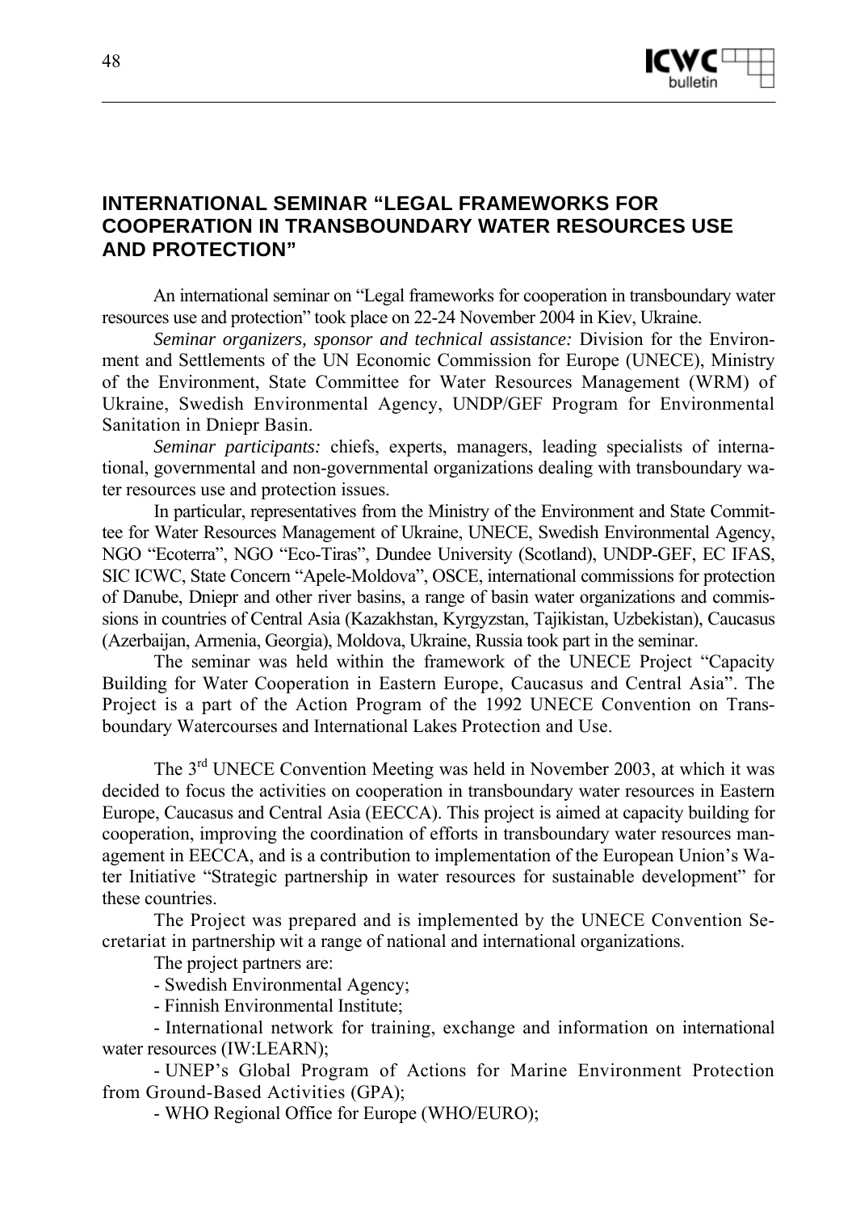## INTERNATIONAL SEMINAR "LEGAL FRAMEWORKS FOR COOPERATION IN TRANSBOUNDARY WATER RESOURCES USE AND PROTECTION"

An international seminar on "Legal frameworks for cooperation in transboundary water resources use and protection" took place on 22-24 November 2004 in Kiev, Ukraine.

*Seminar organizers, sponsor and technical assistance:* Division for the Environment and Settlements of the UN Economic Commission for Europe (UNECE), Ministry of the Environment, State Committee for Water Resources Management (WRM) of Ukraine, Swedish Environmental Agency, UNDP/GEF Program for Environmental Sanitation in Dniepr Basin.

*Seminar participants:* chiefs, experts, managers, leading specialists of international, governmental and non-governmental organizations dealing with transboundary water resources use and protection issues.

In particular, representatives from the Ministry of the Environment and State Committee for Water Resources Management of Ukraine, UNECE, Swedish Environmental Agency, NGO "Ecoterra", NGO "Eco-Tiras", Dundee University (Scotland), UNDP-GEF, EC IFAS, SIC ICWC, State Concern "Apele-Moldova", OSCE, international commissions for protection of Danube, Dniepr and other river basins, a range of basin water organizations and commissions in countries of Central Asia (Kazakhstan, Kyrgyzstan, Tajikistan, Uzbekistan), Caucasus (Azerbaijan, Armenia, Georgia), Moldova, Ukraine, Russia took part in the seminar.

The seminar was held within the framework of the UNECE Project "Capacity Building for Water Cooperation in Eastern Europe, Caucasus and Central Asia". The Project is a part of the Action Program of the 1992 UNECE Convention on Transboundary Watercourses and International Lakes Protection and Use.

The 3rd UNECE Convention Meeting was held in November 2003, at which it was decided to focus the activities on cooperation in transboundary water resources in Eastern Europe, Caucasus and Central Asia (EECCA). This project is aimed at capacity building for cooperation, improving the coordination of efforts in transboundary water resources management in EECCA, and is a contribution to implementation of the European Union's Water Initiative "Strategic partnership in water resources for sustainable development" for these countries.

The Project was prepared and is implemented by the UNECE Convention Secretariat in partnership wit a range of national and international organizations.

The project partners are:

- Swedish Environmental Agency;
- Finnish Environmental Institute;
- International network for training, exchange and information on international water resources (IW:LEARN);
- UNEP's Global Program of Actions for Marine Environment Protection from Ground-Based Activities (GPA);
- WHO Regional Office for Europe (WHO/EURO);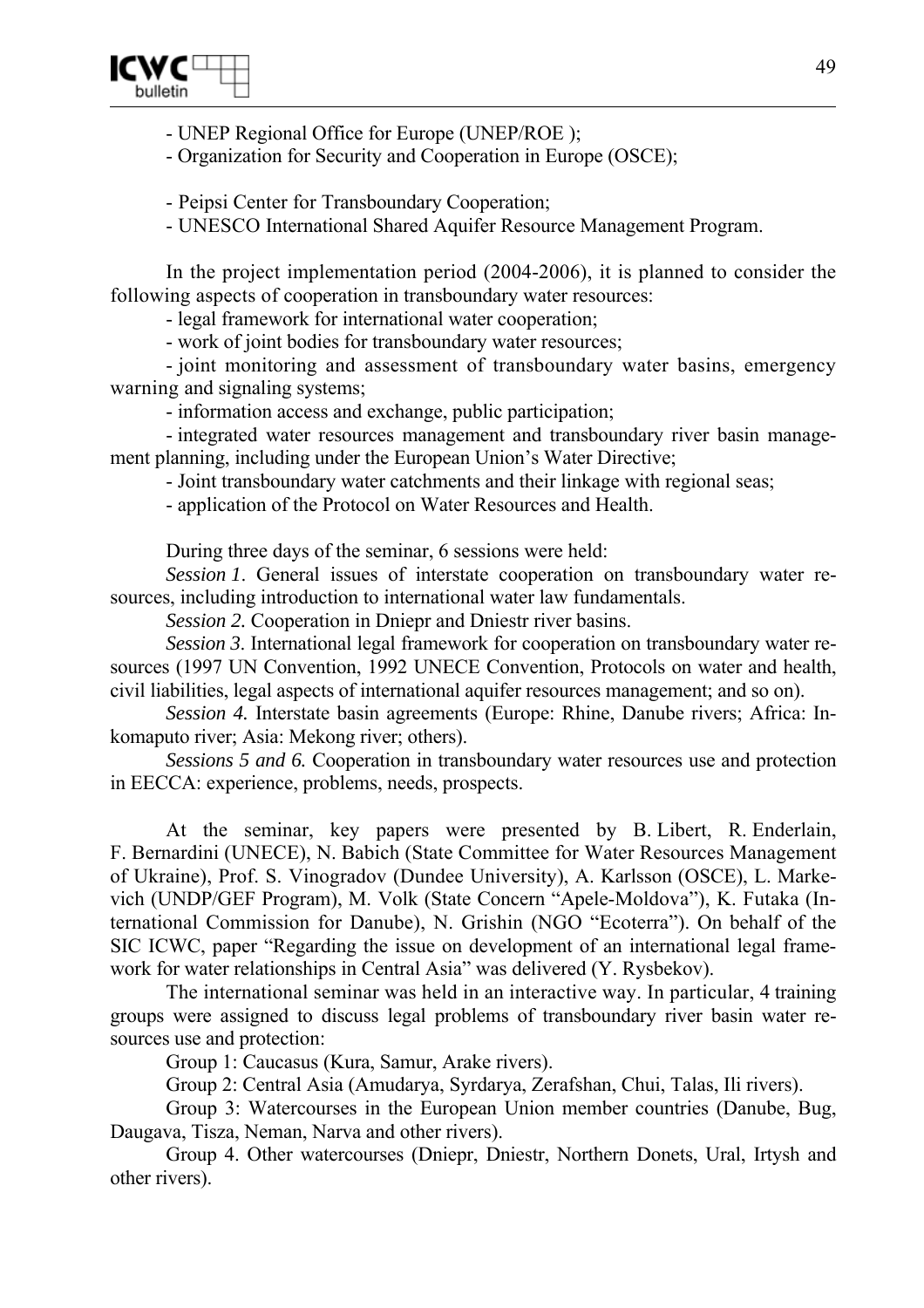- UNEP Regional Office for Europe (UNEP/ROE );
- Organization for Security and Cooperation in Europe (OSCE);

- Peipsi Center for Transboundary Cooperation;
- UNESCO International Shared Aquifer Resource Management Program.

In the project implementation period (2004-2006), it is planned to consider the following aspects of cooperation in transboundary water resources:

- legal framework for international water cooperation;
- work of joint bodies for transboundary water resources;
- joint monitoring and assessment of transboundary water basins, emergency warning and signaling systems;
- information access and exchange, public participation;
- integrated water resources management and transboundary river basin management planning, including under the European Union's Water Directive;
- Joint transboundary water catchments and their linkage with regional seas;
- application of the Protocol on Water Resources and Health.

During three days of the seminar, 6 sessions were held:

*Session 1.* General issues of interstate cooperation on transboundary water resources, including introduction to international water law fundamentals.

*Session 2.* Cooperation in Dniepr and Dniestr river basins.

*Session 3.* International legal framework for cooperation on transboundary water resources (1997 UN Convention, 1992 UNECE Convention, Protocols on water and health, civil liabilities, legal aspects of international aquifer resources management; and so on).

*Session 4.* Interstate basin agreements (Europe: Rhine, Danube rivers; Africa: Inkomaputo river; Asia: Mekong river; others).

*Sessions 5 and 6.* Cooperation in transboundary water resources use and protection in EECCA: experience, problems, needs, prospects.

At the seminar, key papers were presented by B. Libert, R. Enderlain, F. Bernardini (UNECE), N. Babich (State Committee for Water Resources Management of Ukraine), Prof. S. Vinogradov (Dundee University), A. Karlsson (OSCE), L. Markevich (UNDP/GEF Program), M. Volk (State Concern "Apele-Moldova"), K. Futaka (International Commission for Danube), N. Grishin (NGO "Ecoterra"). On behalf of the SIC ICWC, paper "Regarding the issue on development of an international legal framework for water relationships in Central Asia" was delivered (Y. Rysbekov).

The international seminar was held in an interactive way. In particular, 4 training groups were assigned to discuss legal problems of transboundary river basin water resources use and protection:

Group 1: Caucasus (Kura, Samur, Arake rivers).

Group 2: Central Asia (Amudarya, Syrdarya, Zerafshan, Chui, Talas, Ili rivers).

Group 3: Watercourses in the European Union member countries (Danube, Bug, Daugava, Tisza, Neman, Narva and other rivers).

Group 4. Other watercourses (Dniepr, Dniestr, Northern Donets, Ural, Irtysh and other rivers).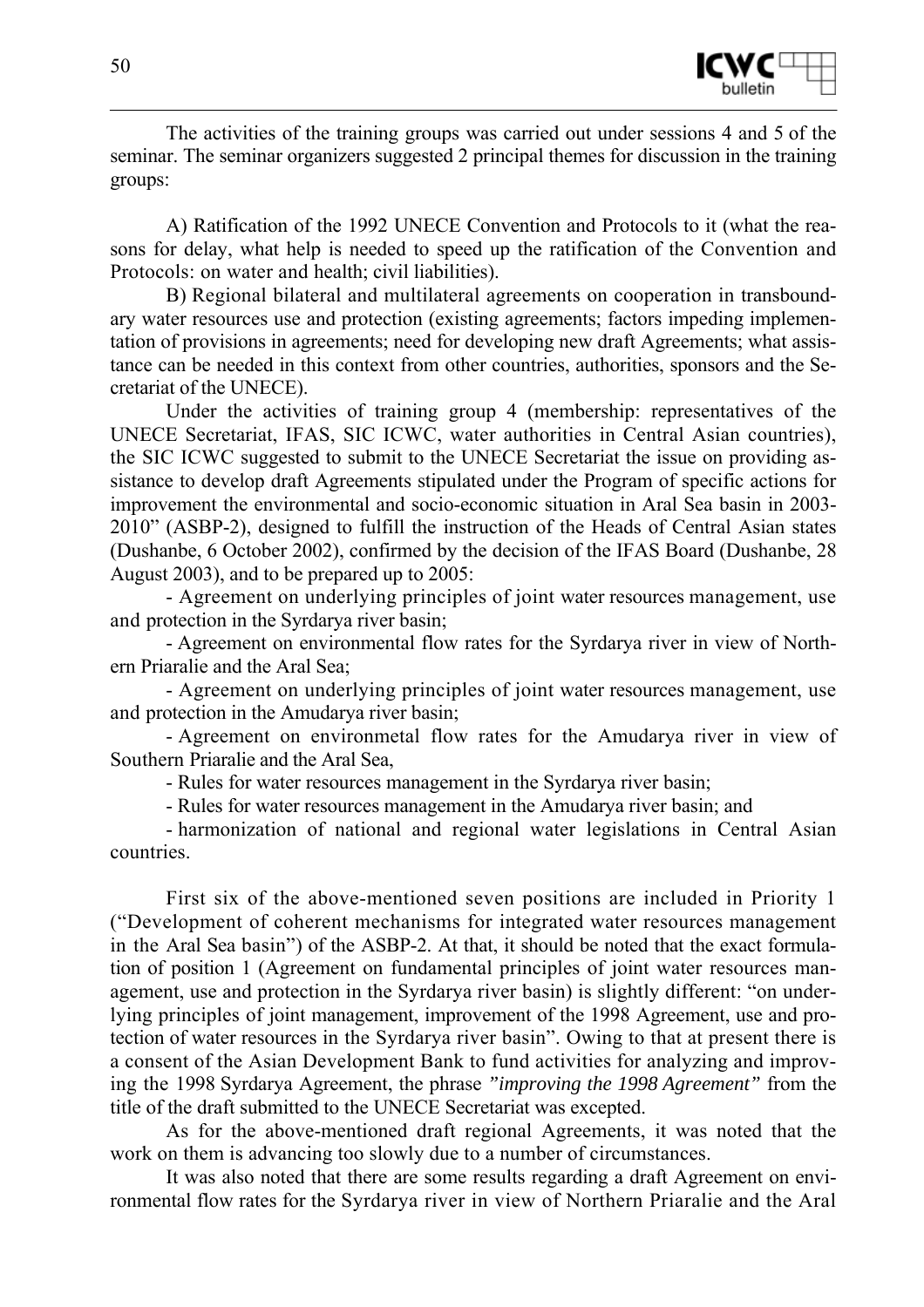The activities of the training groups was carried out under sessions 4 and 5 of the seminar. The seminar organizers suggested 2 principal themes for discussion in the training groups:

A) Ratification of the 1992 UNECE Convention and Protocols to it (what the reasons for delay, what help is needed to speed up the ratification of the Convention and Protocols: on water and health; civil liabilities).

B) Regional bilateral and multilateral agreements on cooperation in transboundary water resources use and protection (existing agreements; factors impeding implementation of provisions in agreements; need for developing new draft Agreements; what assistance can be needed in this context from other countries, authorities, sponsors and the Secretariat of the UNECE).

Under the activities of training group 4 (membership: representatives of the UNECE Secretariat, IFAS, SIC ICWC, water authorities in Central Asian countries), the SIC ICWC suggested to submit to the UNECE Secretariat the issue on providing assistance to develop draft Agreements stipulated under the Program of specific actions for improvement the environmental and socio-economic situation in Aral Sea basin in 2003-2010" (ASBP-2), designed to fulfill the instruction of the Heads of Central Asian states (Dushanbe, 6 October 2002), confirmed by the decision of the IFAS Board (Dushanbe, 28 August 2003), and to be prepared up to 2005:

- Agreement on underlying principles of joint water resources management, use and protection in the Syrdarya river basin;
- Agreement on environmental flow rates for the Syrdarya river in view of Northern Priaralie and the Aral Sea;
- Agreement on underlying principles of joint water resources management, use and protection in the Amudarya river basin;
- Agreement on environmetal flow rates for the Amudarya river in view of Southern Priaralie and the Aral Sea,
- Rules for water resources management in the Syrdarya river basin;
- Rules for water resources management in the Amudarya river basin; and
- harmonization of national and regional water legislations in Central Asian countries.

First six of the above-mentioned seven positions are included in Priority 1 ("Development of coherent mechanisms for integrated water resources management in the Aral Sea basin") of the ASBP-2. At that, it should be noted that the exact formulation of position 1 (Agreement on fundamental principles of joint water resources management, use and protection in the Syrdarya river basin) is slightly different: "on underlying principles of joint management, improvement of the 1998 Agreement, use and protection of water resources in the Syrdarya river basin". Owing to that at present there is a consent of the Asian Development Bank to fund activities for analyzing and improving the 1998 Syrdarya Agreement, the phrase *"improving the 1998 Agreement"* from the title of the draft submitted to the UNECE Secretariat was excepted.

As for the above-mentioned draft regional Agreements, it was noted that the work on them is advancing too slowly due to a number of circumstances.

It was also noted that there are some results regarding a draft Agreement on environmental flow rates for the Syrdarya river in view of Northern Priaralie and the Aral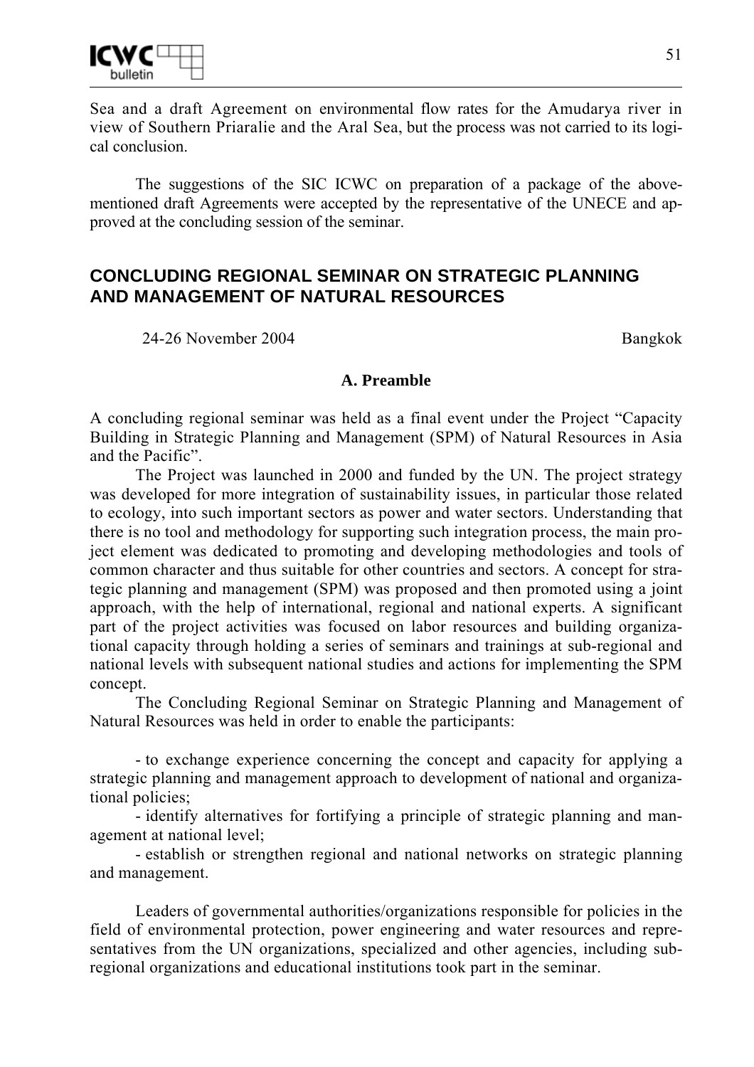Sea and a draft Agreement on environmental flow rates for the Amudarya river in view of Southern Priaralie and the Aral Sea, but the process was not carried to its logical conclusion.

The suggestions of the SIC ICWC on preparation of a package of the above-mentioned draft Agreements were accepted by the representative of the UNECE and approved at the concluding session of the seminar.

## CONCLUDING REGIONAL SEMINAR ON STRATEGIC PLANNING AND MANAGEMENT OF NATURAL RESOURCES

24-26 November 2004 Bangkok

### A. Preamble

A concluding regional seminar was held as a final event under the Project "Capacity Building in Strategic Planning and Management (SPM) of Natural Resources in Asia and the Pacific".

The Project was launched in 2000 and funded by the UN. The project strategy was developed for more integration of sustainability issues, in particular those related to ecology, into such important sectors as power and water sectors. Understanding that there is no tool and methodology for supporting such integration process, the main project element was dedicated to promoting and developing methodologies and tools of common character and thus suitable for other countries and sectors. A concept for strategic planning and management (SPM) was proposed and then promoted using a joint approach, with the help of international, regional and national experts. A significant part of the project activities was focused on labor resources and building organizational capacity through holding a series of seminars and trainings at sub-regional and national levels with subsequent national studies and actions for implementing the SPM concept.

The Concluding Regional Seminar on Strategic Planning and Management of Natural Resources was held in order to enable the participants:

- to exchange experience concerning the concept and capacity for applying a strategic planning and management approach to development of national and organizational policies;
- identify alternatives for fortifying a principle of strategic planning and management at national level;
- establish or strengthen regional and national networks on strategic planning and management.

Leaders of governmental authorities/organizations responsible for policies in the field of environmental protection, power engineering and water resources and representatives from the UN organizations, specialized and other agencies, including sub-regional organizations and educational institutions took part in the seminar.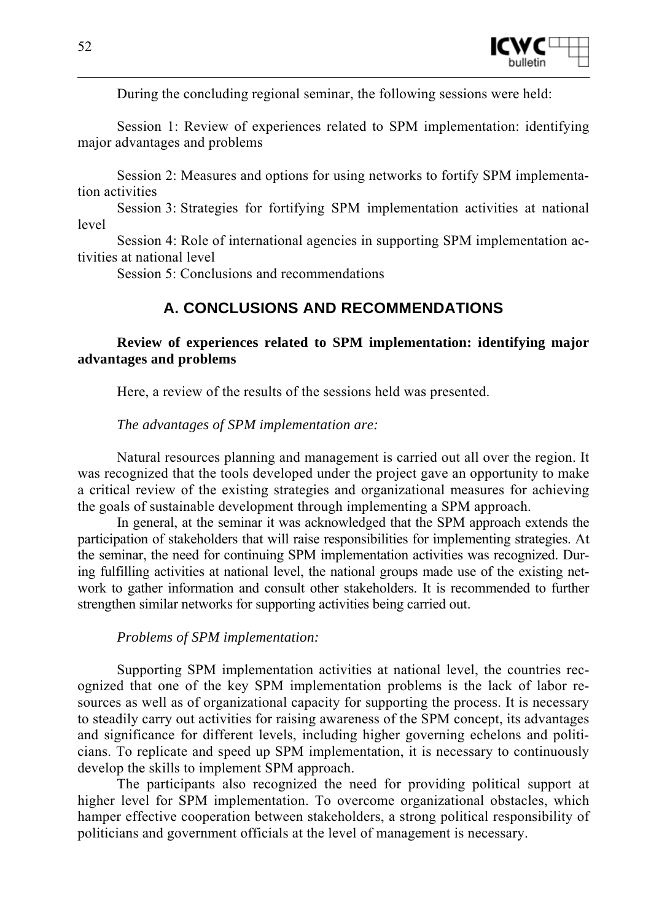During the concluding regional seminar, the following sessions were held:

Session 1: Review of experiences related to SPM implementation: identifying major advantages and problems

Session 2: Measures and options for using networks to fortify SPM implementation activities

Session 3: Strategies for fortifying SPM implementation activities at national level

Session 4: Role of international agencies in supporting SPM implementation activities at national level

Session 5: Conclusions and recommendations

## A. CONCLUSIONS AND RECOMMENDATIONS

**Review of experiences related to SPM implementation: identifying major advantages and problems**

Here, a review of the results of the sessions held was presented.

*The advantages of SPM implementation are:*

Natural resources planning and management is carried out all over the region. It was recognized that the tools developed under the project gave an opportunity to make a critical review of the existing strategies and organizational measures for achieving the goals of sustainable development through implementing a SPM approach.

In general, at the seminar it was acknowledged that the SPM approach extends the participation of stakeholders that will raise responsibilities for implementing strategies. At the seminar, the need for continuing SPM implementation activities was recognized. During fulfilling activities at national level, the national groups made use of the existing network to gather information and consult other stakeholders. It is recommended to further strengthen similar networks for supporting activities being carried out.

*Problems of SPM implementation:*

Supporting SPM implementation activities at national level, the countries recognized that one of the key SPM implementation problems is the lack of labor resources as well as of organizational capacity for supporting the process. It is necessary to steadily carry out activities for raising awareness of the SPM concept, its advantages and significance for different levels, including higher governing echelons and politicians. To replicate and speed up SPM implementation, it is necessary to continuously develop the skills to implement SPM approach.

The participants also recognized the need for providing political support at higher level for SPM implementation. To overcome organizational obstacles, which hamper effective cooperation between stakeholders, a strong political responsibility of politicians and government officials at the level of management is necessary.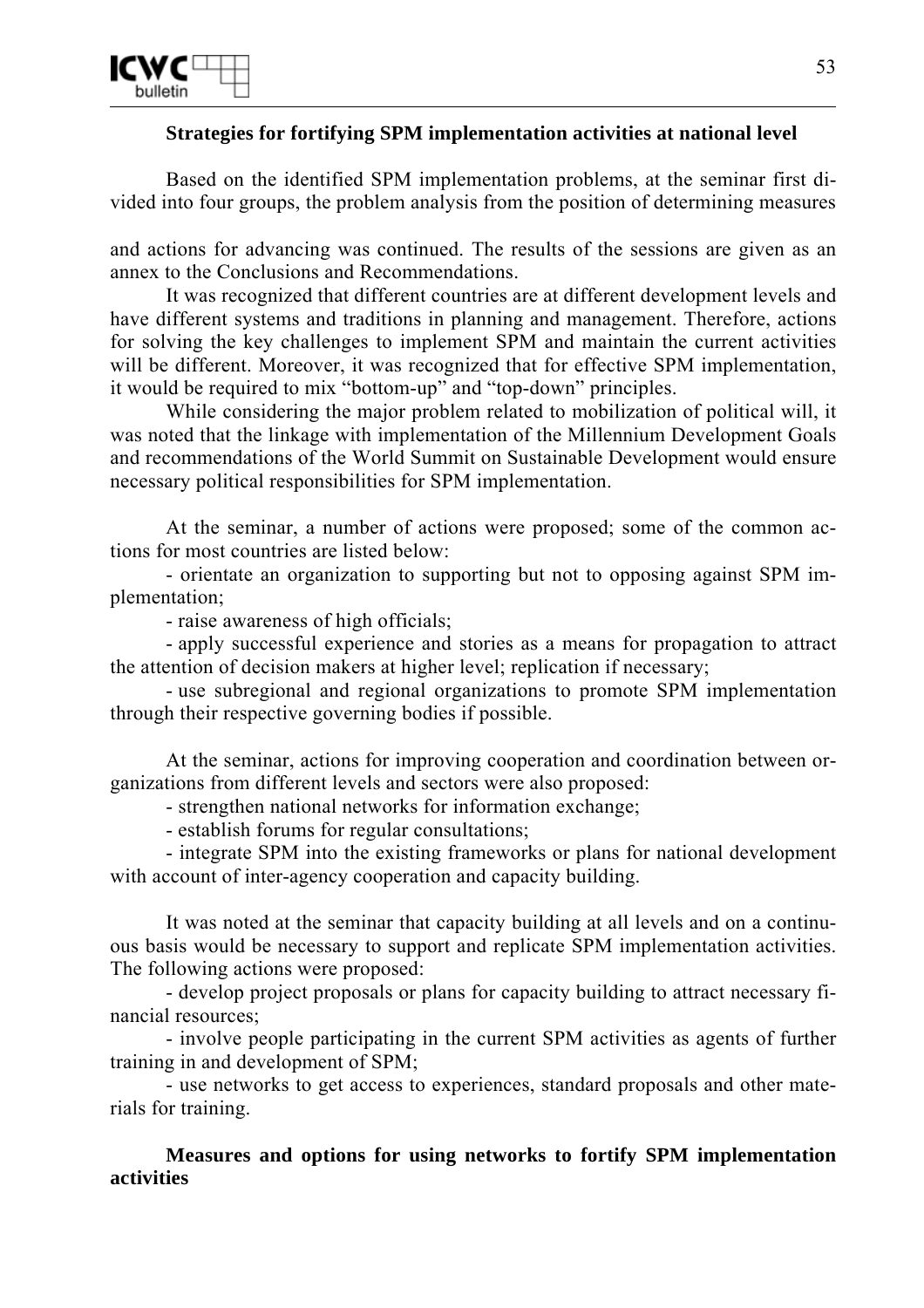**Strategies for fortifying SPM implementation activities at national level**

Based on the identified SPM implementation problems, at the seminar first divided into four groups, the problem analysis from the position of determining measures and actions for advancing was continued. The results of the sessions are given as an annex to the Conclusions and Recommendations.

It was recognized that different countries are at different development levels and have different systems and traditions in planning and management. Therefore, actions for solving the key challenges to implement SPM and maintain the current activities will be different. Moreover, it was recognized that for effective SPM implementation, it would be required to mix "bottom-up" and "top-down" principles.

While considering the major problem related to mobilization of political will, it was noted that the linkage with implementation of the Millennium Development Goals and recommendations of the World Summit on Sustainable Development would ensure necessary political responsibilities for SPM implementation.

At the seminar, a number of actions were proposed; some of the common actions for most countries are listed below:

- orientate an organization to supporting but not to opposing against SPM implementation;
- raise awareness of high officials;
- apply successful experience and stories as a means for propagation to attract the attention of decision makers at higher level; replication if necessary;
- use subregional and regional organizations to promote SPM implementation through their respective governing bodies if possible.

At the seminar, actions for improving cooperation and coordination between organizations from different levels and sectors were also proposed:

- strengthen national networks for information exchange;
- establish forums for regular consultations;
- integrate SPM into the existing frameworks or plans for national development with account of inter-agency cooperation and capacity building.

It was noted at the seminar that capacity building at all levels and on a continuous basis would be necessary to support and replicate SPM implementation activities. The following actions were proposed:

- develop project proposals or plans for capacity building to attract necessary financial resources;
- involve people participating in the current SPM activities as agents of further training in and development of SPM;
- use networks to get access to experiences, standard proposals and other materials for training.

**Measures and options for using networks to fortify SPM implementation activities**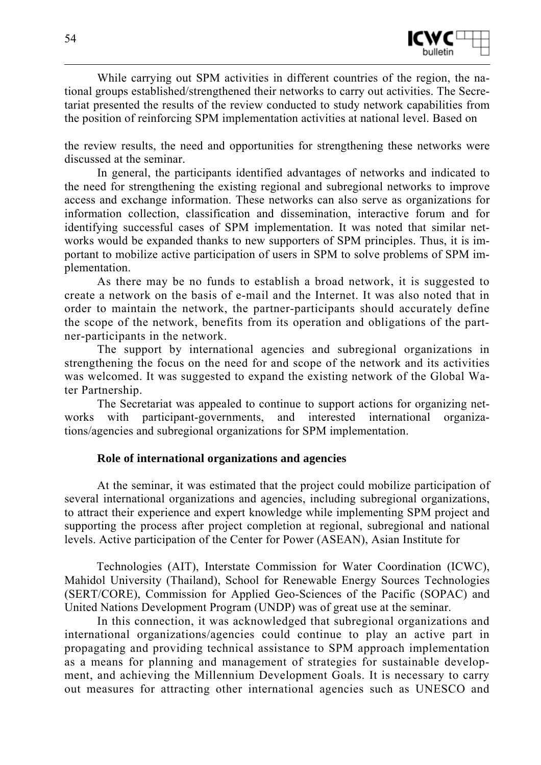While carrying out SPM activities in different countries of the region, the national groups established/strengthened their networks to carry out activities. The Secretariat presented the results of the review conducted to study network capabilities from the position of reinforcing SPM implementation activities at national level. Based on the review results, the need and opportunities for strengthening these networks were discussed at the seminar.

In general, the participants identified advantages of networks and indicated to the need for strengthening the existing regional and subregional networks to improve access and exchange information. These networks can also serve as organizations for information collection, classification and dissemination, interactive forum and for identifying successful cases of SPM implementation. It was noted that similar networks would be expanded thanks to new supporters of SPM principles. Thus, it is important to mobilize active participation of users in SPM to solve problems of SPM implementation.

As there may be no funds to establish a broad network, it is suggested to create a network on the basis of e-mail and the Internet. It was also noted that in order to maintain the network, the partner-participants should accurately define the scope of the network, benefits from its operation and obligations of the partner-participants in the network.

The support by international agencies and subregional organizations in strengthening the focus on the need for and scope of the network and its activities was welcomed. It was suggested to expand the existing network of the Global Water Partnership.

The Secretariat was appealed to continue to support actions for organizing networks with participant-governments, and interested international organizations/agencies and subregional organizations for SPM implementation.

**Role of international organizations and agencies**

At the seminar, it was estimated that the project could mobilize participation of several international organizations and agencies, including subregional organizations, to attract their experience and expert knowledge while implementing SPM project and supporting the process after project completion at regional, subregional and national levels. Active participation of the Center for Power (ASEAN), Asian Institute for Technologies (AIT), Interstate Commission for Water Coordination (ICWC), Mahidol University (Thailand), School for Renewable Energy Sources Technologies (SERT/CORE), Commission for Applied Geo-Sciences of the Pacific (SOPAC) and United Nations Development Program (UNDP) was of great use at the seminar.

In this connection, it was acknowledged that subregional organizations and international organizations/agencies could continue to play an active part in propagating and providing technical assistance to SPM approach implementation as a means for planning and management of strategies for sustainable development, and achieving the Millennium Development Goals. It is necessary to carry out measures for attracting other international agencies such as UNESCO and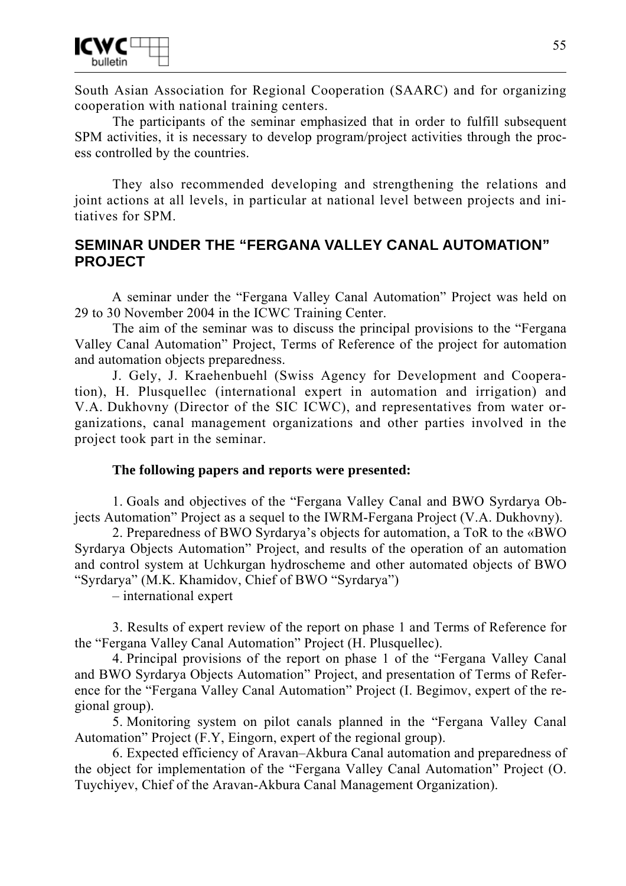South Asian Association for Regional Cooperation (SAARC) and for organizing cooperation with national training centers.

The participants of the seminar emphasized that in order to fulfill subsequent SPM activities, it is necessary to develop program/project activities through the process controlled by the countries.

They also recommended developing and strengthening the relations and joint actions at all levels, in particular at national level between projects and initiatives for SPM.

## SEMINAR UNDER THE "FERGANA VALLEY CANAL AUTOMATION" PROJECT

A seminar under the "Fergana Valley Canal Automation" Project was held on 29 to 30 November 2004 in the ICWC Training Center.

The aim of the seminar was to discuss the principal provisions to the "Fergana Valley Canal Automation" Project, Terms of Reference of the project for automation and automation objects preparedness.

J. Gely, J. Kraehenbuehl (Swiss Agency for Development and Cooperation), H. Plusquellec (international expert in automation and irrigation) and V.A. Dukhovny (Director of the SIC ICWC), and representatives from water organizations, canal management organizations and other parties involved in the project took part in the seminar.

**The following papers and reports were presented:**

1. Goals and objectives of the "Fergana Valley Canal and BWO Syrdarya Objects Automation" Project as a sequel to the IWRM-Fergana Project (V.A. Dukhovny).
2. Preparedness of BWO Syrdarya's objects for automation, a ToR to the «BWO Syrdarya Objects Automation" Project, and results of the operation of an automation and control system at Uchkurgan hydroscheme and other automated objects of BWO "Syrdarya" (M.K. Khamidov, Chief of BWO "Syrdarya")
   – international expert
3. Results of expert review of the report on phase 1 and Terms of Reference for the "Fergana Valley Canal Automation" Project (H. Plusquellec).
4. Principal provisions of the report on phase 1 of the "Fergana Valley Canal and BWO Syrdarya Objects Automation" Project, and presentation of Terms of Reference for the "Fergana Valley Canal Automation" Project (I. Begimov, expert of the regional group).
5. Monitoring system on pilot canals planned in the "Fergana Valley Canal Automation" Project (F.Y, Eingorn, expert of the regional group).
6. Expected efficiency of Aravan–Akbura Canal automation and preparedness of the object for implementation of the "Fergana Valley Canal Automation" Project (O. Tuychiyev, Chief of the Aravan-Akbura Canal Management Organization).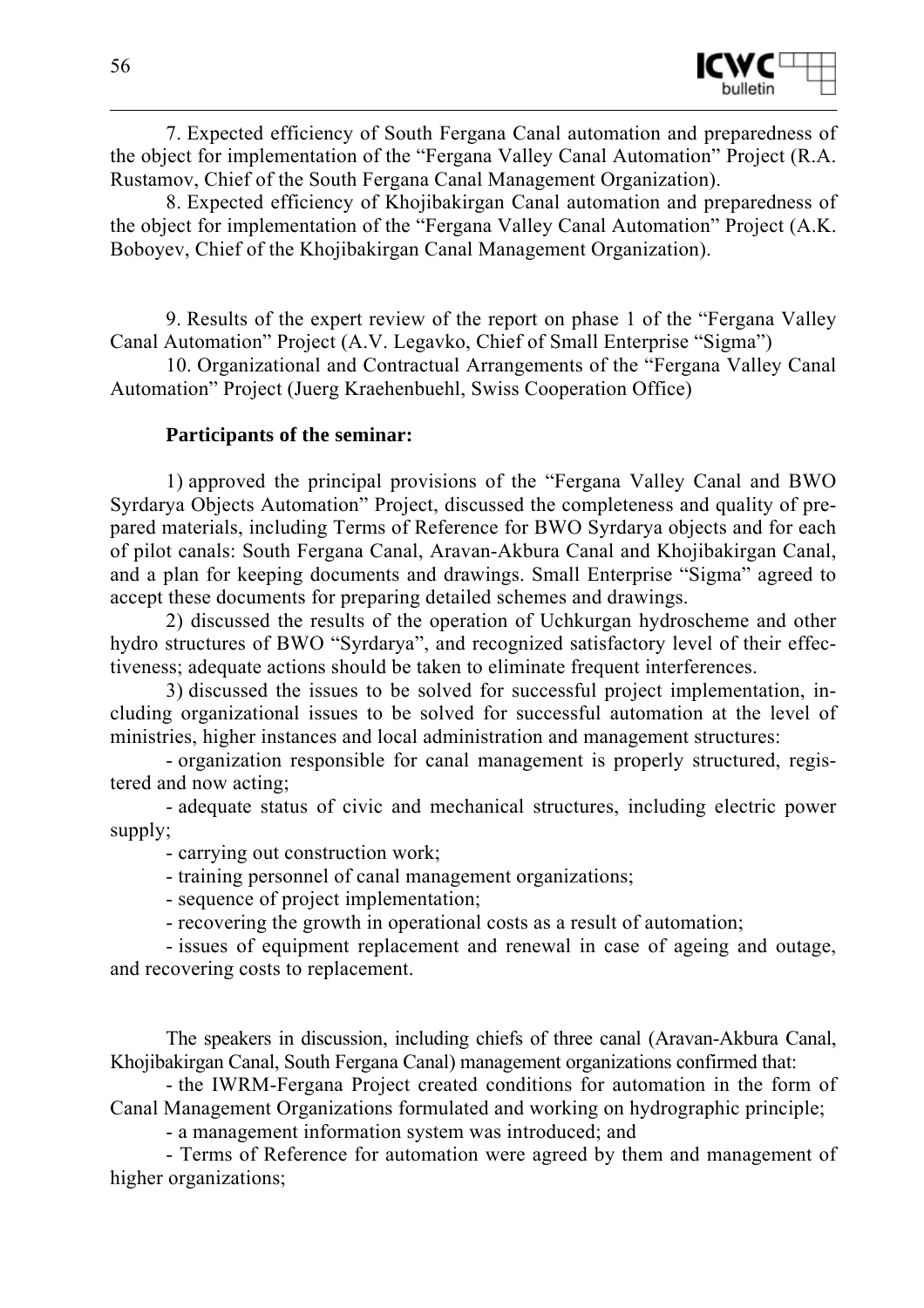7. Expected efficiency of South Fergana Canal automation and preparedness of the object for implementation of the "Fergana Valley Canal Automation" Project (R.A. Rustamov, Chief of the South Fergana Canal Management Organization).

8. Expected efficiency of Khojibakirgan Canal automation and preparedness of the object for implementation of the "Fergana Valley Canal Automation" Project (A.K. Boboyev, Chief of the Khojibakirgan Canal Management Organization).

9. Results of the expert review of the report on phase 1 of the "Fergana Valley Canal Automation" Project (A.V. Legavko, Chief of Small Enterprise "Sigma")

10. Organizational and Contractual Arrangements of the "Fergana Valley Canal Automation" Project (Juerg Kraehenbuehl, Swiss Cooperation Office)

**Participants of the seminar:**

1) approved the principal provisions of the "Fergana Valley Canal and BWO Syrdarya Objects Automation" Project, discussed the completeness and quality of prepared materials, including Terms of Reference for BWO Syrdarya objects and for each of pilot canals: South Fergana Canal, Aravan-Akbura Canal and Khojibakirgan Canal, and a plan for keeping documents and drawings. Small Enterprise "Sigma" agreed to accept these documents for preparing detailed schemes and drawings.

2) discussed the results of the operation of Uchkurgan hydroscheme and other hydro structures of BWO "Syrdarya", and recognized satisfactory level of their effectiveness; adequate actions should be taken to eliminate frequent interferences.

3) discussed the issues to be solved for successful project implementation, including organizational issues to be solved for successful automation at the level of ministries, higher instances and local administration and management structures:

- organization responsible for canal management is properly structured, registered and now acting;
- adequate status of civic and mechanical structures, including electric power supply;
- carrying out construction work;
- training personnel of canal management organizations;
- sequence of project implementation;
- recovering the growth in operational costs as a result of automation;
- issues of equipment replacement and renewal in case of ageing and outage, and recovering costs to replacement.

The speakers in discussion, including chiefs of three canal (Aravan-Akbura Canal, Khojibakirgan Canal, South Fergana Canal) management organizations confirmed that:

- the IWRM-Fergana Project created conditions for automation in the form of Canal Management Organizations formulated and working on hydrographic principle;
- a management information system was introduced; and
- Terms of Reference for automation were agreed by them and management of higher organizations;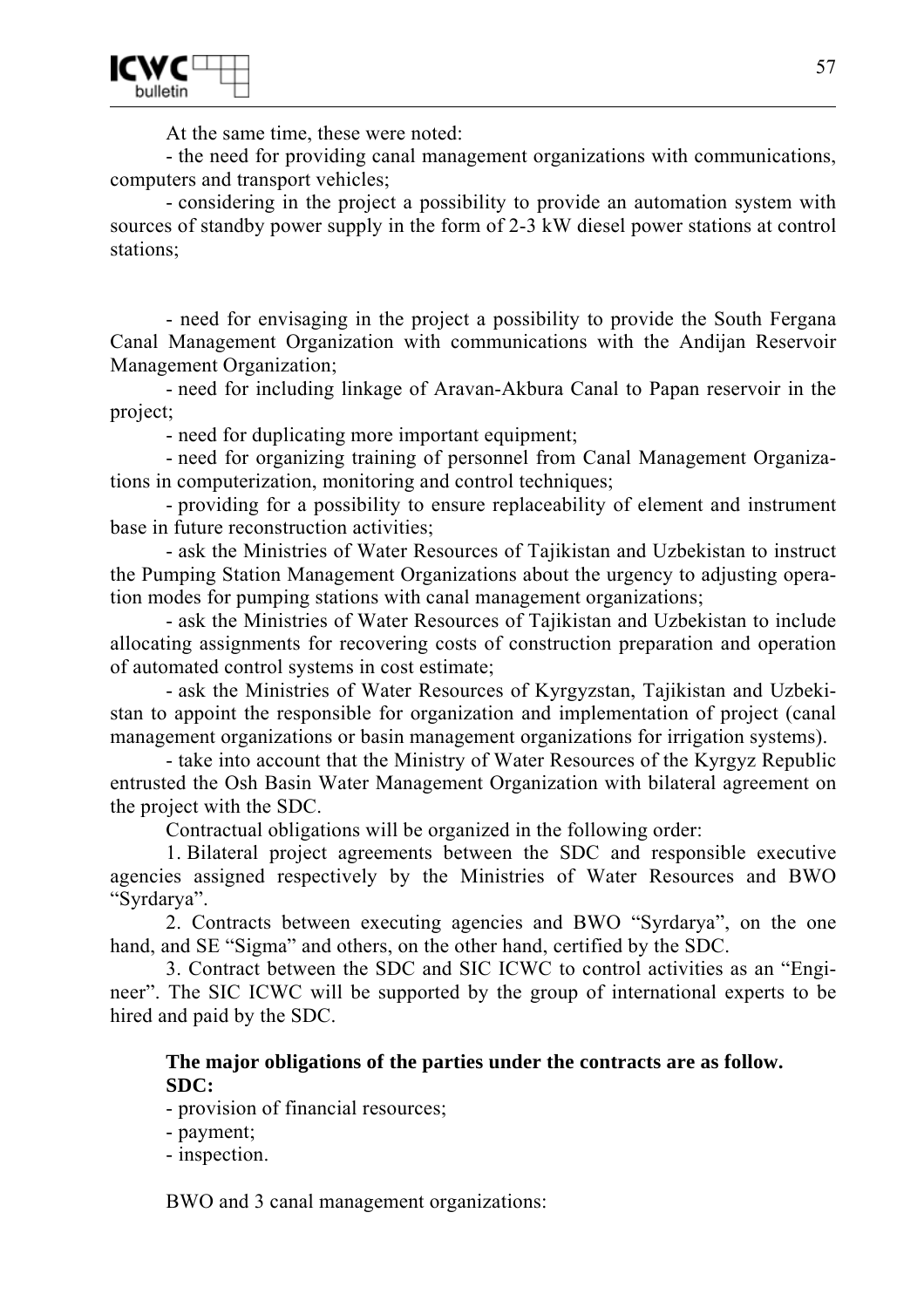At the same time, these were noted:

- the need for providing canal management organizations with communications, computers and transport vehicles;

- considering in the project a possibility to provide an automation system with sources of standby power supply in the form of 2-3 kW diesel power stations at control stations;

- need for envisaging in the project a possibility to provide the South Fergana Canal Management Organization with communications with the Andijan Reservoir Management Organization;

- need for including linkage of Aravan-Akbura Canal to Papan reservoir in the project;

- need for duplicating more important equipment;

- need for organizing training of personnel from Canal Management Organizations in computerization, monitoring and control techniques;

- providing for a possibility to ensure replaceability of element and instrument base in future reconstruction activities;

- ask the Ministries of Water Resources of Tajikistan and Uzbekistan to instruct the Pumping Station Management Organizations about the urgency to adjusting operation modes for pumping stations with canal management organizations;

- ask the Ministries of Water Resources of Tajikistan and Uzbekistan to include allocating assignments for recovering costs of construction preparation and operation of automated control systems in cost estimate;

- ask the Ministries of Water Resources of Kyrgyzstan, Tajikistan and Uzbekistan to appoint the responsible for organization and implementation of project (canal management organizations or basin management organizations for irrigation systems).

- take into account that the Ministry of Water Resources of the Kyrgyz Republic entrusted the Osh Basin Water Management Organization with bilateral agreement on the project with the SDC.

Contractual obligations will be organized in the following order:

1. Bilateral project agreements between the SDC and responsible executive agencies assigned respectively by the Ministries of Water Resources and BWO "Syrdarya".

2. Contracts between executing agencies and BWO "Syrdarya", on the one hand, and SE "Sigma" and others, on the other hand, certified by the SDC.

3. Contract between the SDC and SIC ICWC to control activities as an "Engineer". The SIC ICWC will be supported by the group of international experts to be hired and paid by the SDC.

**The major obligations of the parties under the contracts are as follow.**
**SDC:**

- provision of financial resources;
- payment;
- inspection.

BWO and 3 canal management organizations: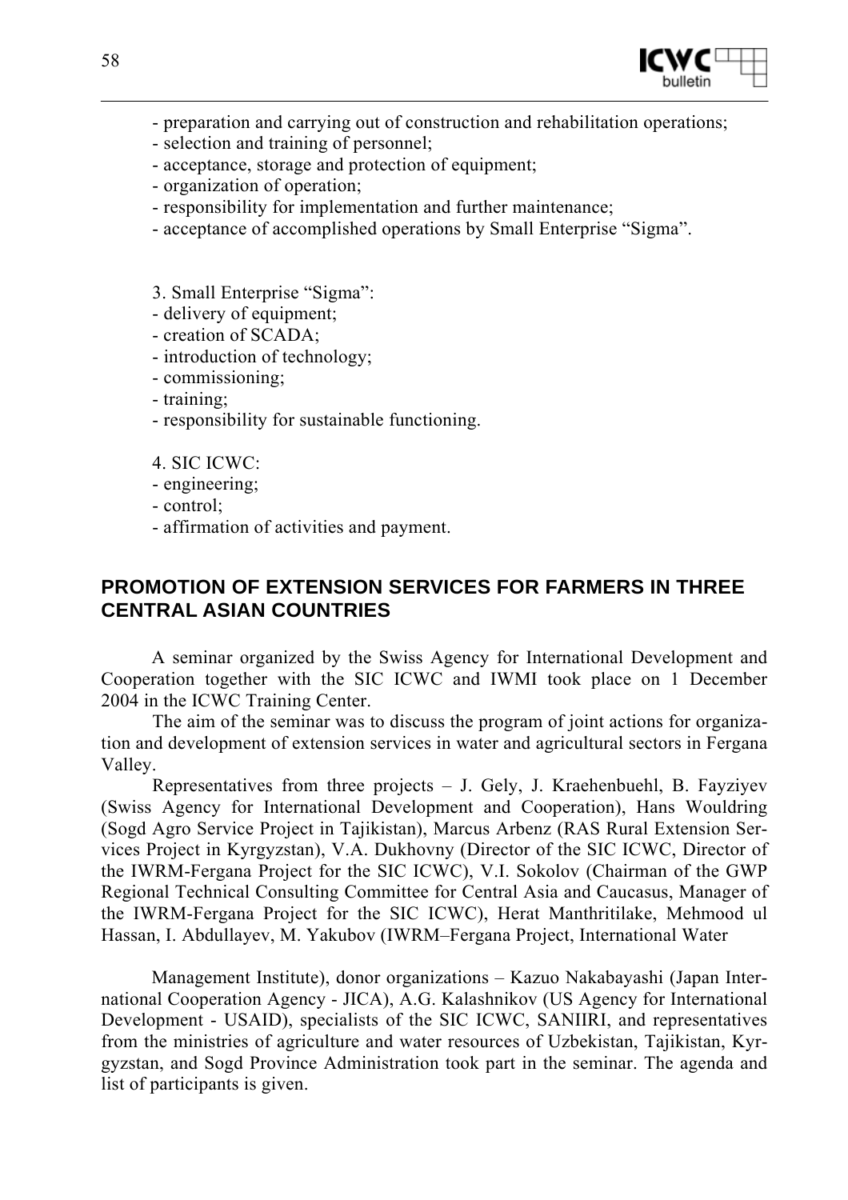- preparation and carrying out of construction and rehabilitation operations;
- selection and training of personnel;
- acceptance, storage and protection of equipment;
- organization of operation;
- responsibility for implementation and further maintenance;
- acceptance of accomplished operations by Small Enterprise “Sigma”.

3. Small Enterprise “Sigma”:
- delivery of equipment;
- creation of SCADA;
- introduction of technology;
- commissioning;
- training;
- responsibility for sustainable functioning.

4. SIC ICWC:
- engineering;
- control;
- affirmation of activities and payment.

## PROMOTION OF EXTENSION SERVICES FOR FARMERS IN THREE CENTRAL ASIAN COUNTRIES

A seminar organized by the Swiss Agency for International Development and Cooperation together with the SIC ICWC and IWMI took place on 1 December 2004 in the ICWC Training Center.

The aim of the seminar was to discuss the program of joint actions for organization and development of extension services in water and agricultural sectors in Fergana Valley.

Representatives from three projects – J. Gely, J. Kraehenbuehl, B. Fayziyev (Swiss Agency for International Development and Cooperation), Hans Wouldring (Sogd Agro Service Project in Tajikistan), Marcus Arbenz (RAS Rural Extension Services Project in Kyrgyzstan), V.A. Dukhovny (Director of the SIC ICWC, Director of the IWRM-Fergana Project for the SIC ICWC), V.I. Sokolov (Chairman of the GWP Regional Technical Consulting Committee for Central Asia and Caucasus, Manager of the IWRM-Fergana Project for the SIC ICWC), Herat Manthritilake, Mehmood ul Hassan, I. Abdullayev, M. Yakubov (IWRM–Fergana Project, International Water Management Institute), donor organizations – Kazuo Nakabayashi (Japan International Cooperation Agency - JICA), A.G. Kalashnikov (US Agency for International Development - USAID), specialists of the SIC ICWC, SANIIRI, and representatives from the ministries of agriculture and water resources of Uzbekistan, Tajikistan, Kyrgyzstan, and Sogd Province Administration took part in the seminar. The agenda and list of participants is given.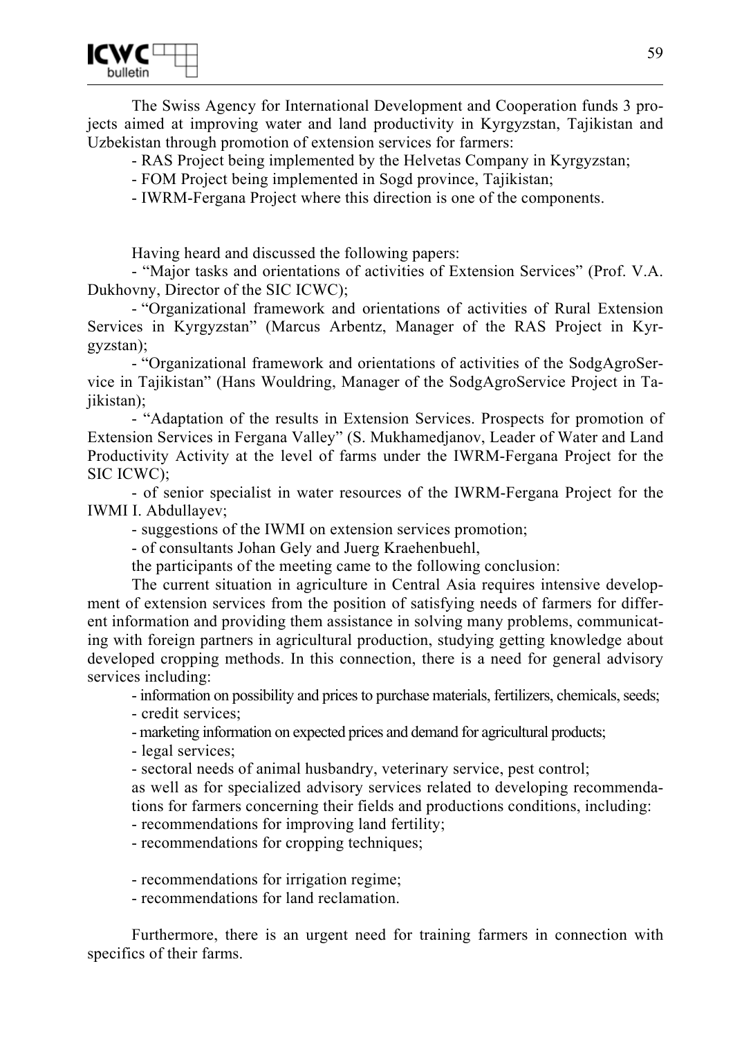The Swiss Agency for International Development and Cooperation funds 3 projects aimed at improving water and land productivity in Kyrgyzstan, Tajikistan and Uzbekistan through promotion of extension services for farmers:

- RAS Project being implemented by the Helvetas Company in Kyrgyzstan;
- FOM Project being implemented in Sogd province, Tajikistan;
- IWRM-Fergana Project where this direction is one of the components.

Having heard and discussed the following papers:

- "Major tasks and orientations of activities of Extension Services" (Prof. V.A. Dukhovny, Director of the SIC ICWC);
- "Organizational framework and orientations of activities of Rural Extension Services in Kyrgyzstan" (Marcus Arbentz, Manager of the RAS Project in Kyrgyzstan);
- "Organizational framework and orientations of activities of the SodgAgroService in Tajikistan" (Hans Wouldring, Manager of the SodgAgroService Project in Tajikistan);
- "Adaptation of the results in Extension Services. Prospects for promotion of Extension Services in Fergana Valley" (S. Mukhamedjanov, Leader of Water and Land Productivity Activity at the level of farms under the IWRM-Fergana Project for the SIC ICWC);
- of senior specialist in water resources of the IWRM-Fergana Project for the IWMI I. Abdullayev;
- suggestions of the IWMI on extension services promotion;
- of consultants Johan Gely and Juerg Kraehenbuehl,

the participants of the meeting came to the following conclusion:

The current situation in agriculture in Central Asia requires intensive development of extension services from the position of satisfying needs of farmers for different information and providing them assistance in solving many problems, communicating with foreign partners in agricultural production, studying getting knowledge about developed cropping methods. In this connection, there is a need for general advisory services including:

- information on possibility and prices to purchase materials, fertilizers, chemicals, seeds;
- credit services;
- marketing information on expected prices and demand for agricultural products;
- legal services;
- sectoral needs of animal husbandry, veterinary service, pest control;

as well as for specialized advisory services related to developing recommendations for farmers concerning their fields and productions conditions, including:

- recommendations for improving land fertility;
- recommendations for cropping techniques;
- recommendations for irrigation regime;
- recommendations for land reclamation.

Furthermore, there is an urgent need for training farmers in connection with specifics of their farms.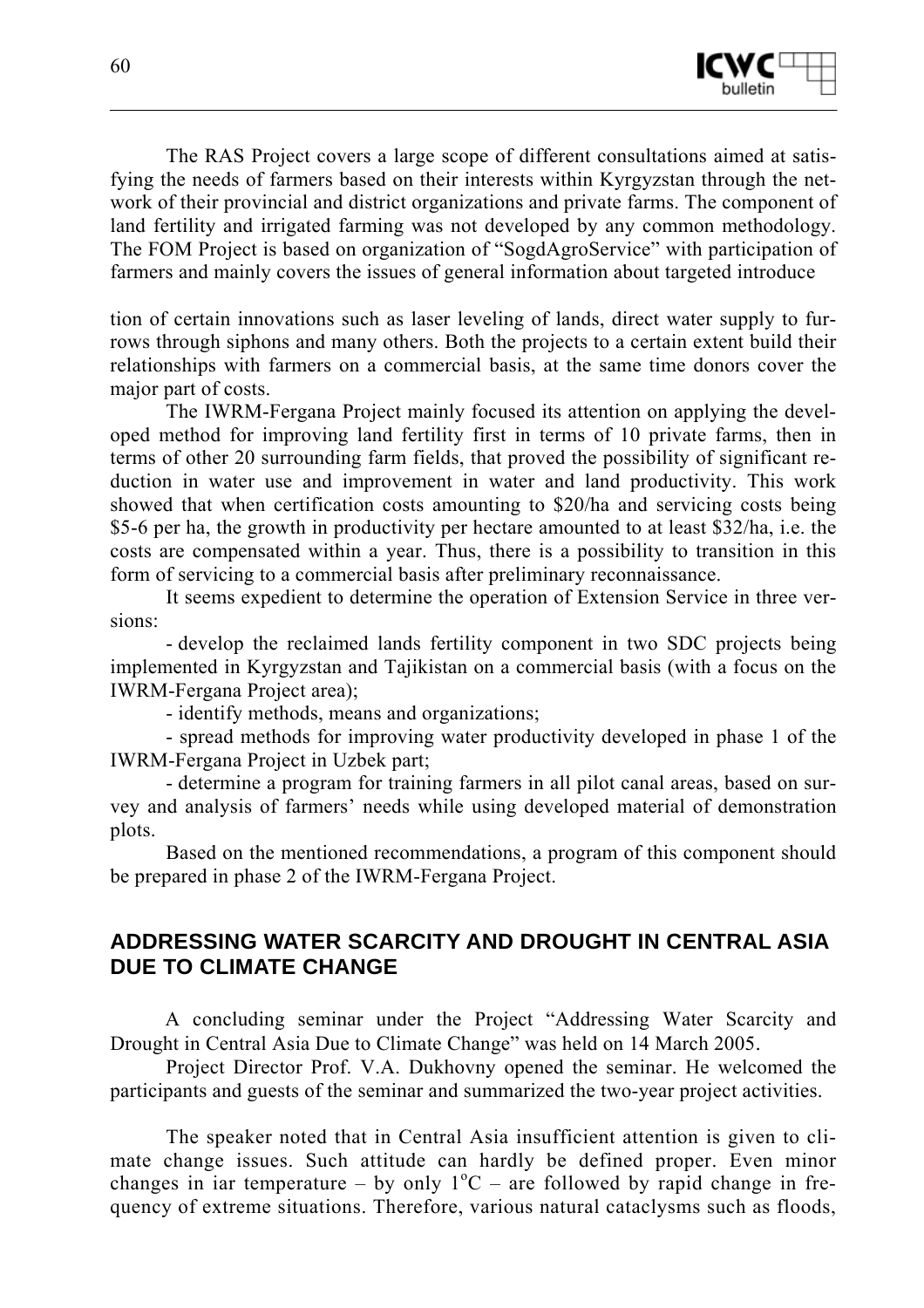The RAS Project covers a large scope of different consultations aimed at satisfying the needs of farmers based on their interests within Kyrgyzstan through the network of their provincial and district organizations and private farms. The component of land fertility and irrigated farming was not developed by any common methodology. The FOM Project is based on organization of "SogdAgroService" with participation of farmers and mainly covers the issues of general information about targeted introduce

tion of certain innovations such as laser leveling of lands, direct water supply to furrows through siphons and many others. Both the projects to a certain extent build their relationships with farmers on a commercial basis, at the same time donors cover the major part of costs.

The IWRM-Fergana Project mainly focused its attention on applying the developed method for improving land fertility first in terms of 10 private farms, then in terms of other 20 surrounding farm fields, that proved the possibility of significant reduction in water use and improvement in water and land productivity. This work showed that when certification costs amounting to \$20/ha and servicing costs being \$5-6 per ha, the growth in productivity per hectare amounted to at least \$32/ha, i.e. the costs are compensated within a year. Thus, there is a possibility to transition in this form of servicing to a commercial basis after preliminary reconnaissance.

It seems expedient to determine the operation of Extension Service in three versions:

- develop the reclaimed lands fertility component in two SDC projects being implemented in Kyrgyzstan and Tajikistan on a commercial basis (with a focus on the IWRM-Fergana Project area);
- identify methods, means and organizations;
- spread methods for improving water productivity developed in phase 1 of the IWRM-Fergana Project in Uzbek part;
- determine a program for training farmers in all pilot canal areas, based on survey and analysis of farmers' needs while using developed material of demonstration plots.

Based on the mentioned recommendations, a program of this component should be prepared in phase 2 of the IWRM-Fergana Project.

## ADDRESSING WATER SCARCITY AND DROUGHT IN CENTRAL ASIA DUE TO CLIMATE CHANGE

A concluding seminar under the Project "Addressing Water Scarcity and Drought in Central Asia Due to Climate Change" was held on 14 March 2005.

Project Director Prof. V.A. Dukhovny opened the seminar. He welcomed the participants and guests of the seminar and summarized the two-year project activities.

The speaker noted that in Central Asia insufficient attention is given to climate change issues. Such attitude can hardly be defined proper. Even minor changes in iar temperature – by only $1^{o}C$ – are followed by rapid change in frequency of extreme situations. Therefore, various natural cataclysms such as floods,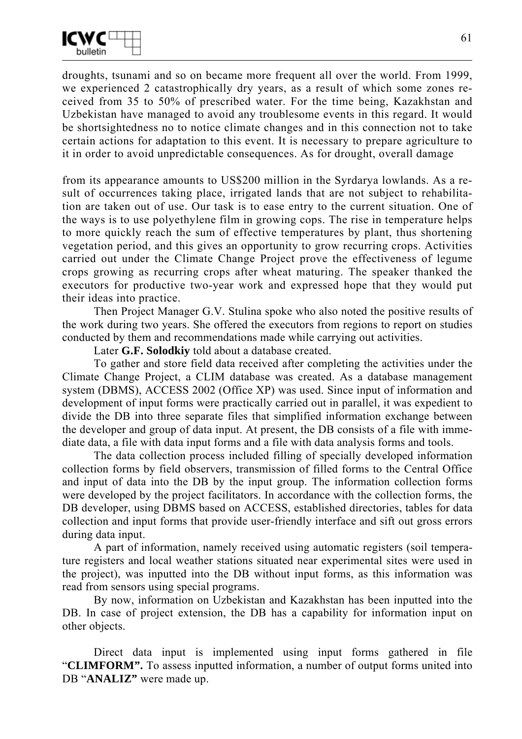droughts, tsunami and so on became more frequent all over the world. From 1999, we experienced 2 catastrophically dry years, as a result of which some zones received from 35 to 50% of prescribed water. For the time being, Kazakhstan and Uzbekistan have managed to avoid any troublesome events in this regard. It would be shortsightedness no to notice climate changes and in this connection not to take certain actions for adaptation to this event. It is necessary to prepare agriculture to it in order to avoid unpredictable consequences. As for drought, overall damage

from its appearance amounts to US$200 million in the Syrdarya lowlands. As a result of occurrences taking place, irrigated lands that are not subject to rehabilitation are taken out of use. Our task is to ease entry to the current situation. One of the ways is to use polyethylene film in growing cops. The rise in temperature helps to more quickly reach the sum of effective temperatures by plant, thus shortening vegetation period, and this gives an opportunity to grow recurring crops. Activities carried out under the Climate Change Project prove the effectiveness of legume crops growing as recurring crops after wheat maturing. The speaker thanked the executors for productive two-year work and expressed hope that they would put their ideas into practice.

Then Project Manager G.V. Stulina spoke who also noted the positive results of the work during two years. She offered the executors from regions to report on studies conducted by them and recommendations made while carrying out activities.

Later **G.F. Solodkiy** told about a database created.

To gather and store field data received after completing the activities under the Climate Change Project, a CLIM database was created. As a database management system (DBMS), ACCESS 2002 (Office XP) was used. Since input of information and development of input forms were practically carried out in parallel, it was expedient to divide the DB into three separate files that simplified information exchange between the developer and group of data input. At present, the DB consists of a file with immediate data, a file with data input forms and a file with data analysis forms and tools.

The data collection process included filling of specially developed information collection forms by field observers, transmission of filled forms to the Central Office and input of data into the DB by the input group. The information collection forms were developed by the project facilitators. In accordance with the collection forms, the DB developer, using DBMS based on ACCESS, established directories, tables for data collection and input forms that provide user-friendly interface and sift out gross errors during data input.

A part of information, namely received using automatic registers (soil temperature registers and local weather stations situated near experimental sites were used in the project), was inputted into the DB without input forms, as this information was read from sensors using special programs.

By now, information on Uzbekistan and Kazakhstan has been inputted into the DB. In case of project extension, the DB has a capability for information input on other objects.

Direct data input is implemented using input forms gathered in file "**CLIMFORM".** To assess inputted information, a number of output forms united into DB "**ANALIZ"** were made up.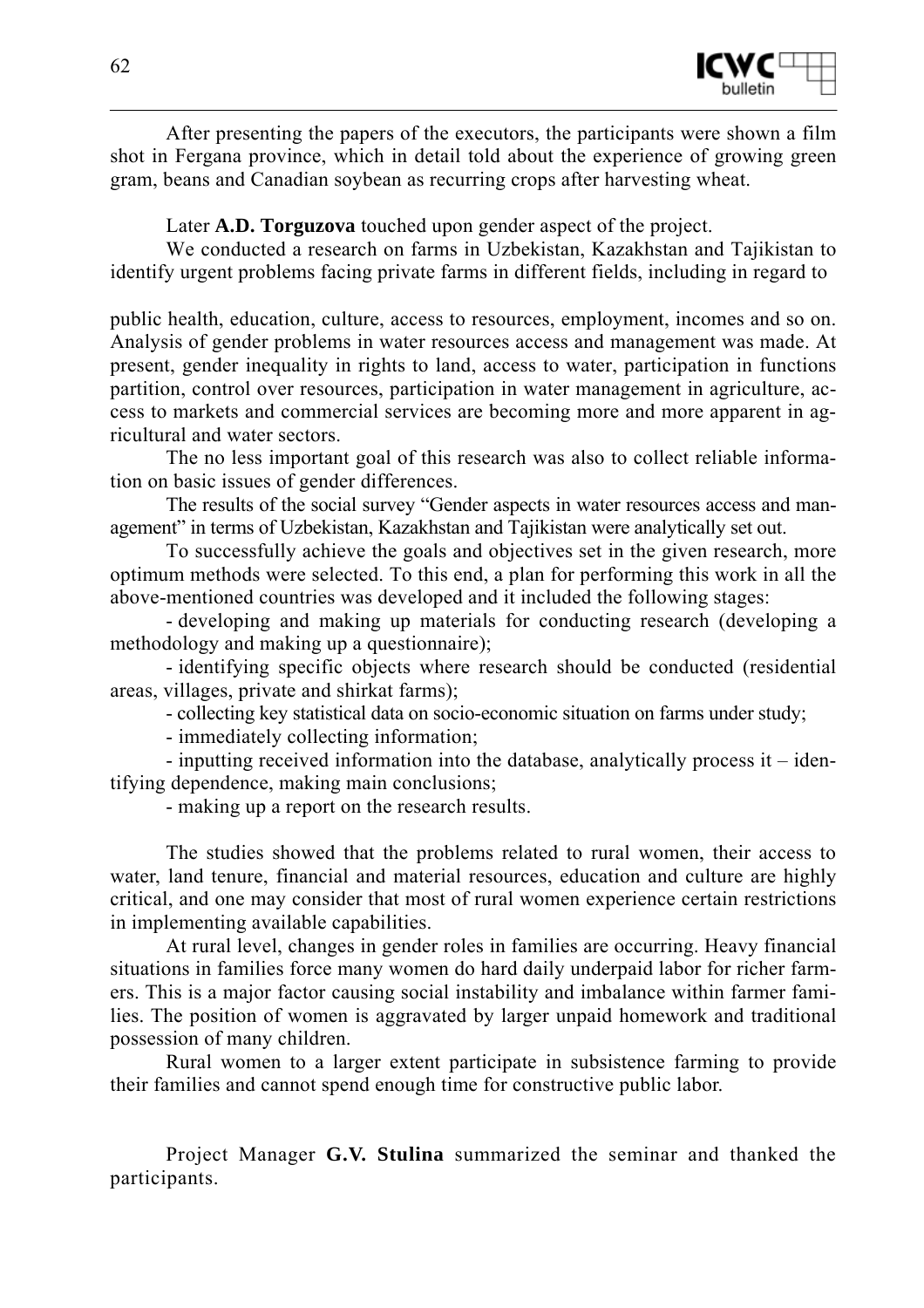After presenting the papers of the executors, the participants were shown a film shot in Fergana province, which in detail told about the experience of growing green gram, beans and Canadian soybean as recurring crops after harvesting wheat.

Later **A.D. Torguzova** touched upon gender aspect of the project.

We conducted a research on farms in Uzbekistan, Kazakhstan and Tajikistan to identify urgent problems facing private farms in different fields, including in regard to public health, education, culture, access to resources, employment, incomes and so on. Analysis of gender problems in water resources access and management was made. At present, gender inequality in rights to land, access to water, participation in functions partition, control over resources, participation in water management in agriculture, access to markets and commercial services are becoming more and more apparent in agricultural and water sectors.

The no less important goal of this research was also to collect reliable information on basic issues of gender differences.

The results of the social survey "Gender aspects in water resources access and management" in terms of Uzbekistan, Kazakhstan and Tajikistan were analytically set out.

To successfully achieve the goals and objectives set in the given research, more optimum methods were selected. To this end, a plan for performing this work in all the above-mentioned countries was developed and it included the following stages:

- developing and making up materials for conducting research (developing a methodology and making up a questionnaire);
- identifying specific objects where research should be conducted (residential areas, villages, private and shirkat farms);
- collecting key statistical data on socio-economic situation on farms under study;
- immediately collecting information;
- inputting received information into the database, analytically process it – identifying dependence, making main conclusions;
- making up a report on the research results.

The studies showed that the problems related to rural women, their access to water, land tenure, financial and material resources, education and culture are highly critical, and one may consider that most of rural women experience certain restrictions in implementing available capabilities.

At rural level, changes in gender roles in families are occurring. Heavy financial situations in families force many women do hard daily underpaid labor for richer farmers. This is a major factor causing social instability and imbalance within farmer families. The position of women is aggravated by larger unpaid homework and traditional possession of many children.

Rural women to a larger extent participate in subsistence farming to provide their families and cannot spend enough time for constructive public labor.

Project Manager **G.V. Stulina** summarized the seminar and thanked the participants.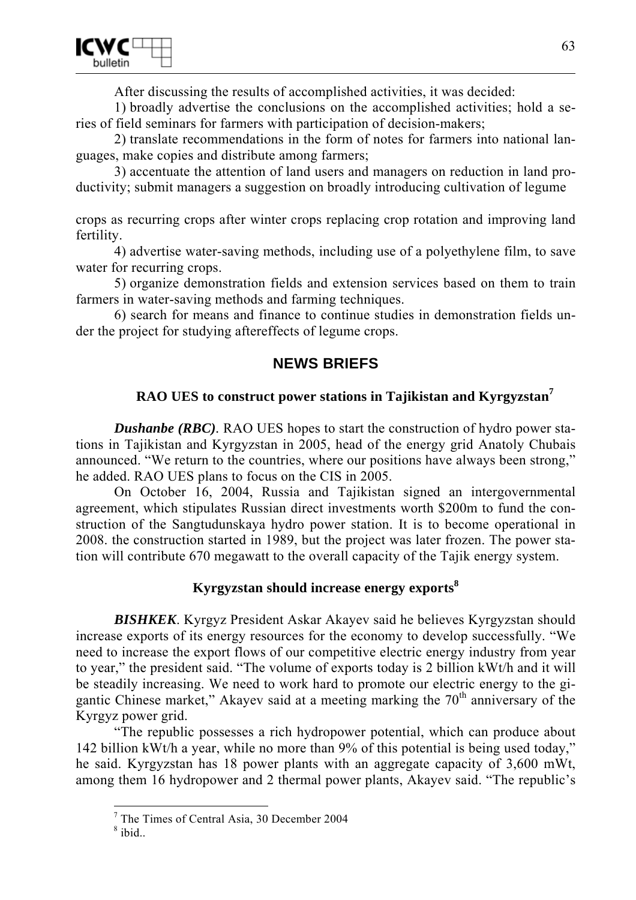After discussing the results of accomplished activities, it was decided:

1) broadly advertise the conclusions on the accomplished activities; hold a series of field seminars for farmers with participation of decision-makers;

2) translate recommendations in the form of notes for farmers into national languages, make copies and distribute among farmers;

3) accentuate the attention of land users and managers on reduction in land productivity; submit managers a suggestion on broadly introducing cultivation of legume crops as recurring crops after winter crops replacing crop rotation and improving land fertility.

4) advertise water-saving methods, including use of a polyethylene film, to save water for recurring crops.

5) organize demonstration fields and extension services based on them to train farmers in water-saving methods and farming techniques.

6) search for means and finance to continue studies in demonstration fields under the project for studying aftereffects of legume crops.

## NEWS BRIEFS

### RAO UES to construct power stations in Tajikistan and Kyrgyzstan[7]

***Dushanbe (RBC)***. RAO UES hopes to start the construction of hydro power stations in Tajikistan and Kyrgyzstan in 2005, head of the energy grid Anatoly Chubais announced. "We return to the countries, where our positions have always been strong," he added. RAO UES plans to focus on the CIS in 2005.

On October 16, 2004, Russia and Tajikistan signed an intergovernmental agreement, which stipulates Russian direct investments worth $200m to fund the construction of the Sangtudunskaya hydro power station. It is to become operational in 2008. the construction started in 1989, but the project was later frozen. The power station will contribute 670 megawatt to the overall capacity of the Tajik energy system.

### Kyrgyzstan should increase energy exports[8]

***BISHKEK***. Kyrgyz President Askar Akayev said he believes Kyrgyzstan should increase exports of its energy resources for the economy to develop successfully. "We need to increase the export flows of our competitive electric energy industry from year to year," the president said. "The volume of exports today is 2 billion kWt/h and it will be steadily increasing. We need to work hard to promote our electric energy to the gigantic Chinese market," Akayev said at a meeting marking the 70th anniversary of the Kyrgyz power grid.

"The republic possesses a rich hydropower potential, which can produce about 142 billion kWt/h a year, while no more than 9% of this potential is being used today," he said. Kyrgyzstan has 18 power plants with an aggregate capacity of 3,600 mWt, among them 16 hydropower and 2 thermal power plants, Akayev said. "The republic's

---

[7] The Times of Central Asia, 30 December 2004

[8] ibid..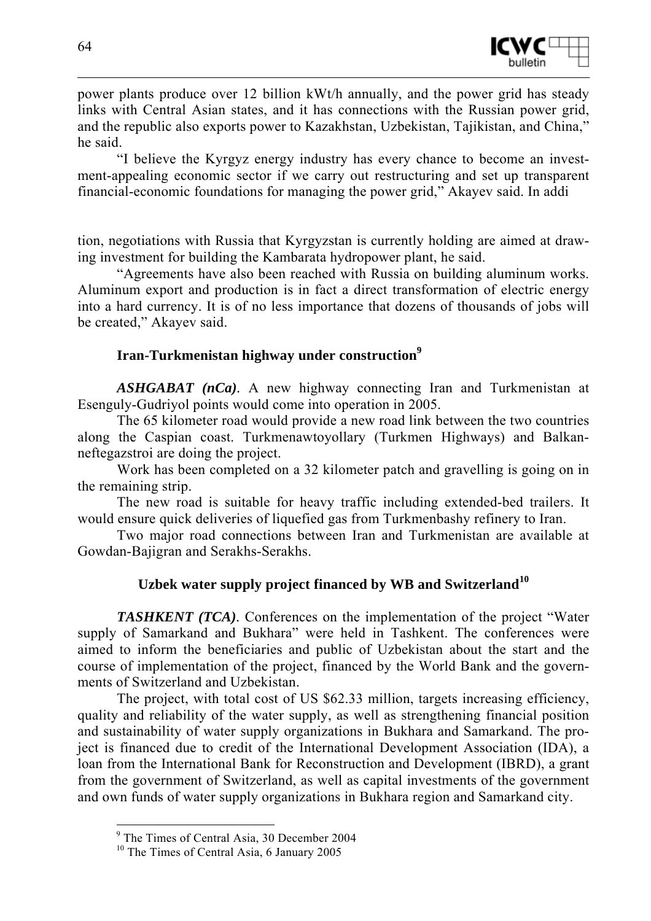power plants produce over 12 billion kWt/h annually, and the power grid has steady links with Central Asian states, and it has connections with the Russian power grid, and the republic also exports power to Kazakhstan, Uzbekistan, Tajikistan, and China," he said.

"I believe the Kyrgyz energy industry has every chance to become an investment-appealing economic sector if we carry out restructuring and set up transparent financial-economic foundations for managing the power grid," Akayev said. In addition, negotiations with Russia that Kyrgyzstan is currently holding are aimed at drawing investment for building the Kambarata hydropower plant, he said.

"Agreements have also been reached with Russia on building aluminum works. Aluminum export and production is in fact a direct transformation of electric energy into a hard currency. It is of no less importance that dozens of thousands of jobs will be created," Akayev said.

### Iran-Turkmenistan highway under construction[9]

***ASHGABAT (nCa)***. A new highway connecting Iran and Turkmenistan at Esenguly-Gudriyol points would come into operation in 2005.

The 65 kilometer road would provide a new road link between the two countries along the Caspian coast. Turkmenawtoyollary (Turkmen Highways) and Balkanneftegazstroi are doing the project.

Work has been completed on a 32 kilometer patch and gravelling is going on in the remaining strip.

The new road is suitable for heavy traffic including extended-bed trailers. It would ensure quick deliveries of liquefied gas from Turkmenbashy refinery to Iran.

Two major road connections between Iran and Turkmenistan are available at Gowdan-Bajigran and Serakhs-Serakhs.

### Uzbek water supply project financed by WB and Switzerland[10]

***TASHKENT (TCA)***. Conferences on the implementation of the project "Water supply of Samarkand and Bukhara" were held in Tashkent. The conferences were aimed to inform the beneficiaries and public of Uzbekistan about the start and the course of implementation of the project, financed by the World Bank and the governments of Switzerland and Uzbekistan.

The project, with total cost of US $62.33 million, targets increasing efficiency, quality and reliability of the water supply, as well as strengthening financial position and sustainability of water supply organizations in Bukhara and Samarkand. The project is financed due to credit of the International Development Association (IDA), a loan from the International Bank for Reconstruction and Development (IBRD), a grant from the government of Switzerland, as well as capital investments of the government and own funds of water supply organizations in Bukhara region and Samarkand city.

---

[9] The Times of Central Asia, 30 December 2004

[10] The Times of Central Asia, 6 January 2005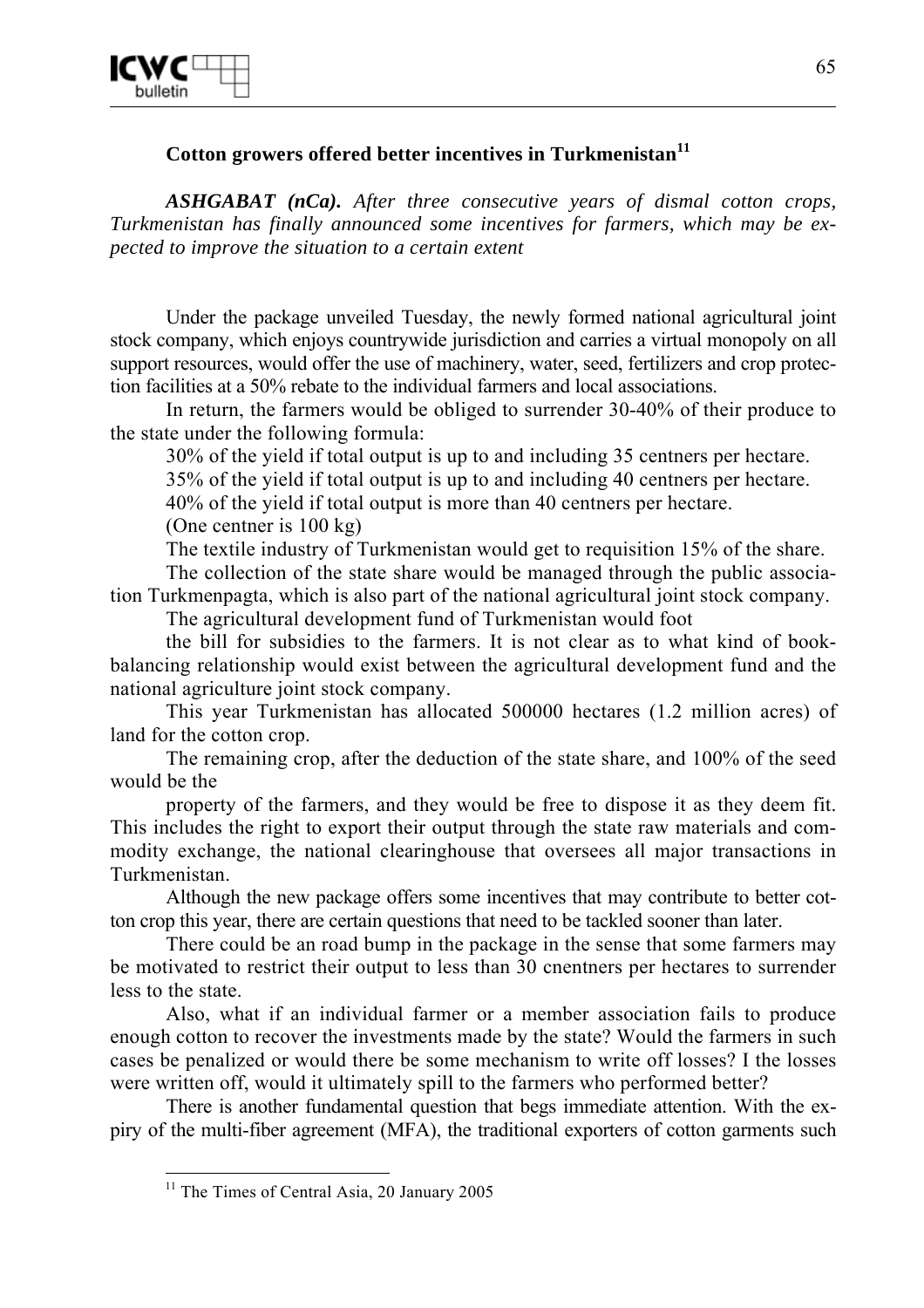### Cotton growers offered better incentives in Turkmenistan[11]

***ASHGABAT (nCa).*** *After three consecutive years of dismal cotton crops, Turkmenistan has finally announced some incentives for farmers, which may be expected to improve the situation to a certain extent*

Under the package unveiled Tuesday, the newly formed national agricultural joint stock company, which enjoys countrywide jurisdiction and carries a virtual monopoly on all support resources, would offer the use of machinery, water, seed, fertilizers and crop protection facilities at a 50% rebate to the individual farmers and local associations.

In return, the farmers would be obliged to surrender 30-40% of their produce to the state under the following formula:

30% of the yield if total output is up to and including 35 centners per hectare.

35% of the yield if total output is up to and including 40 centners per hectare.

40% of the yield if total output is more than 40 centners per hectare.

(One centner is 100 kg)

The textile industry of Turkmenistan would get to requisition 15% of the share.

The collection of the state share would be managed through the public association Turkmenpagta, which is also part of the national agricultural joint stock company.

The agricultural development fund of Turkmenistan would foot

the bill for subsidies to the farmers. It is not clear as to what kind of book-balancing relationship would exist between the agricultural development fund and the national agriculture joint stock company.

This year Turkmenistan has allocated 500000 hectares (1.2 million acres) of land for the cotton crop.

The remaining crop, after the deduction of the state share, and 100% of the seed would be the

property of the farmers, and they would be free to dispose it as they deem fit. This includes the right to export their output through the state raw materials and commodity exchange, the national clearinghouse that oversees all major transactions in Turkmenistan.

Although the new package offers some incentives that may contribute to better cotton crop this year, there are certain questions that need to be tackled sooner than later.

There could be an road bump in the package in the sense that some farmers may be motivated to restrict their output to less than 30 cnentners per hectares to surrender less to the state.

Also, what if an individual farmer or a member association fails to produce enough cotton to recover the investments made by the state? Would the farmers in such cases be penalized or would there be some mechanism to write off losses? I the losses were written off, would it ultimately spill to the farmers who performed better?

There is another fundamental question that begs immediate attention. With the expiry of the multi-fiber agreement (MFA), the traditional exporters of cotton garments such

[11] The Times of Central Asia, 20 January 2005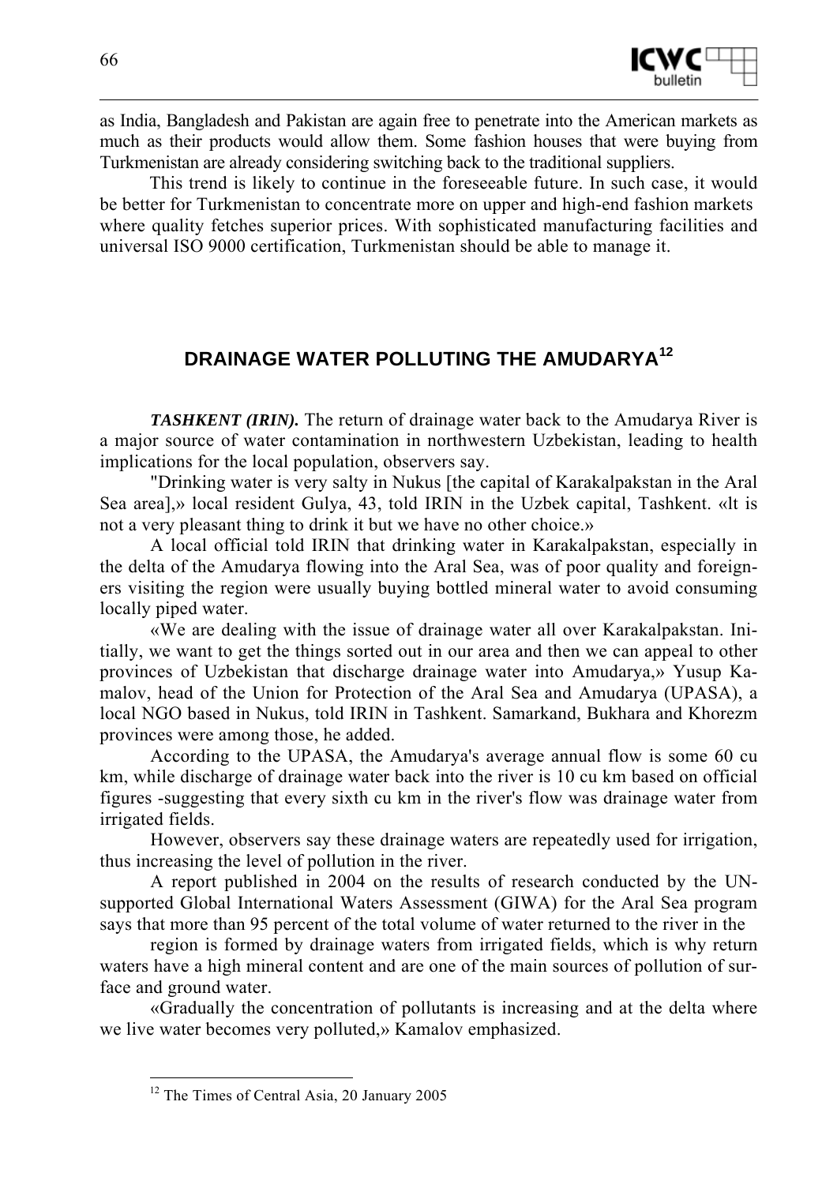as India, Bangladesh and Pakistan are again free to penetrate into the American markets as much as their products would allow them. Some fashion houses that were buying from Turkmenistan are already considering switching back to the traditional suppliers.

This trend is likely to continue in the foreseeable future. In such case, it would be better for Turkmenistan to concentrate more on upper and high-end fashion markets where quality fetches superior prices. With sophisticated manufacturing facilities and universal ISO 9000 certification, Turkmenistan should be able to manage it.

## DRAINAGE WATER POLLUTING THE AMUDARYA[12]

***TASHKENT (IRIN).*** The return of drainage water back to the Amudarya River is a major source of water contamination in northwestern Uzbekistan, leading to health implications for the local population, observers say.

"Drinking water is very salty in Nukus [the capital of Karakalpakstan in the Aral Sea area],» local resident Gulya, 43, told IRIN in the Uzbek capital, Tashkent. «lt is not a very pleasant thing to drink it but we have no other choice.»

A local official told IRIN that drinking water in Karakalpakstan, especially in the delta of the Amudarya flowing into the Aral Sea, was of poor quality and foreigners visiting the region were usually buying bottled mineral water to avoid consuming locally piped water.

«We are dealing with the issue of drainage water all over Karakalpakstan. Initially, we want to get the things sorted out in our area and then we can appeal to other provinces of Uzbekistan that discharge drainage water into Amudarya,» Yusup Kamalov, head of the Union for Protection of the Aral Sea and Amudarya (UPASA), a local NGO based in Nukus, told IRIN in Tashkent. Samarkand, Bukhara and Khorezm provinces were among those, he added.

According to the UPASA, the Amudarya's average annual flow is some 60 cu km, while discharge of drainage water back into the river is 10 cu km based on official figures -suggesting that every sixth cu km in the river's flow was drainage water from irrigated fields.

However, observers say these drainage waters are repeatedly used for irrigation, thus increasing the level of pollution in the river.

A report published in 2004 on the results of research conducted by the UN-supported Global International Waters Assessment (GIWA) for the Aral Sea program says that more than 95 percent of the total volume of water returned to the river in the region is formed by drainage waters from irrigated fields, which is why return waters have a high mineral content and are one of the main sources of pollution of surface and ground water.

«Gradually the concentration of pollutants is increasing and at the delta where we live water becomes very polluted,» Kamalov emphasized.

---

[12] The Times of Central Asia, 20 January 2005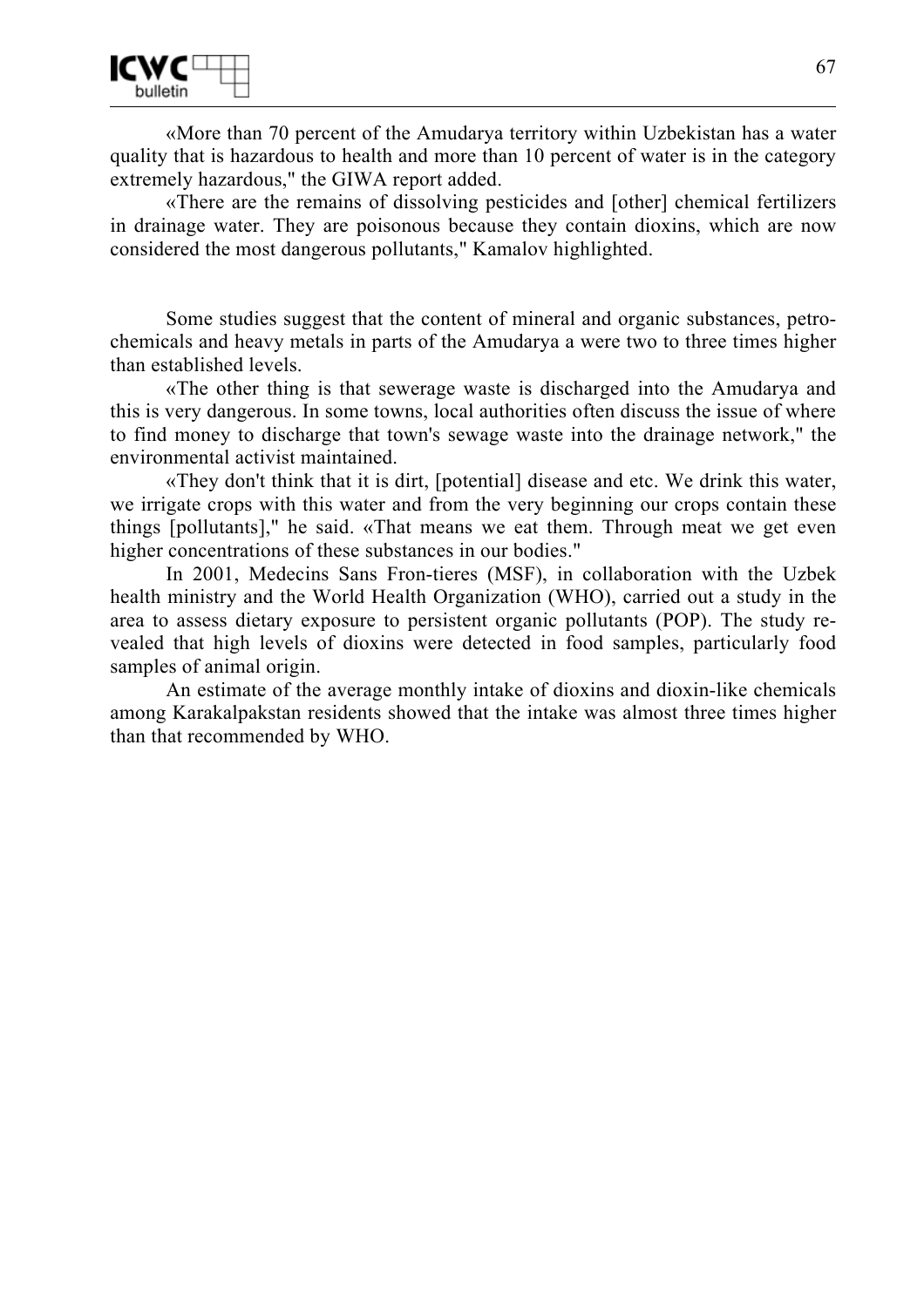«More than 70 percent of the Amudarya territory within Uzbekistan has a water quality that is hazardous to health and more than 10 percent of water is in the category extremely hazardous," the GIWA report added.

«There are the remains of dissolving pesticides and [other] chemical fertilizers in drainage water. They are poisonous because they contain dioxins, which are now considered the most dangerous pollutants," Kamalov highlighted.

Some studies suggest that the content of mineral and organic substances, petrochemicals and heavy metals in parts of the Amudarya a were two to three times higher than established levels.

«The other thing is that sewerage waste is discharged into the Amudarya and this is very dangerous. In some towns, local authorities often discuss the issue of where to find money to discharge that town's sewage waste into the drainage network," the environmental activist maintained.

«They don't think that it is dirt, [potential] disease and etc. We drink this water, we irrigate crops with this water and from the very beginning our crops contain these things [pollutants]," he said. «That means we eat them. Through meat we get even higher concentrations of these substances in our bodies."

In 2001, Medecins Sans Fron-tieres (MSF), in collaboration with the Uzbek health ministry and the World Health Organization (WHO), carried out a study in the area to assess dietary exposure to persistent organic pollutants (POP). The study revealed that high levels of dioxins were detected in food samples, particularly food samples of animal origin.

An estimate of the average monthly intake of dioxins and dioxin-like chemicals among Karakalpakstan residents showed that the intake was almost three times higher than that recommended by WHO.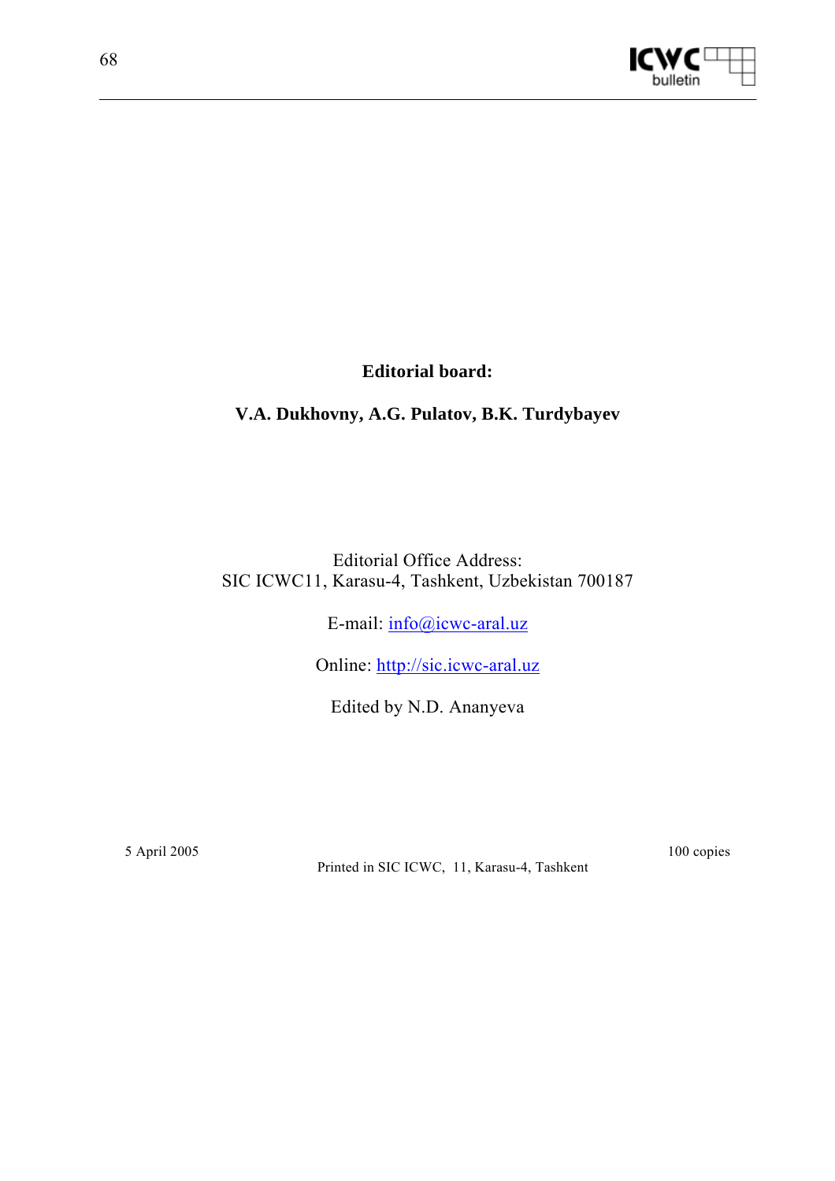**Editorial board:**

**V.A. Dukhovny, A.G. Pulatov, B.K. Turdybayev**

Editorial Office Address:
SIC ICWC11, Karasu-4, Tashkent, Uzbekistan 700187

E-mail: info@icwc-aral.uz

Online: http://sic.icwc-aral.uz

Edited by N.D. Ananyeva

5 April 2005

100 copies

Printed in SIC ICWC, 11, Karasu-4, Tashkent